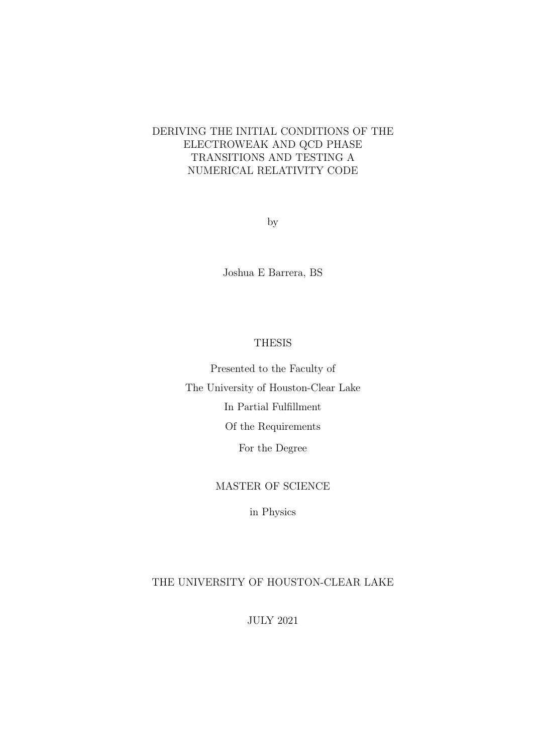# DERIVING THE INITIAL CONDITIONS OF THE ELECTROWEAK AND QCD PHASE TRANSITIONS AND TESTING A NUMERICAL RELATIVITY CODE

by

Joshua E Barrera, BS

THESIS

Presented to the Faculty of

The University of Houston-Clear Lake

In Partial Fulfillment

Of the Requirements

For the Degree

MASTER OF SCIENCE

in Physics

THE UNIVERSITY OF HOUSTON-CLEAR LAKE

JULY 2021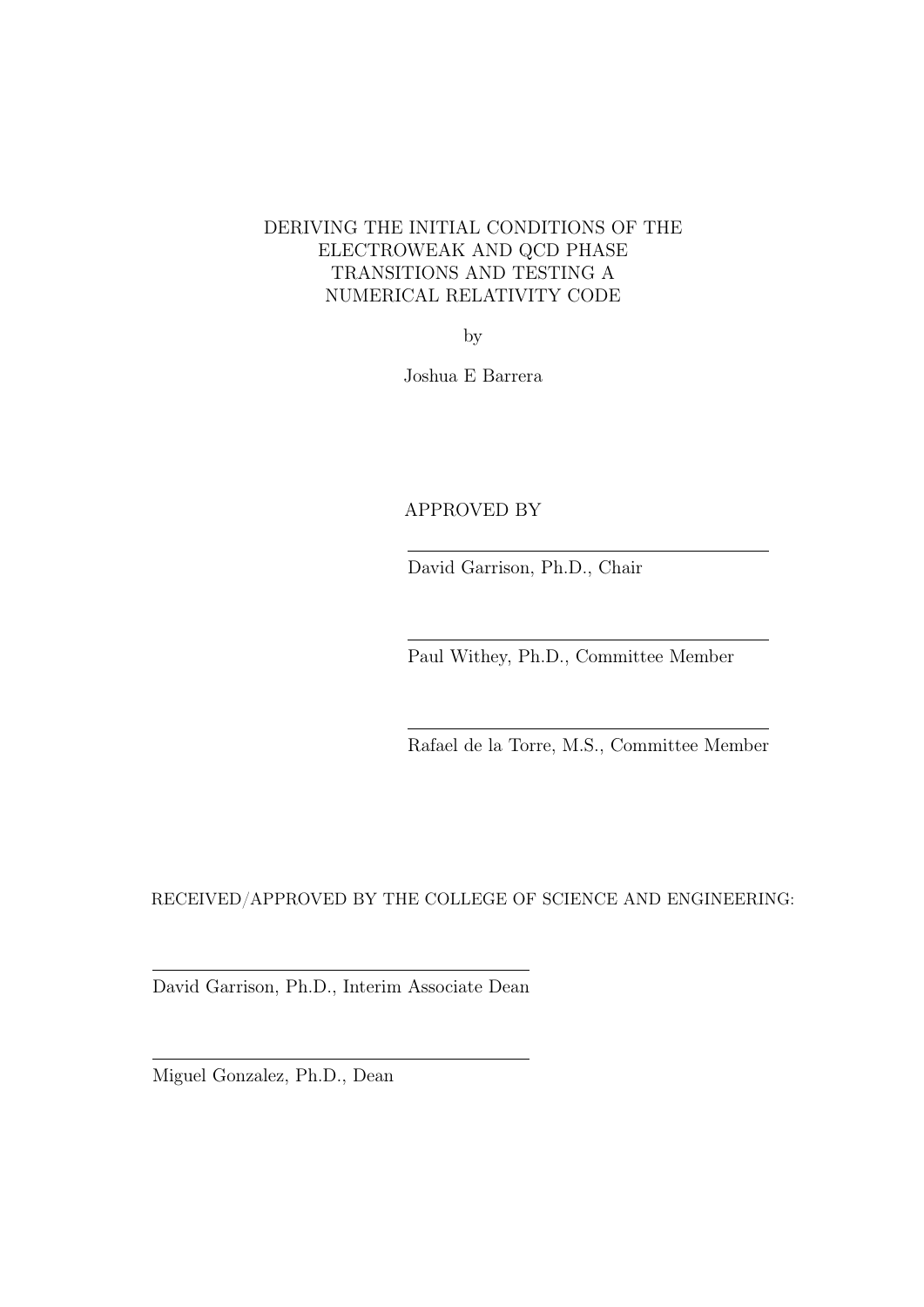DERIVING THE INITIAL CONDITIONS OF THE ELECTROWEAK AND QCD PHASE TRANSITIONS AND TESTING A NUMERICAL RELATIVITY CODE

by

Joshua E Barrera

APPROVED BY

---

David Garrison, Ph.D., Chair

---

Paul Withey, Ph.D., Committee Member

---

Rafael de la Torre, M.S., Committee Member

RECEIVED/APPROVED BY THE COLLEGE OF SCIENCE AND ENGINEERING:

---

David Garrison, Ph.D., Interim Associate Dean

---

Miguel Gonzalez, Ph.D., Dean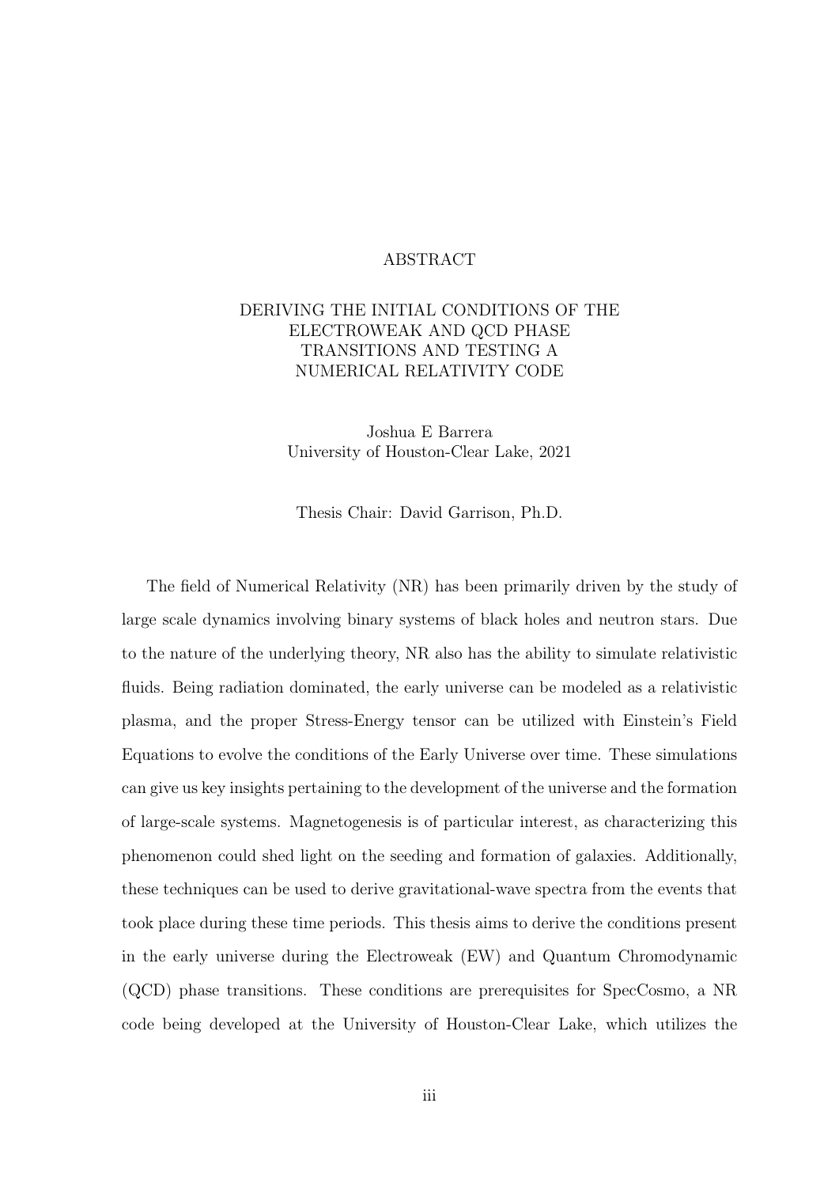# ABSTRACT

## DERIVING THE INITIAL CONDITIONS OF THE ELECTROWEAK AND QCD PHASE TRANSITIONS AND TESTING A NUMERICAL RELATIVITY CODE

Joshua E Barrera
University of Houston-Clear Lake, 2021

Thesis Chair: David Garrison, Ph.D.

The field of Numerical Relativity (NR) has been primarily driven by the study of large scale dynamics involving binary systems of black holes and neutron stars. Due to the nature of the underlying theory, NR also has the ability to simulate relativistic fluids. Being radiation dominated, the early universe can be modeled as a relativistic plasma, and the proper Stress-Energy tensor can be utilized with Einstein's Field Equations to evolve the conditions of the Early Universe over time. These simulations can give us key insights pertaining to the development of the universe and the formation of large-scale systems. Magnetogenesis is of particular interest, as characterizing this phenomenon could shed light on the seeding and formation of galaxies. Additionally, these techniques can be used to derive gravitational-wave spectra from the events that took place during these time periods. This thesis aims to derive the conditions present in the early universe during the Electroweak (EW) and Quantum Chromodynamic (QCD) phase transitions. These conditions are prerequisites for SpecCosmo, a NR code being developed at the University of Houston-Clear Lake, which utilizes the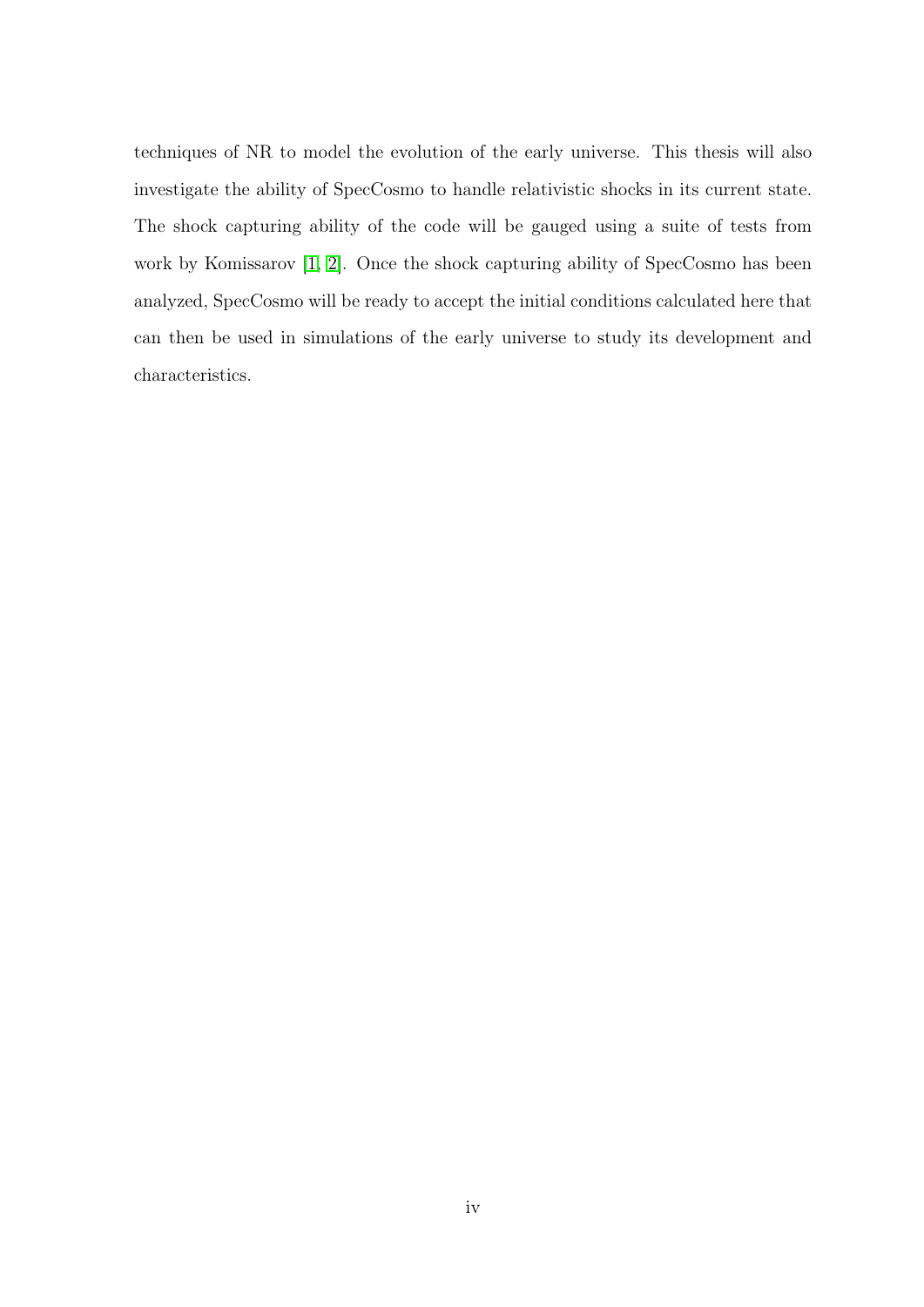techniques of NR to model the evolution of the early universe. This thesis will also investigate the ability of SpecCosmo to handle relativistic shocks in its current state. The shock capturing ability of the code will be gauged using a suite of tests from work by Komissarov [1, 2]. Once the shock capturing ability of SpecCosmo has been analyzed, SpecCosmo will be ready to accept the initial conditions calculated here that can then be used in simulations of the early universe to study its development and characteristics.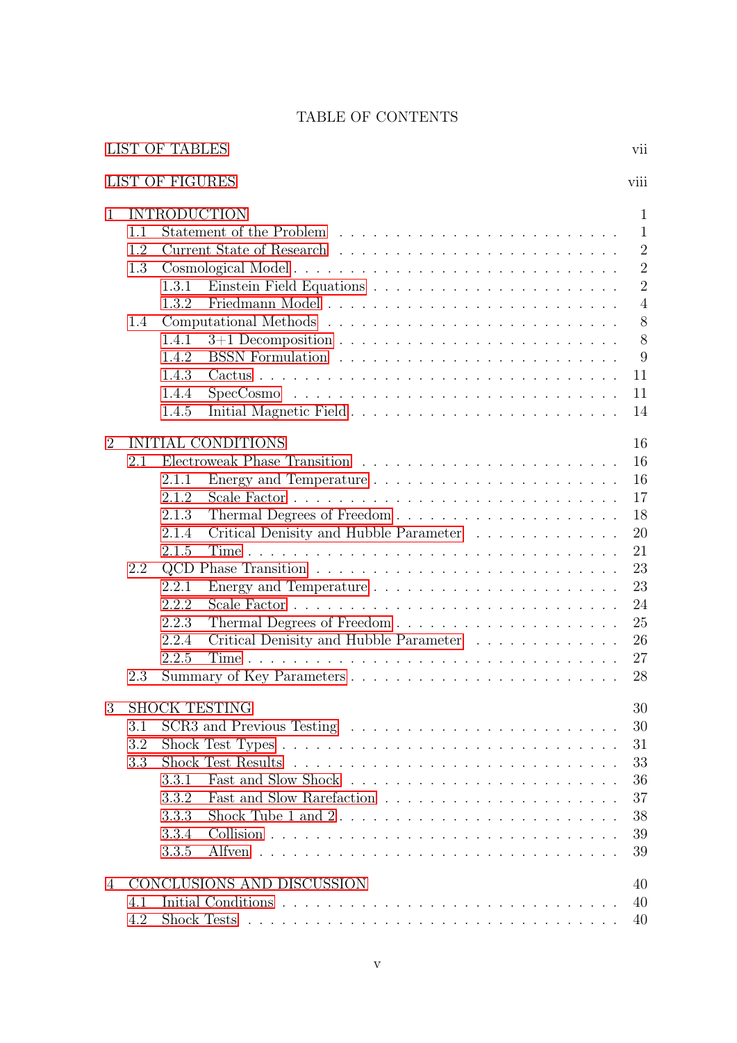# TABLE OF CONTENTS

LIST OF TABLES ..... vii

LIST OF FIGURES ..... viii

1 INTRODUCTION ..... 1
- 1.1 Statement of the Problem ..... 1
- 1.2 Current State of Research ..... 2
- 1.3 Cosmological Model ..... 2
  - 1.3.1 Einstein Field Equations ..... 2
  - 1.3.2 Friedmann Model ..... 4
- 1.4 Computational Methods ..... 8
  - 1.4.1 3+1 Decomposition ..... 8
  - 1.4.2 BSSN Formulation ..... 9
  - 1.4.3 Cactus ..... 11
  - 1.4.4 SpecCosmo ..... 11
  - 1.4.5 Initial Magnetic Field ..... 14

2 INITIAL CONDITIONS ..... 16
- 2.1 Electroweak Phase Transition ..... 16
  - 2.1.1 Energy and Temperature ..... 16
  - 2.1.2 Scale Factor ..... 17
  - 2.1.3 Thermal Degrees of Freedom ..... 18
  - 2.1.4 Critical Denisity and Hubble Parameter ..... 20
  - 2.1.5 Time ..... 21
- 2.2 QCD Phase Transition ..... 23
  - 2.2.1 Energy and Temperature ..... 23
  - 2.2.2 Scale Factor ..... 24
  - 2.2.3 Thermal Degrees of Freedom ..... 25
  - 2.2.4 Critical Denisity and Hubble Parameter ..... 26
  - 2.2.5 Time ..... 27
- 2.3 Summary of Key Parameters ..... 28

3 SHOCK TESTING ..... 30
- 3.1 SCR3 and Previous Testing ..... 30
- 3.2 Shock Test Types ..... 31
- 3.3 Shock Test Results ..... 33
  - 3.3.1 Fast and Slow Shock ..... 36
  - 3.3.2 Fast and Slow Rarefaction ..... 37
  - 3.3.3 Shock Tube 1 and 2 ..... 38
  - 3.3.4 Collision ..... 39
  - 3.3.5 Alfven ..... 39

4 CONCLUSIONS AND DISCUSSION ..... 40
- 4.1 Initial Conditions ..... 40
- 4.2 Shock Tests ..... 40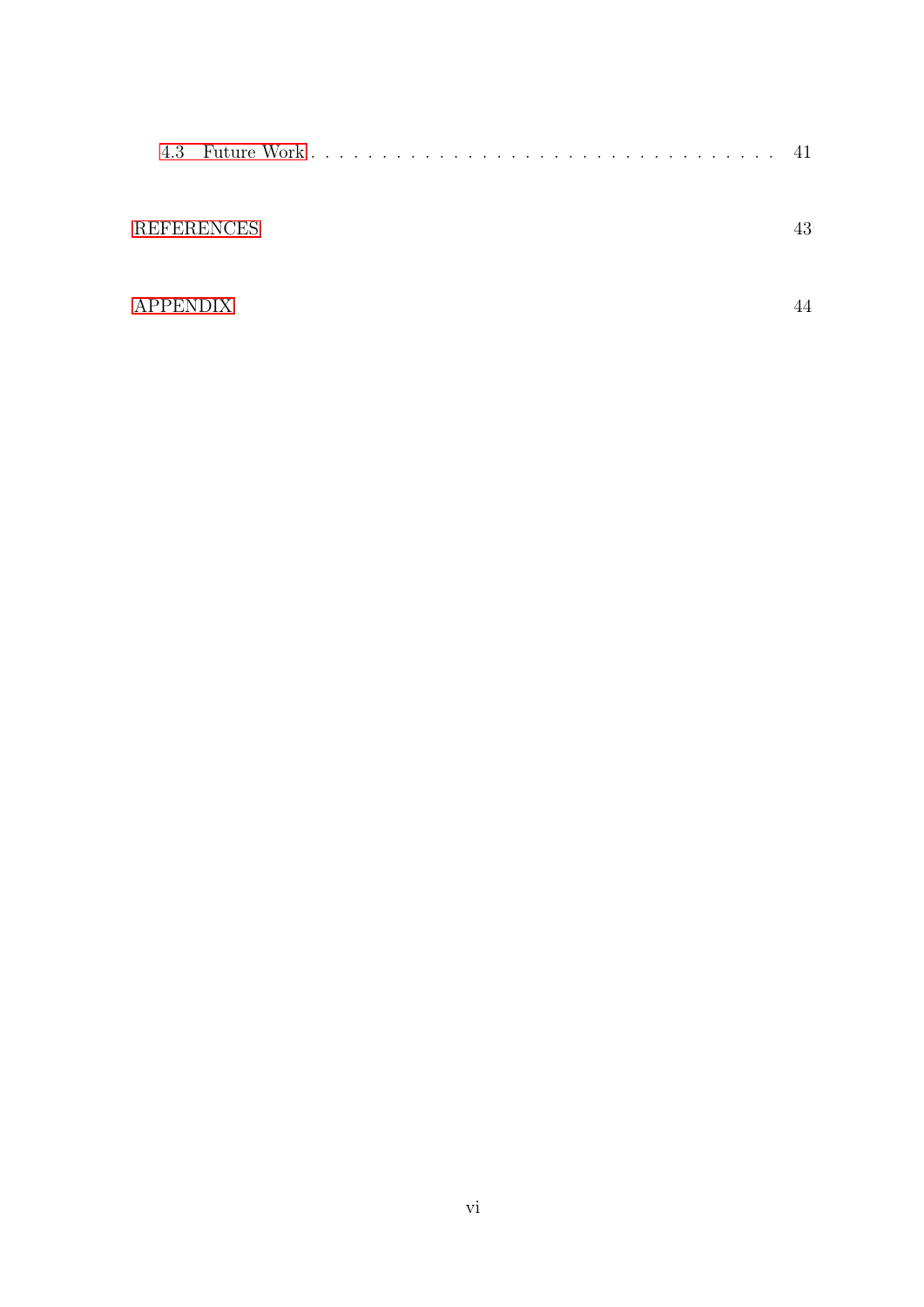4.3 Future Work . . . . . . . . . . . . . . . . . . . . . . . . . . . . . . . . 41

REFERENCES 43

APPENDIX 44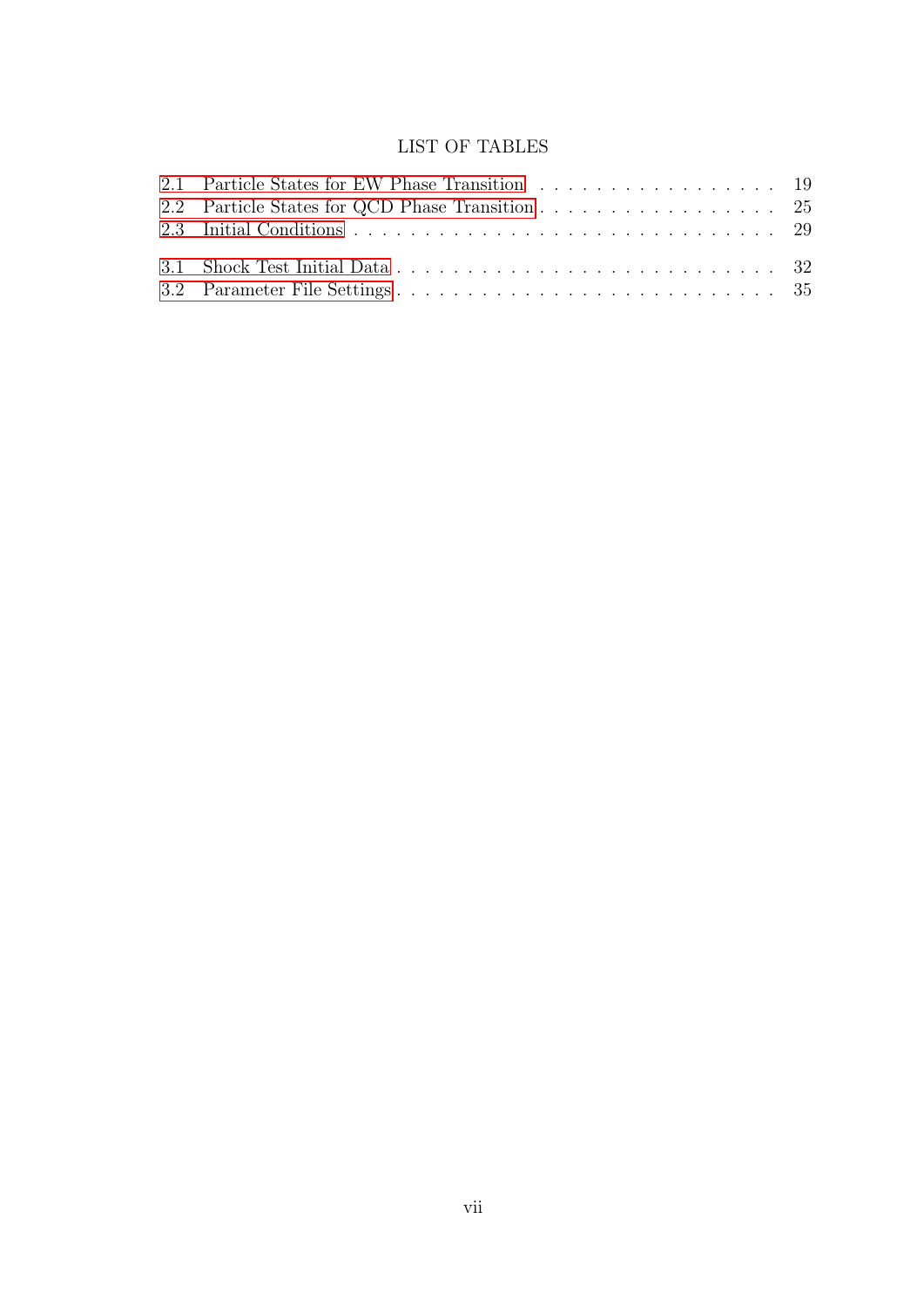# LIST OF TABLES

2.1 Particle States for EW Phase Transition . . . . . . . . . . . . . . . . . . 19
2.2 Particle States for QCD Phase Transition . . . . . . . . . . . . . . . . . . 25
2.3 Initial Conditions . . . . . . . . . . . . . . . . . . . . . . . . . . . . . . 29

3.1 Shock Test Initial Data . . . . . . . . . . . . . . . . . . . . . . . . . . . 32
3.2 Parameter File Settings . . . . . . . . . . . . . . . . . . . . . . . . . . . 35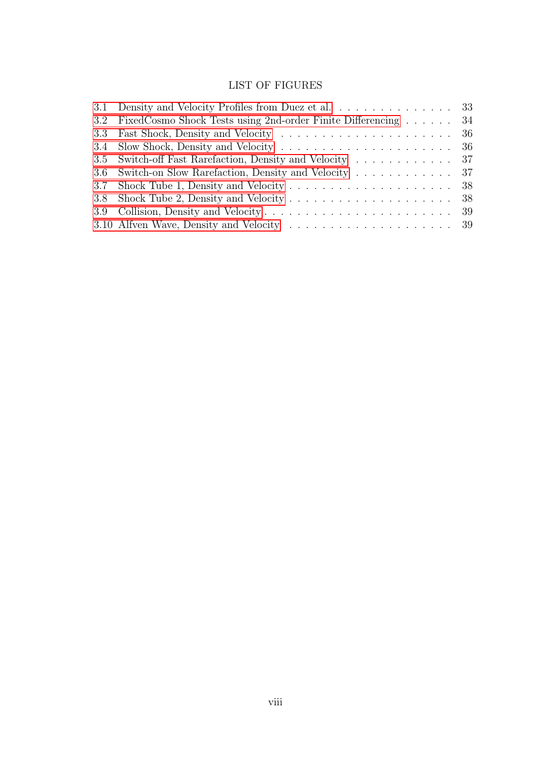# LIST OF FIGURES

3.1 Density and Velocity Profiles from Duez et al. . . . . . . . . . . . . . . . 33
3.2 FixedCosmo Shock Tests using 2nd-order Finite Differencing . . . . . . . 34
3.3 Fast Shock, Density and Velocity . . . . . . . . . . . . . . . . . . . . . . 36
3.4 Slow Shock, Density and Velocity . . . . . . . . . . . . . . . . . . . . . . 36
3.5 Switch-off Fast Rarefaction, Density and Velocity . . . . . . . . . . . . . 37
3.6 Switch-on Slow Rarefaction, Density and Velocity . . . . . . . . . . . . . 37
3.7 Shock Tube 1, Density and Velocity . . . . . . . . . . . . . . . . . . . . . 38
3.8 Shock Tube 2, Density and Velocity . . . . . . . . . . . . . . . . . . . . . 38
3.9 Collision, Density and Velocity . . . . . . . . . . . . . . . . . . . . . . . . 39
3.10 Alfven Wave, Density and Velocity . . . . . . . . . . . . . . . . . . . . . 39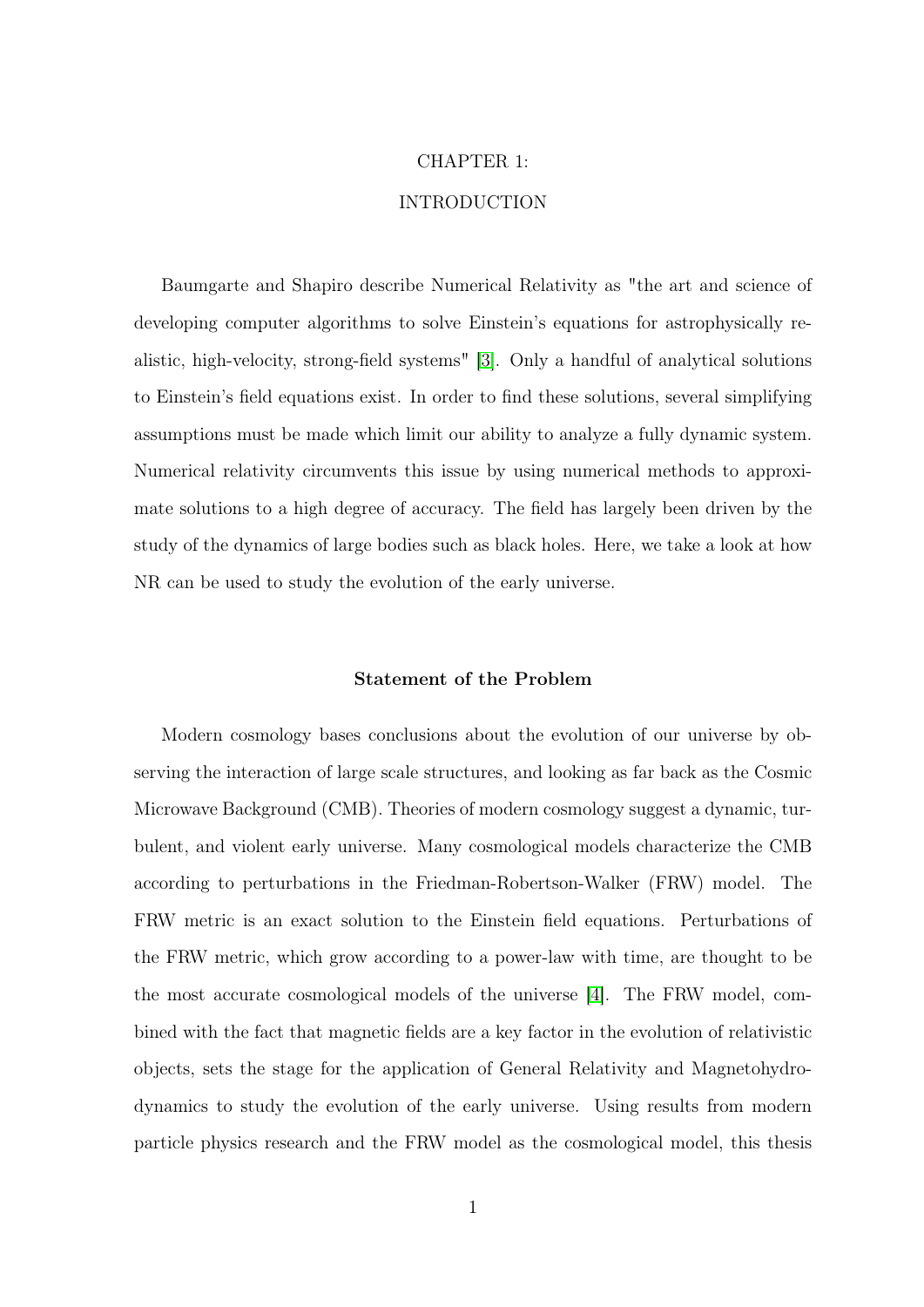# CHAPTER 1:

# INTRODUCTION

Baumgarte and Shapiro describe Numerical Relativity as "the art and science of developing computer algorithms to solve Einstein's equations for astrophysically realistic, high-velocity, strong-field systems" [3]. Only a handful of analytical solutions to Einstein's field equations exist. In order to find these solutions, several simplifying assumptions must be made which limit our ability to analyze a fully dynamic system. Numerical relativity circumvents this issue by using numerical methods to approximate solutions to a high degree of accuracy. The field has largely been driven by the study of the dynamics of large bodies such as black holes. Here, we take a look at how NR can be used to study the evolution of the early universe.

## Statement of the Problem

Modern cosmology bases conclusions about the evolution of our universe by observing the interaction of large scale structures, and looking as far back as the Cosmic Microwave Background (CMB). Theories of modern cosmology suggest a dynamic, turbulent, and violent early universe. Many cosmological models characterize the CMB according to perturbations in the Friedman-Robertson-Walker (FRW) model. The FRW metric is an exact solution to the Einstein field equations. Perturbations of the FRW metric, which grow according to a power-law with time, are thought to be the most accurate cosmological models of the universe [4]. The FRW model, combined with the fact that magnetic fields are a key factor in the evolution of relativistic objects, sets the stage for the application of General Relativity and Magnetohydrodynamics to study the evolution of the early universe. Using results from modern particle physics research and the FRW model as the cosmological model, this thesis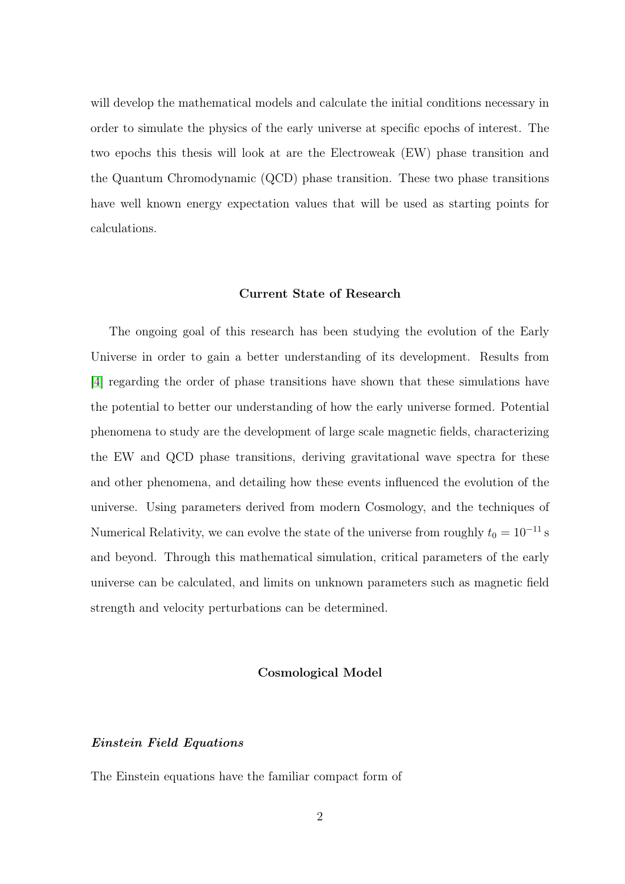will develop the mathematical models and calculate the initial conditions necessary in order to simulate the physics of the early universe at specific epochs of interest. The two epochs this thesis will look at are the Electroweak (EW) phase transition and the Quantum Chromodynamic (QCD) phase transition. These two phase transitions have well known energy expectation values that will be used as starting points for calculations.

## Current State of Research

The ongoing goal of this research has been studying the evolution of the Early Universe in order to gain a better understanding of its development. Results from [4] regarding the order of phase transitions have shown that these simulations have the potential to better our understanding of how the early universe formed. Potential phenomena to study are the development of large scale magnetic fields, characterizing the EW and QCD phase transitions, deriving gravitational wave spectra for these and other phenomena, and detailing how these events influenced the evolution of the universe. Using parameters derived from modern Cosmology, and the techniques of Numerical Relativity, we can evolve the state of the universe from roughly $t_0 = 10^{-11}\,\mathrm{s}$ and beyond. Through this mathematical simulation, critical parameters of the early universe can be calculated, and limits on unknown parameters such as magnetic field strength and velocity perturbations can be determined.

## Cosmological Model

### *Einstein Field Equations*

The Einstein equations have the familiar compact form of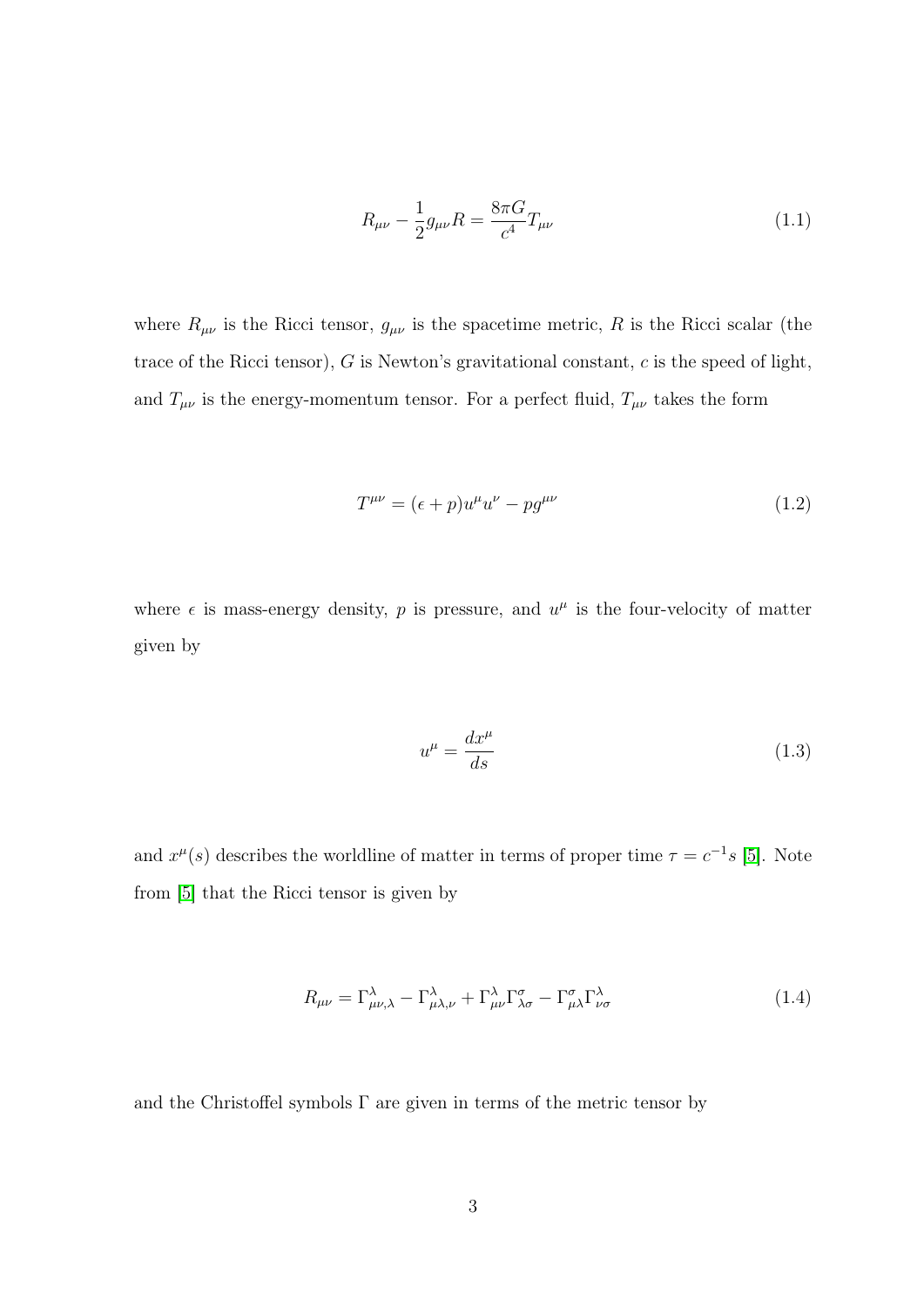$$R_{\mu\nu} - \frac{1}{2}g_{\mu\nu}R = \frac{8\pi G}{c^4}T_{\mu\nu} \tag{1.1}$$

where $R_{\mu\nu}$ is the Ricci tensor, $g_{\mu\nu}$ is the spacetime metric, $R$ is the Ricci scalar (the trace of the Ricci tensor), $G$ is Newton's gravitational constant, $c$ is the speed of light, and $T_{\mu\nu}$ is the energy-momentum tensor. For a perfect fluid, $T_{\mu\nu}$ takes the form

$$T^{\mu\nu} = (\epsilon + p)u^\mu u^\nu - pg^{\mu\nu} \tag{1.2}$$

where $\epsilon$ is mass-energy density, $p$ is pressure, and $u^\mu$ is the four-velocity of matter given by

$$u^\mu = \frac{dx^\mu}{ds} \tag{1.3}$$

and $x^\mu(s)$ describes the worldline of matter in terms of proper time $\tau = c^{-1}s$ [5]. Note from [5] that the Ricci tensor is given by

$$R_{\mu\nu} = \Gamma^\lambda_{\mu\nu,\lambda} - \Gamma^\lambda_{\mu\lambda,\nu} + \Gamma^\lambda_{\mu\nu}\Gamma^\sigma_{\lambda\sigma} - \Gamma^\sigma_{\mu\lambda}\Gamma^\lambda_{\nu\sigma} \tag{1.4}$$

and the Christoffel symbols $\Gamma$ are given in terms of the metric tensor by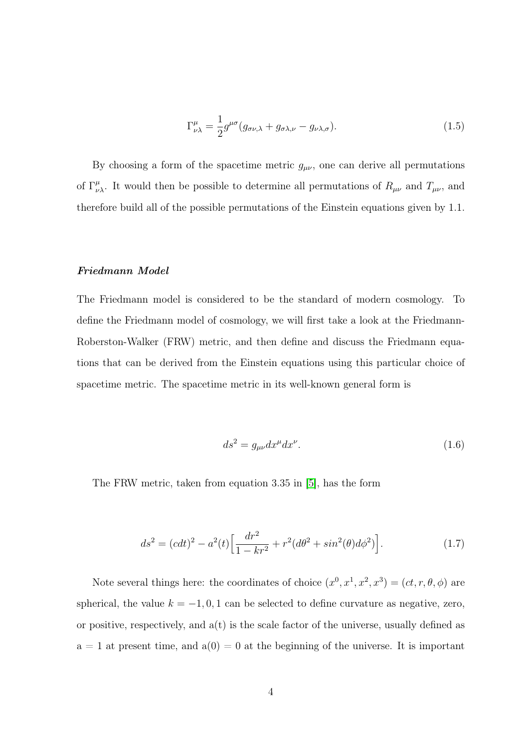$$\Gamma^{\mu}_{\nu\lambda} = \frac{1}{2} g^{\mu\sigma}(g_{\sigma\nu,\lambda} + g_{\sigma\lambda,\nu} - g_{\nu\lambda,\sigma}). \tag{1.5}$$

By choosing a form of the spacetime metric $g_{\mu\nu}$, one can derive all permutations of $\Gamma^{\mu}_{\nu\lambda}$. It would then be possible to determine all permutations of $R_{\mu\nu}$ and $T_{\mu\nu}$, and therefore build all of the possible permutations of the Einstein equations given by 1.1.

***Friedmann Model***

The Friedmann model is considered to be the standard of modern cosmology. To define the Friedmann model of cosmology, we will first take a look at the Friedmann-Roberston-Walker (FRW) metric, and then define and discuss the Friedmann equations that can be derived from the Einstein equations using this particular choice of spacetime metric. The spacetime metric in its well-known general form is

$$ds^2 = g_{\mu\nu} dx^{\mu} dx^{\nu}. \tag{1.6}$$

The FRW metric, taken from equation 3.35 in [5], has the form

$$ds^2 = (cdt)^2 - a^2(t)\Big[\frac{dr^2}{1-kr^2} + r^2(d\theta^2 + sin^2(\theta)d\phi^2)\Big]. \tag{1.7}$$

Note several things here: the coordinates of choice $(x^0, x^1, x^2, x^3) = (ct, r, \theta, \phi)$ are spherical, the value $k = -1, 0, 1$ can be selected to define curvature as negative, zero, or positive, respectively, and a(t) is the scale factor of the universe, usually defined as a = 1 at present time, and a(0) = 0 at the beginning of the universe. It is important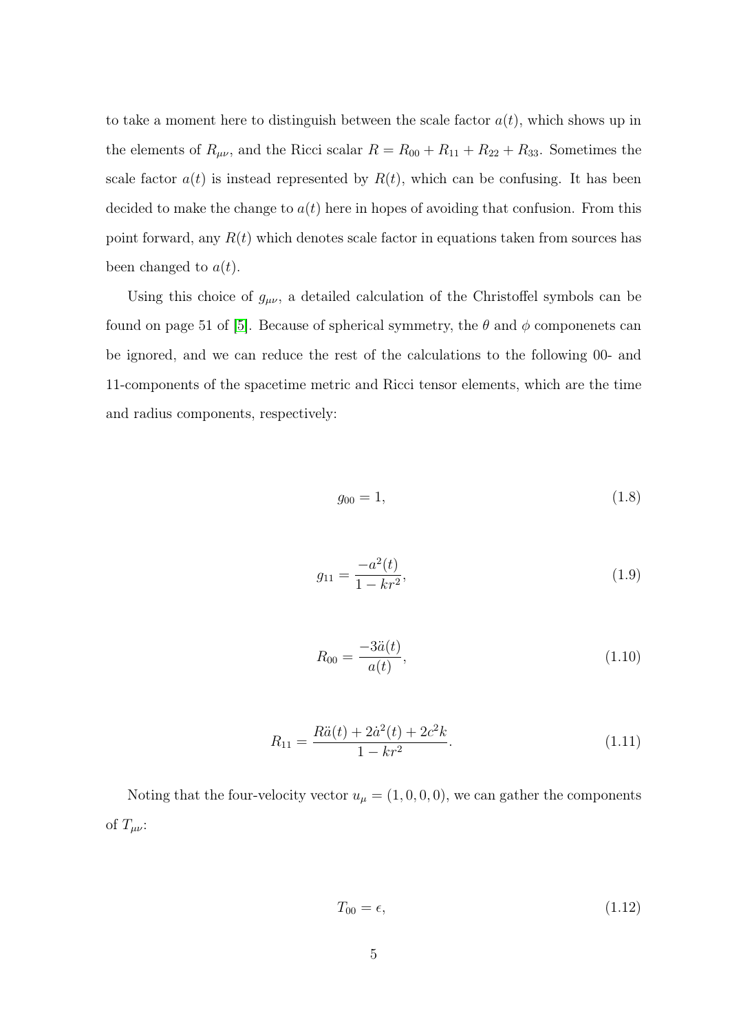to take a moment here to distinguish between the scale factor $a(t)$, which shows up in the elements of $R_{\mu\nu}$, and the Ricci scalar $R = R_{00} + R_{11} + R_{22} + R_{33}$. Sometimes the scale factor $a(t)$ is instead represented by $R(t)$, which can be confusing. It has been decided to make the change to $a(t)$ here in hopes of avoiding that confusion. From this point forward, any $R(t)$ which denotes scale factor in equations taken from sources has been changed to $a(t)$.

Using this choice of $g_{\mu\nu}$, a detailed calculation of the Christoffel symbols can be found on page 51 of [5]. Because of spherical symmetry, the $\theta$ and $\phi$ componenets can be ignored, and we can reduce the rest of the calculations to the following 00- and 11-components of the spacetime metric and Ricci tensor elements, which are the time and radius components, respectively:

$$g_{00} = 1, \tag{1.8}$$

$$g_{11} = \frac{-a^2(t)}{1 - kr^2}, \tag{1.9}$$

$$R_{00} = \frac{-3\ddot{a}(t)}{a(t)}, \tag{1.10}$$

$$R_{11} = \frac{R\ddot{a}(t) + 2\dot{a}^2(t) + 2c^2k}{1 - kr^2}. \tag{1.11}$$

Noting that the four-velocity vector $u_\mu = (1, 0, 0, 0)$, we can gather the components of $T_{\mu\nu}$:

$$T_{00} = \epsilon, \tag{1.12}$$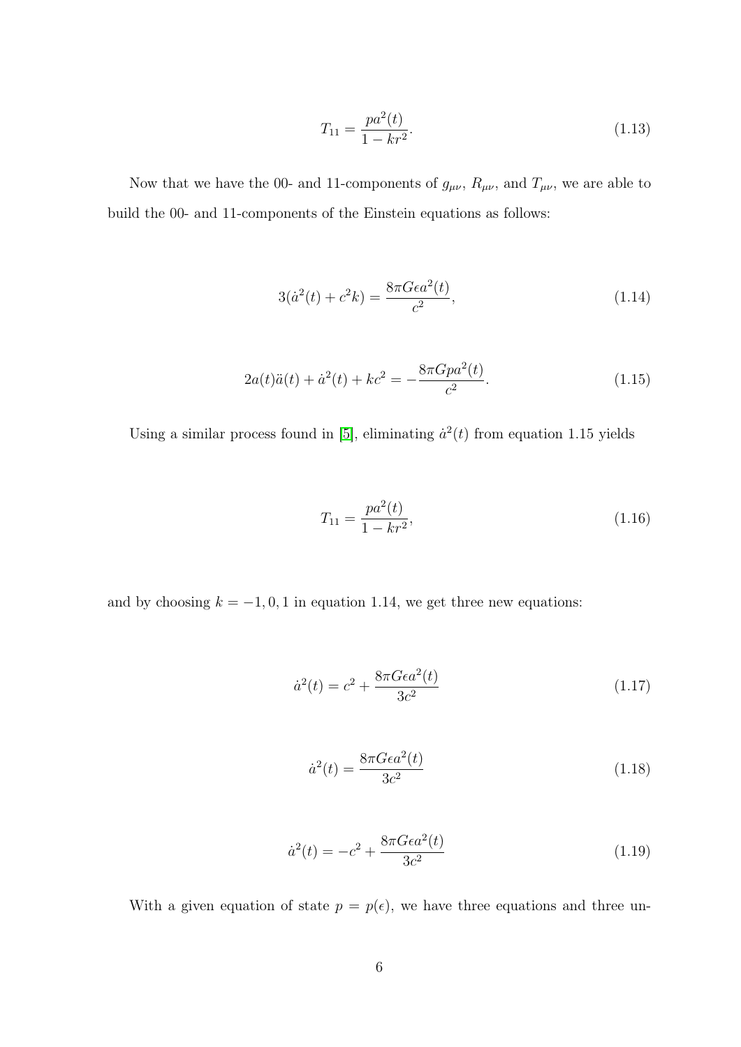$$T_{11} = \frac{pa^2(t)}{1 - kr^2}. \tag{1.13}$$

Now that we have the 00- and 11-components of $g_{\mu\nu}$, $R_{\mu\nu}$, and $T_{\mu\nu}$, we are able to build the 00- and 11-components of the Einstein equations as follows:

$$3(\dot{a}^2(t) + c^2 k) = \frac{8\pi G \epsilon a^2(t)}{c^2}, \tag{1.14}$$

$$2a(t)\ddot{a}(t) + \dot{a}^2(t) + kc^2 = -\frac{8\pi G p a^2(t)}{c^2}. \tag{1.15}$$

Using a similar process found in [5], eliminating $\dot{a}^2(t)$ from equation 1.15 yields

$$T_{11} = \frac{pa^2(t)}{1 - kr^2}, \tag{1.16}$$

and by choosing $k = -1, 0, 1$ in equation 1.14, we get three new equations:

$$\dot{a}^2(t) = c^2 + \frac{8\pi G \epsilon a^2(t)}{3c^2} \tag{1.17}$$

$$\dot{a}^2(t) = \frac{8\pi G \epsilon a^2(t)}{3c^2} \tag{1.18}$$

$$\dot{a}^2(t) = -c^2 + \frac{8\pi G \epsilon a^2(t)}{3c^2} \tag{1.19}$$

With a given equation of state $p = p(\epsilon)$, we have three equations and three un-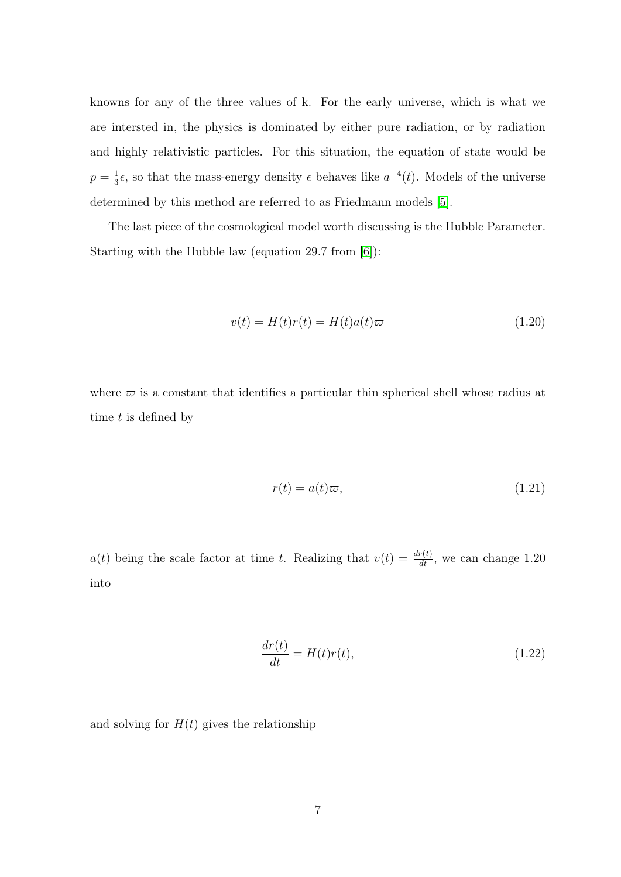knowns for any of the three values of k. For the early universe, which is what we are intersted in, the physics is dominated by either pure radiation, or by radiation and highly relativistic particles. For this situation, the equation of state would be $p = \frac{1}{3}\epsilon$, so that the mass-energy density $\epsilon$ behaves like $a^{-4}(t)$. Models of the universe determined by this method are referred to as Friedmann models [5].

The last piece of the cosmological model worth discussing is the Hubble Parameter. Starting with the Hubble law (equation 29.7 from [6]):

$$v(t) = H(t)r(t) = H(t)a(t)\varpi \tag{1.20}$$

where $\varpi$ is a constant that identifies a particular thin spherical shell whose radius at time $t$ is defined by

$$r(t) = a(t)\varpi, \tag{1.21}$$

$a(t)$ being the scale factor at time $t$. Realizing that $v(t) = \frac{dr(t)}{dt}$, we can change 1.20 into

$$\frac{dr(t)}{dt} = H(t)r(t), \tag{1.22}$$

and solving for $H(t)$ gives the relationship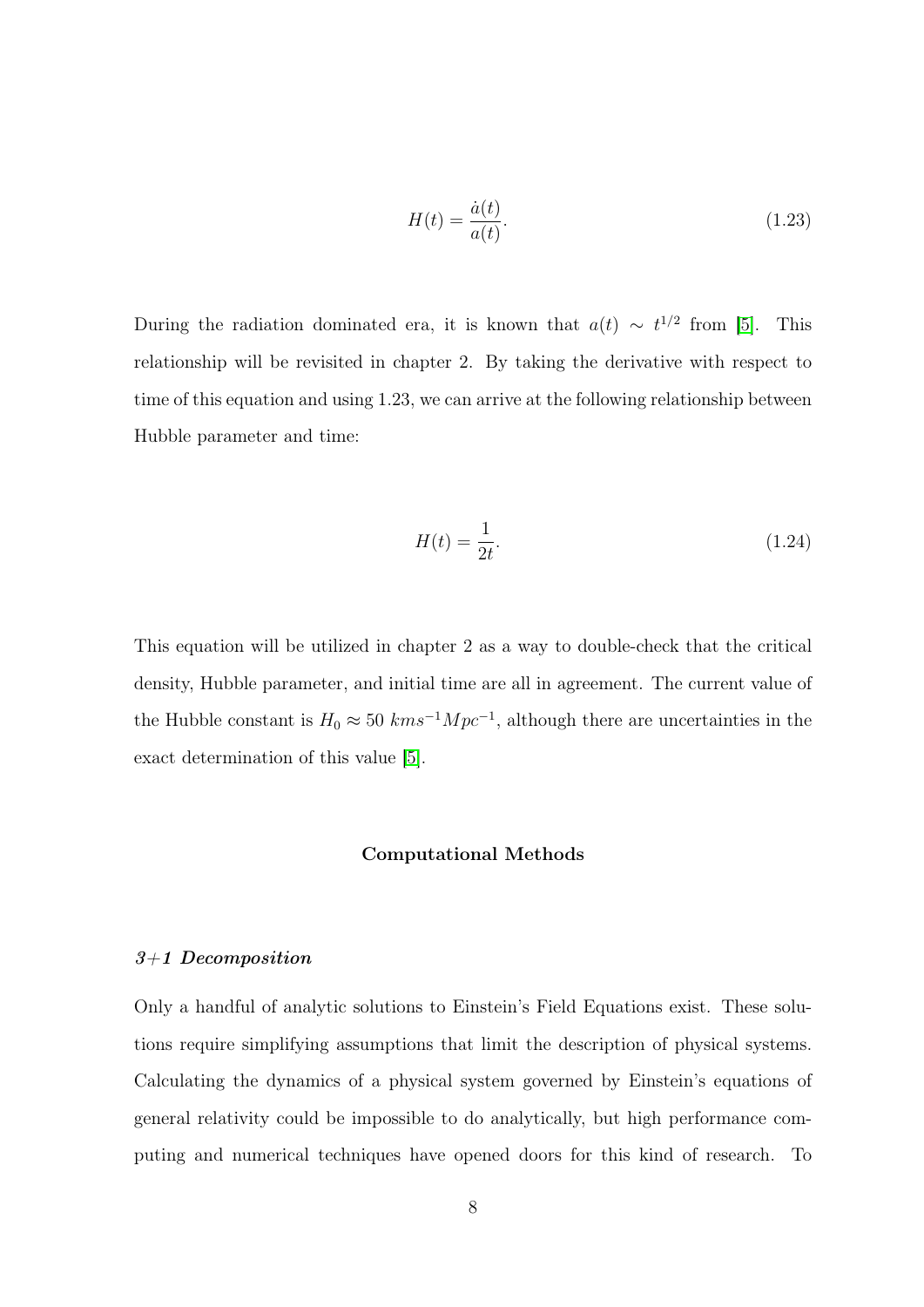$$H(t) = \frac{\dot{a}(t)}{a(t)}. \tag{1.23}$$

During the radiation dominated era, it is known that $a(t) \sim t^{1/2}$ from [5]. This relationship will be revisited in chapter 2. By taking the derivative with respect to time of this equation and using 1.23, we can arrive at the following relationship between Hubble parameter and time:

$$H(t) = \frac{1}{2t}. \tag{1.24}$$

This equation will be utilized in chapter 2 as a way to double-check that the critical density, Hubble parameter, and initial time are all in agreement. The current value of the Hubble constant is $H_0 \approx 50\ kms^{-1}Mpc^{-1}$, although there are uncertainties in the exact determination of this value [5].

## Computational Methods

### *3+1 Decomposition*

Only a handful of analytic solutions to Einstein's Field Equations exist. These solutions require simplifying assumptions that limit the description of physical systems. Calculating the dynamics of a physical system governed by Einstein's equations of general relativity could be impossible to do analytically, but high performance computing and numerical techniques have opened doors for this kind of research. To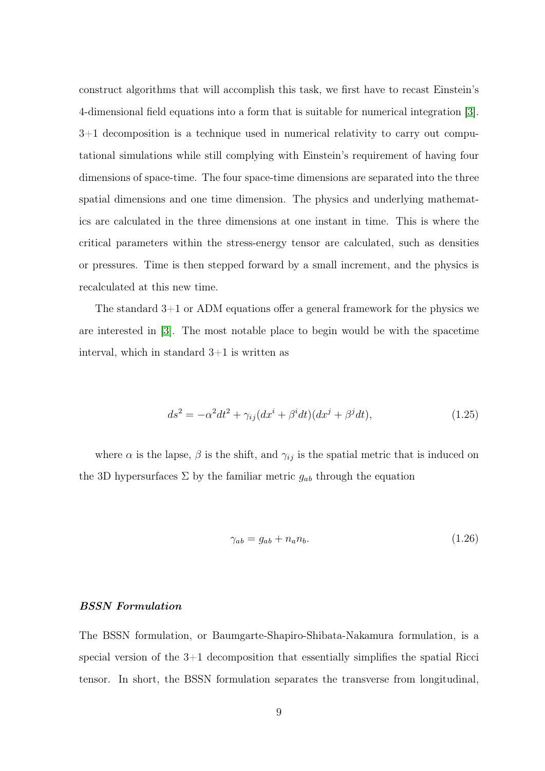construct algorithms that will accomplish this task, we first have to recast Einstein's 4-dimensional field equations into a form that is suitable for numerical integration [3]. 3+1 decomposition is a technique used in numerical relativity to carry out computational simulations while still complying with Einstein's requirement of having four dimensions of space-time. The four space-time dimensions are separated into the three spatial dimensions and one time dimension. The physics and underlying mathematics are calculated in the three dimensions at one instant in time. This is where the critical parameters within the stress-energy tensor are calculated, such as densities or pressures. Time is then stepped forward by a small increment, and the physics is recalculated at this new time.

The standard 3+1 or ADM equations offer a general framework for the physics we are interested in [3]. The most notable place to begin would be with the spacetime interval, which in standard 3+1 is written as

$$ds^2 = -\alpha^2 dt^2 + \gamma_{ij}(dx^i + \beta^i dt)(dx^j + \beta^j dt), \tag{1.25}$$

where $\alpha$ is the lapse, $\beta$ is the shift, and $\gamma_{ij}$ is the spatial metric that is induced on the 3D hypersurfaces $\Sigma$ by the familiar metric $g_{ab}$ through the equation

$$\gamma_{ab} = g_{ab} + n_a n_b. \tag{1.26}$$

#### ***BSSN Formulation***

The BSSN formulation, or Baumgarte-Shapiro-Shibata-Nakamura formulation, is a special version of the 3+1 decomposition that essentially simplifies the spatial Ricci tensor. In short, the BSSN formulation separates the transverse from longitudinal,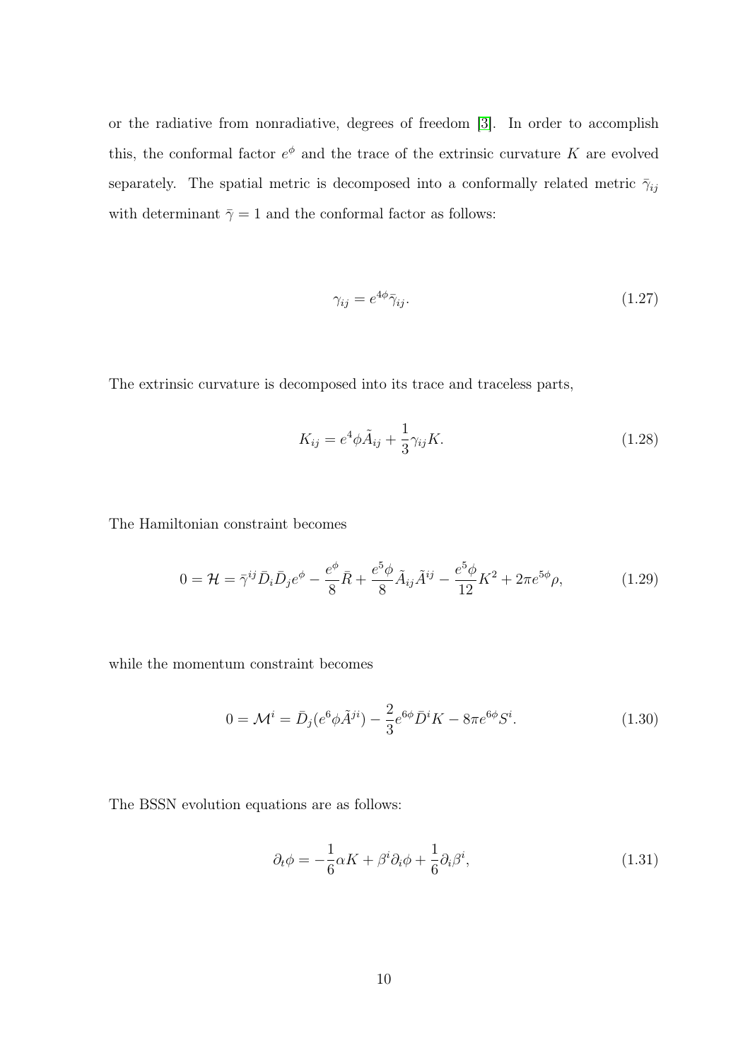or the radiative from nonradiative, degrees of freedom [3]. In order to accomplish this, the conformal factor $e^{\phi}$ and the trace of the extrinsic curvature $K$ are evolved separately. The spatial metric is decomposed into a conformally related metric $\bar{\gamma}_{ij}$ with determinant $\bar{\gamma} = 1$ and the conformal factor as follows:

$$\gamma_{ij} = e^{4\phi}\bar{\gamma}_{ij}. \tag{1.27}$$

The extrinsic curvature is decomposed into its trace and traceless parts,

$$K_{ij} = e^{4}\phi\tilde{A}_{ij} + \frac{1}{3}\gamma_{ij}K. \tag{1.28}$$

The Hamiltonian constraint becomes

$$0 = \mathcal{H} = \bar{\gamma}^{ij}\bar{D}_i\bar{D}_j e^{\phi} - \frac{e^{\phi}}{8}\bar{R} + \frac{e^{5}\phi}{8}\tilde{A}_{ij}\tilde{A}^{ij} - \frac{e^{5}\phi}{12}K^2 + 2\pi e^{5\phi}\rho, \tag{1.29}$$

while the momentum constraint becomes

$$0 = \mathcal{M}^i = \bar{D}_j(e^{6}\phi\tilde{A}^{ji}) - \frac{2}{3}e^{6\phi}\bar{D}^i K - 8\pi e^{6\phi}S^i. \tag{1.30}$$

The BSSN evolution equations are as follows:

$$\partial_t\phi = -\frac{1}{6}\alpha K + \beta^i\partial_i\phi + \frac{1}{6}\partial_i\beta^i, \tag{1.31}$$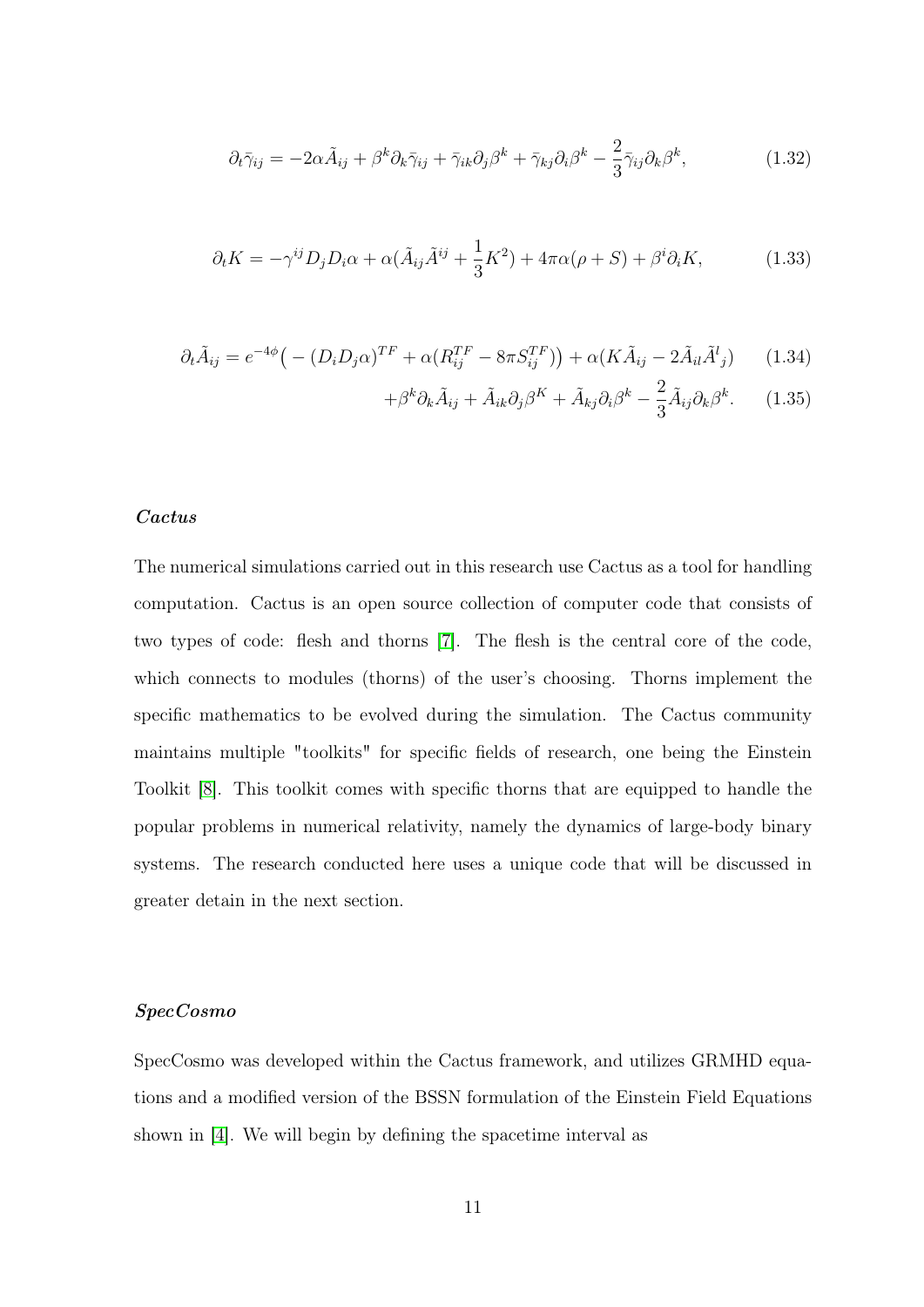$$\partial_t \bar{\gamma}_{ij} = -2\alpha \tilde{A}_{ij} + \beta^k \partial_k \bar{\gamma}_{ij} + \bar{\gamma}_{ik} \partial_j \beta^k + \bar{\gamma}_{kj} \partial_i \beta^k - \frac{2}{3} \bar{\gamma}_{ij} \partial_k \beta^k, \tag{1.32}$$

$$\partial_t K = -\gamma^{ij} D_j D_i \alpha + \alpha (\tilde{A}_{ij} \tilde{A}^{ij} + \frac{1}{3} K^2) + 4\pi\alpha(\rho + S) + \beta^i \partial_i K, \tag{1.33}$$

$$\partial_t \tilde{A}_{ij} = e^{-4\phi} \big( -(D_i D_j \alpha)^{TF} + \alpha (R_{ij}^{TF} - 8\pi S_{ij}^{TF}) \big) + \alpha (K \tilde{A}_{ij} - 2\tilde{A}_{il} \tilde{A}^l{}_j) \tag{1.34}$$

$$+\beta^k \partial_k \tilde{A}_{ij} + \tilde{A}_{ik} \partial_j \beta^K + \tilde{A}_{kj} \partial_i \beta^k - \frac{2}{3} \tilde{A}_{ij} \partial_k \beta^k. \tag{1.35}$$

### *Cactus*

The numerical simulations carried out in this research use Cactus as a tool for handling computation. Cactus is an open source collection of computer code that consists of two types of code: flesh and thorns [7]. The flesh is the central core of the code, which connects to modules (thorns) of the user's choosing. Thorns implement the specific mathematics to be evolved during the simulation. The Cactus community maintains multiple "toolkits" for specific fields of research, one being the Einstein Toolkit [8]. This toolkit comes with specific thorns that are equipped to handle the popular problems in numerical relativity, namely the dynamics of large-body binary systems. The research conducted here uses a unique code that will be discussed in greater detain in the next section.

### *SpecCosmo*

SpecCosmo was developed within the Cactus framework, and utilizes GRMHD equations and a modified version of the BSSN formulation of the Einstein Field Equations shown in [4]. We will begin by defining the spacetime interval as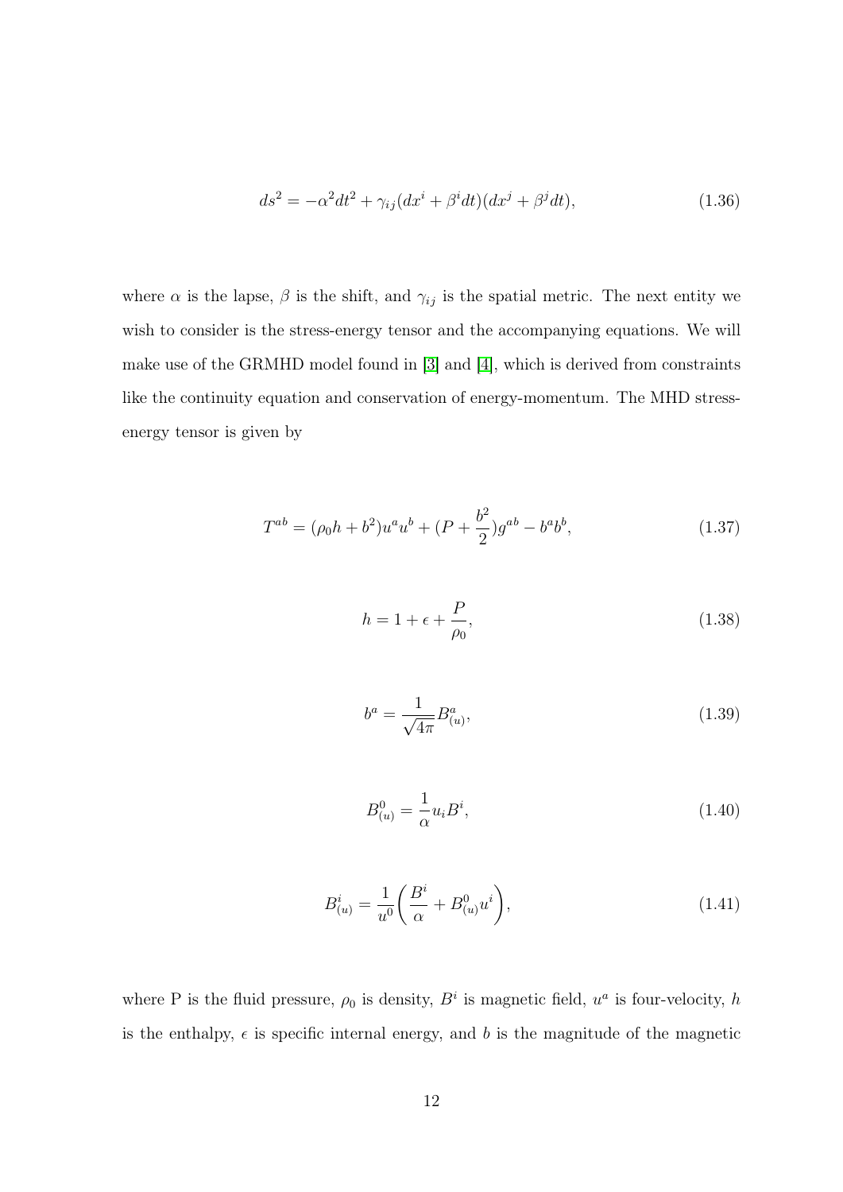$$ds^2 = -\alpha^2 dt^2 + \gamma_{ij}(dx^i + \beta^i dt)(dx^j + \beta^j dt), \tag{1.36}$$

where $\alpha$ is the lapse, $\beta$ is the shift, and $\gamma_{ij}$ is the spatial metric. The next entity we wish to consider is the stress-energy tensor and the accompanying equations. We will make use of the GRMHD model found in [3] and [4], which is derived from constraints like the continuity equation and conservation of energy-momentum. The MHD stress-energy tensor is given by

$$T^{ab} = (\rho_0 h + b^2)u^a u^b + (P + \frac{b^2}{2})g^{ab} - b^a b^b, \tag{1.37}$$

$$h = 1 + \epsilon + \frac{P}{\rho_0}, \tag{1.38}$$

$$b^a = \frac{1}{\sqrt{4\pi}} B^a_{(u)}, \tag{1.39}$$

$$B^0_{(u)} = \frac{1}{\alpha} u_i B^i, \tag{1.40}$$

$$B^i_{(u)} = \frac{1}{u^0}\left(\frac{B^i}{\alpha} + B^0_{(u)} u^i\right), \tag{1.41}$$

where P is the fluid pressure, $\rho_0$ is density, $B^i$ is magnetic field, $u^a$ is four-velocity, $h$ is the enthalpy, $\epsilon$ is specific internal energy, and $b$ is the magnitude of the magnetic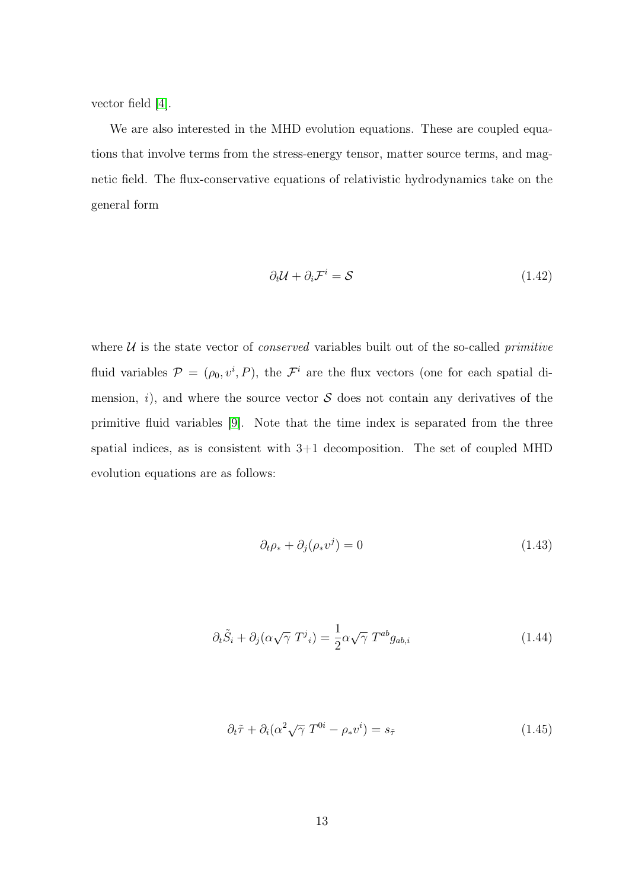vector field [4].

We are also interested in the MHD evolution equations. These are coupled equations that involve terms from the stress-energy tensor, matter source terms, and magnetic field. The flux-conservative equations of relativistic hydrodynamics take on the general form

$$\partial_t \mathcal{U} + \partial_i \mathcal{F}^i = \mathcal{S} \tag{1.42}$$

where $\mathcal{U}$ is the state vector of *conserved* variables built out of the so-called *primitive* fluid variables $\mathcal{P} = (\rho_0, v^i, P)$, the $\mathcal{F}^i$ are the flux vectors (one for each spatial dimension, $i$), and where the source vector $\mathcal{S}$ does not contain any derivatives of the primitive fluid variables [9]. Note that the time index is separated from the three spatial indices, as is consistent with 3+1 decomposition. The set of coupled MHD evolution equations are as follows:

$$\partial_t \rho_* + \partial_j(\rho_* v^j) = 0 \tag{1.43}$$

$$\partial_t \tilde{S}_i + \partial_j(\alpha\sqrt{\gamma}\; T^j{}_i) = \frac{1}{2}\alpha\sqrt{\gamma}\; T^{ab} g_{ab,i} \tag{1.44}$$

$$\partial_t \tilde{\tau} + \partial_i(\alpha^2\sqrt{\gamma}\; T^{0i} - \rho_* v^i) = s_{\tilde{\tau}} \tag{1.45}$$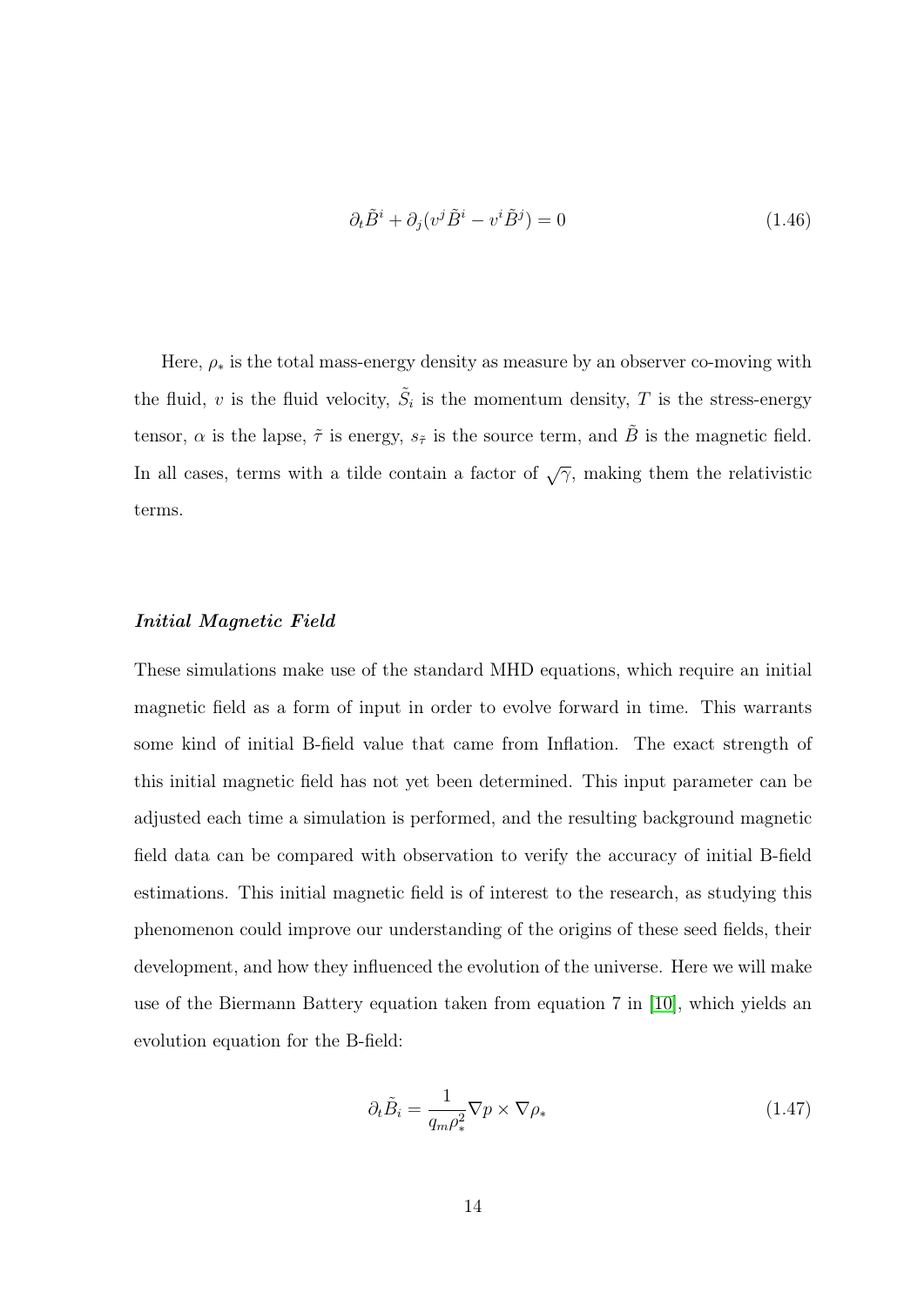$$\partial_t \tilde{B}^i + \partial_j (v^j \tilde{B}^i - v^i \tilde{B}^j) = 0 \tag{1.46}$$

Here, $\rho_*$ is the total mass-energy density as measure by an observer co-moving with the fluid, $v$ is the fluid velocity, $\tilde{S}_i$ is the momentum density, $T$ is the stress-energy tensor, $\alpha$ is the lapse, $\tilde{\tau}$ is energy, $s_{\tilde{\tau}}$ is the source term, and $\tilde{B}$ is the magnetic field. In all cases, terms with a tilde contain a factor of $\sqrt{\gamma}$, making them the relativistic terms.

***Initial Magnetic Field***

These simulations make use of the standard MHD equations, which require an initial magnetic field as a form of input in order to evolve forward in time. This warrants some kind of initial B-field value that came from Inflation. The exact strength of this initial magnetic field has not yet been determined. This input parameter can be adjusted each time a simulation is performed, and the resulting background magnetic field data can be compared with observation to verify the accuracy of initial B-field estimations. This initial magnetic field is of interest to the research, as studying this phenomenon could improve our understanding of the origins of these seed fields, their development, and how they influenced the evolution of the universe. Here we will make use of the Biermann Battery equation taken from equation 7 in [10], which yields an evolution equation for the B-field:

$$\partial_t \tilde{B}_i = \frac{1}{q_m \rho_*^2} \nabla p \times \nabla \rho_* \tag{1.47}$$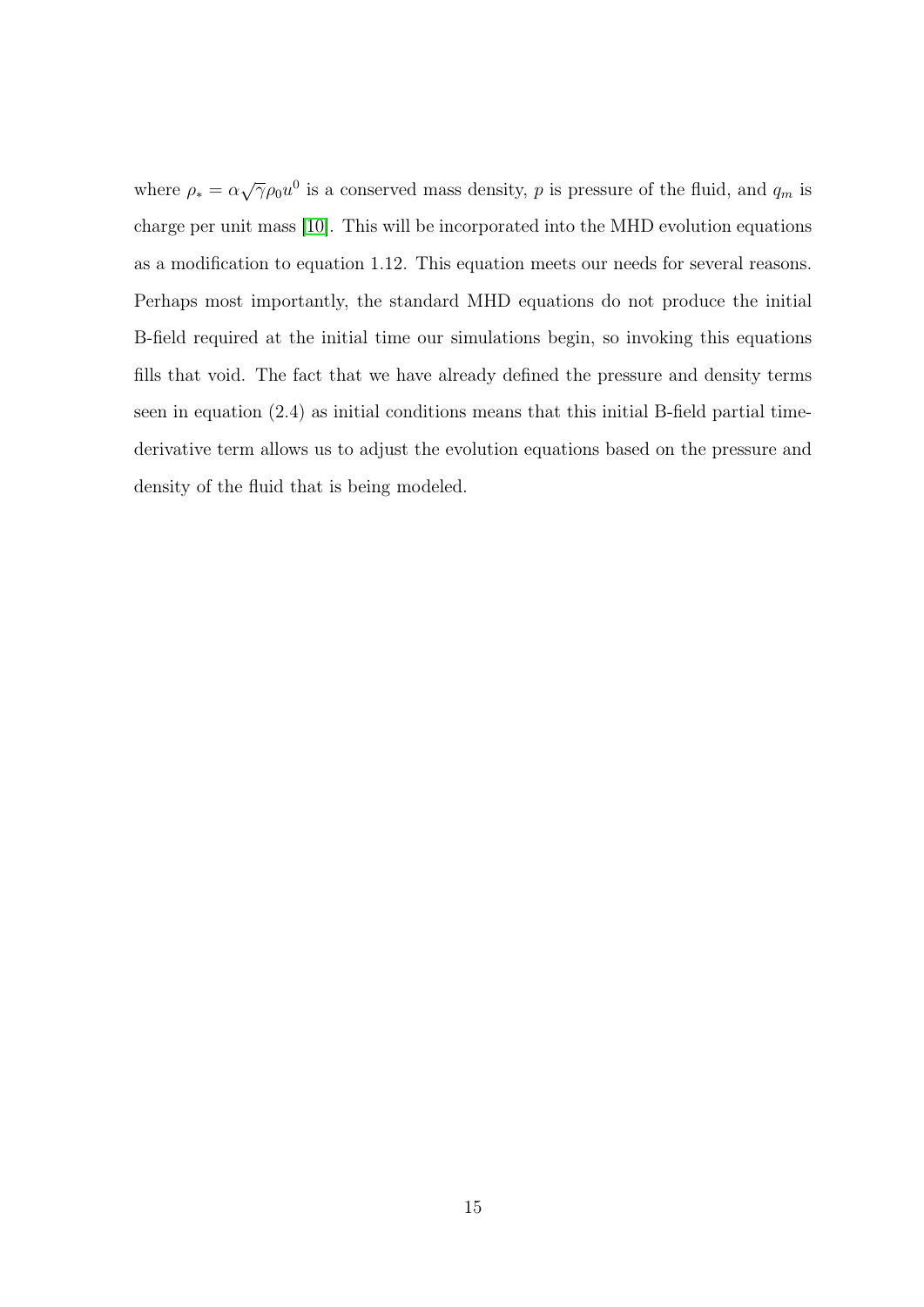where $\rho_* = \alpha\sqrt{\gamma}\rho_0 u^0$ is a conserved mass density, $p$ is pressure of the fluid, and $q_m$ is charge per unit mass [10]. This will be incorporated into the MHD evolution equations as a modification to equation 1.12. This equation meets our needs for several reasons. Perhaps most importantly, the standard MHD equations do not produce the initial B-field required at the initial time our simulations begin, so invoking this equations fills that void. The fact that we have already defined the pressure and density terms seen in equation (2.4) as initial conditions means that this initial B-field partial time-derivative term allows us to adjust the evolution equations based on the pressure and density of the fluid that is being modeled.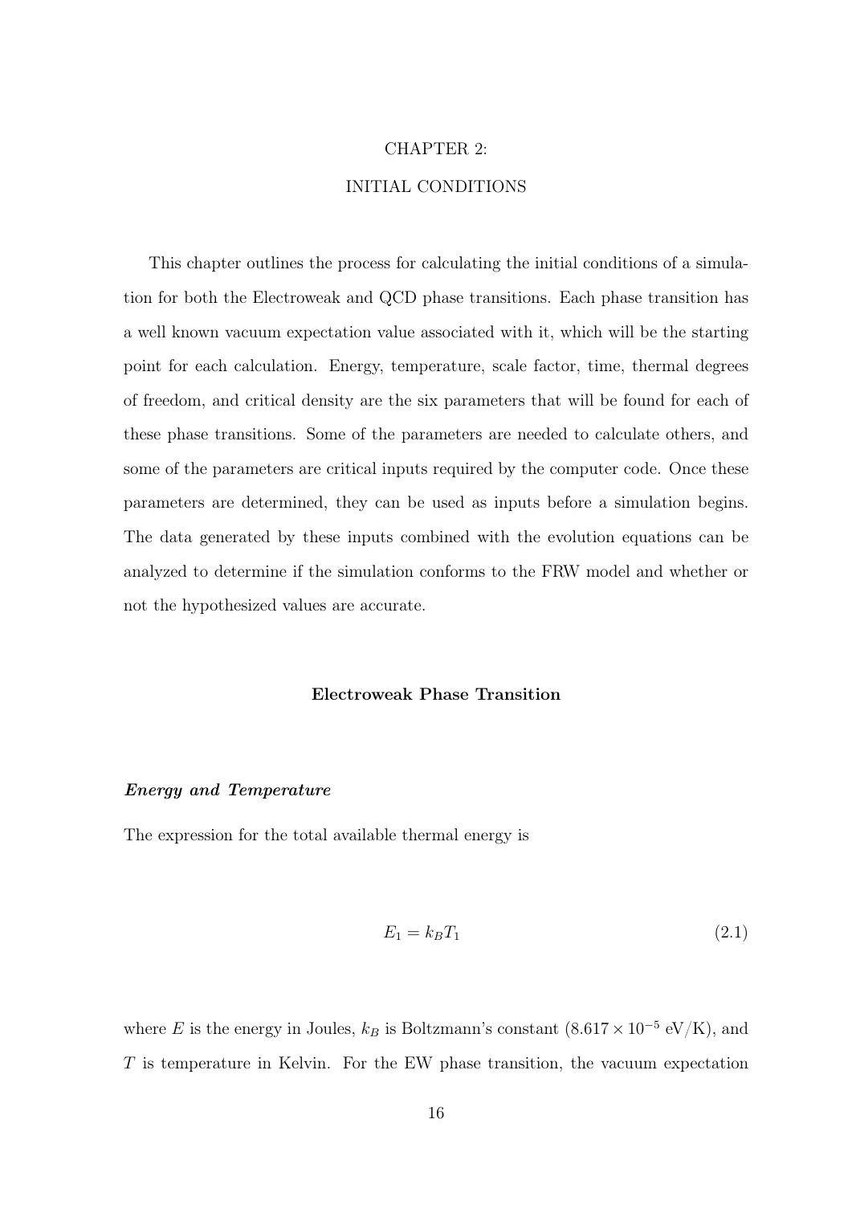# CHAPTER 2:

# INITIAL CONDITIONS

This chapter outlines the process for calculating the initial conditions of a simulation for both the Electroweak and QCD phase transitions. Each phase transition has a well known vacuum expectation value associated with it, which will be the starting point for each calculation. Energy, temperature, scale factor, time, thermal degrees of freedom, and critical density are the six parameters that will be found for each of these phase transitions. Some of the parameters are needed to calculate others, and some of the parameters are critical inputs required by the computer code. Once these parameters are determined, they can be used as inputs before a simulation begins. The data generated by these inputs combined with the evolution equations can be analyzed to determine if the simulation conforms to the FRW model and whether or not the hypothesized values are accurate.

## Electroweak Phase Transition

### *Energy and Temperature*

The expression for the total available thermal energy is

$$E_1 = k_B T_1 \tag{2.1}$$

where $E$ is the energy in Joules, $k_B$ is Boltzmann's constant ($8.617 \times 10^{-5}$ eV/K), and $T$ is temperature in Kelvin. For the EW phase transition, the vacuum expectation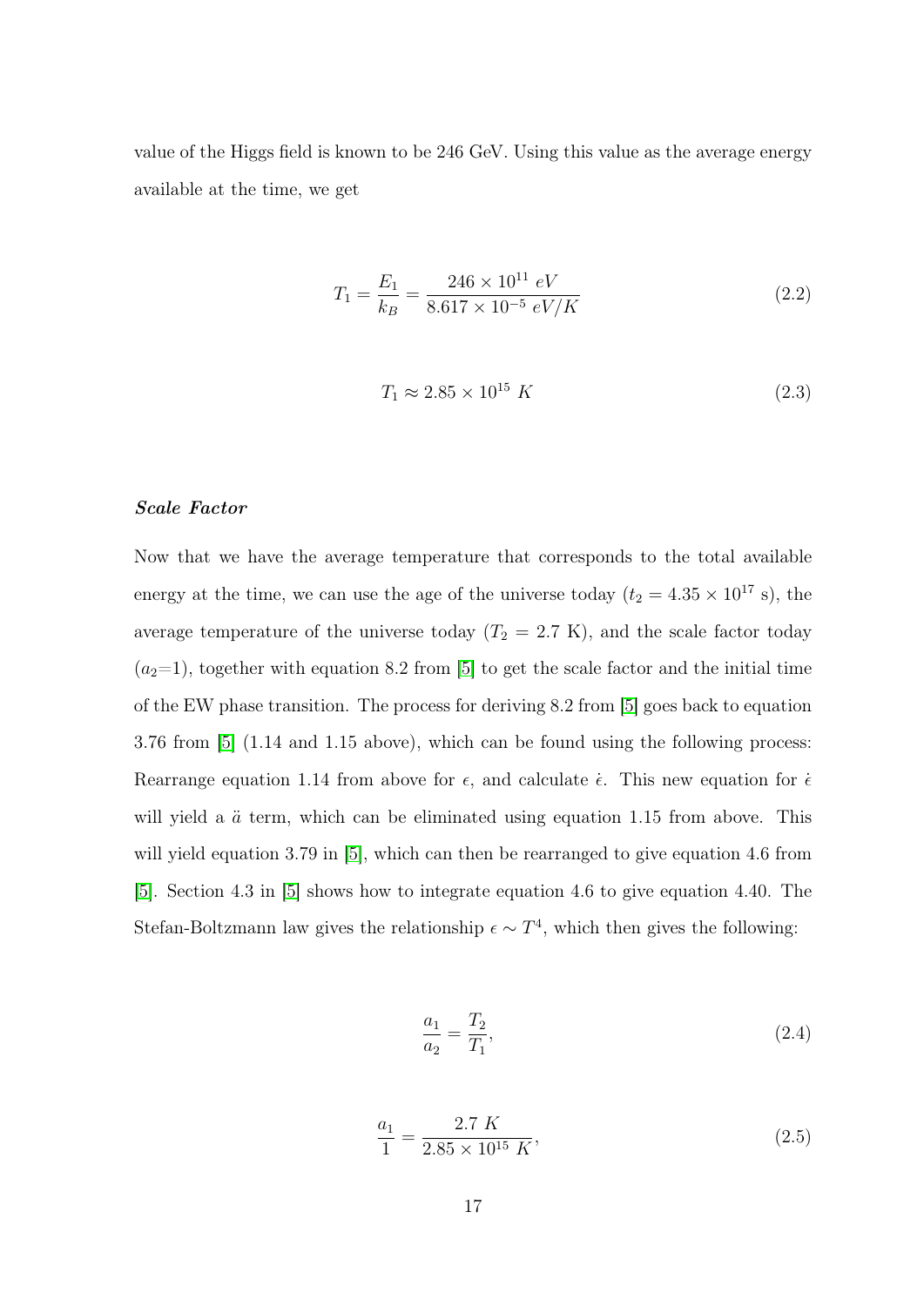value of the Higgs field is known to be 246 GeV. Using this value as the average energy available at the time, we get

$$T_1 = \frac{E_1}{k_B} = \frac{246 \times 10^{11}\ eV}{8.617 \times 10^{-5}\ eV/K} \tag{2.2}$$

$$T_1 \approx 2.85 \times 10^{15}\ K \tag{2.3}$$

***Scale Factor***

Now that we have the average temperature that corresponds to the total available energy at the time, we can use the age of the universe today ($t_2 = 4.35 \times 10^{17}$ s), the average temperature of the universe today ($T_2$ = 2.7 K), and the scale factor today ($a_2$=1), together with equation 8.2 from [5] to get the scale factor and the initial time of the EW phase transition. The process for deriving 8.2 from [5] goes back to equation 3.76 from [5] (1.14 and 1.15 above), which can be found using the following process: Rearrange equation 1.14 from above for $\epsilon$, and calculate $\dot{\epsilon}$. This new equation for $\dot{\epsilon}$ will yield a $\ddot{a}$ term, which can be eliminated using equation 1.15 from above. This will yield equation 3.79 in [5], which can then be rearranged to give equation 4.6 from [5]. Section 4.3 in [5] shows how to integrate equation 4.6 to give equation 4.40. The Stefan-Boltzmann law gives the relationship $\epsilon \sim T^4$, which then gives the following:

$$\frac{a_1}{a_2} = \frac{T_2}{T_1}, \tag{2.4}$$

$$\frac{a_1}{1} = \frac{2.7\ K}{2.85 \times 10^{15}\ K}, \tag{2.5}$$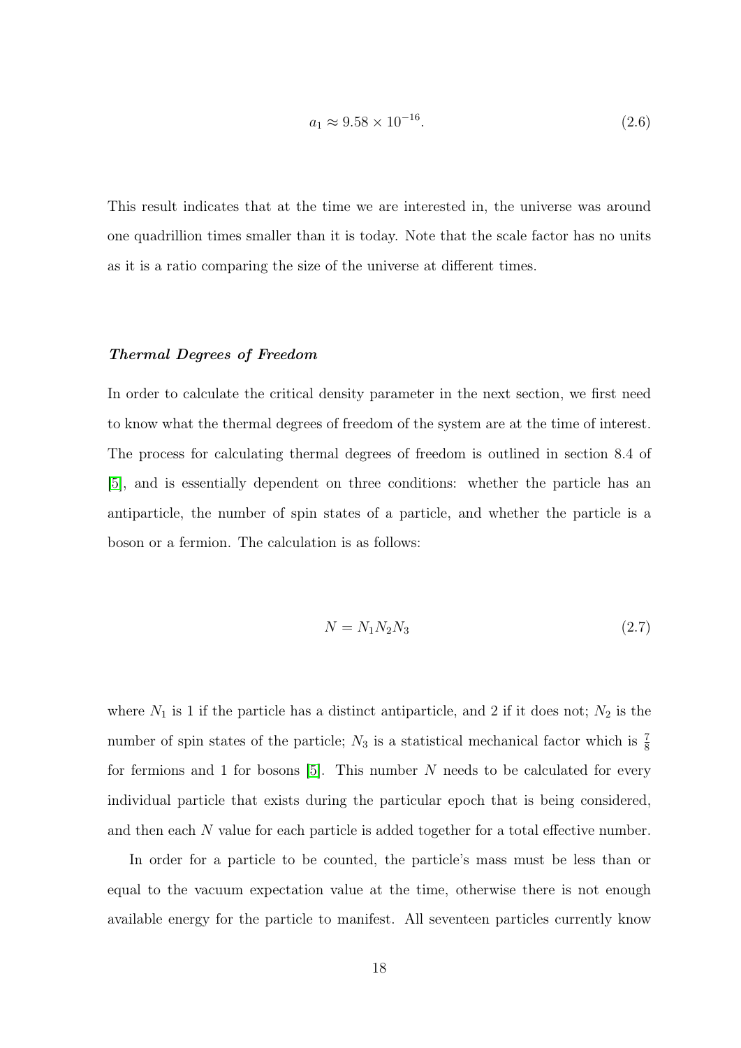$$a_1 \approx 9.58 \times 10^{-16}. \tag{2.6}$$

This result indicates that at the time we are interested in, the universe was around one quadrillion times smaller than it is today. Note that the scale factor has no units as it is a ratio comparing the size of the universe at different times.

### ***Thermal Degrees of Freedom***

In order to calculate the critical density parameter in the next section, we first need to know what the thermal degrees of freedom of the system are at the time of interest. The process for calculating thermal degrees of freedom is outlined in section 8.4 of [5], and is essentially dependent on three conditions: whether the particle has an antiparticle, the number of spin states of a particle, and whether the particle is a boson or a fermion. The calculation is as follows:

$$N = N_1 N_2 N_3 \tag{2.7}$$

where $N_1$ is 1 if the particle has a distinct antiparticle, and 2 if it does not; $N_2$ is the number of spin states of the particle; $N_3$ is a statistical mechanical factor which is $\frac{7}{8}$ for fermions and 1 for bosons [5]. This number $N$ needs to be calculated for every individual particle that exists during the particular epoch that is being considered, and then each $N$ value for each particle is added together for a total effective number.

In order for a particle to be counted, the particle's mass must be less than or equal to the vacuum expectation value at the time, otherwise there is not enough available energy for the particle to manifest. All seventeen particles currently know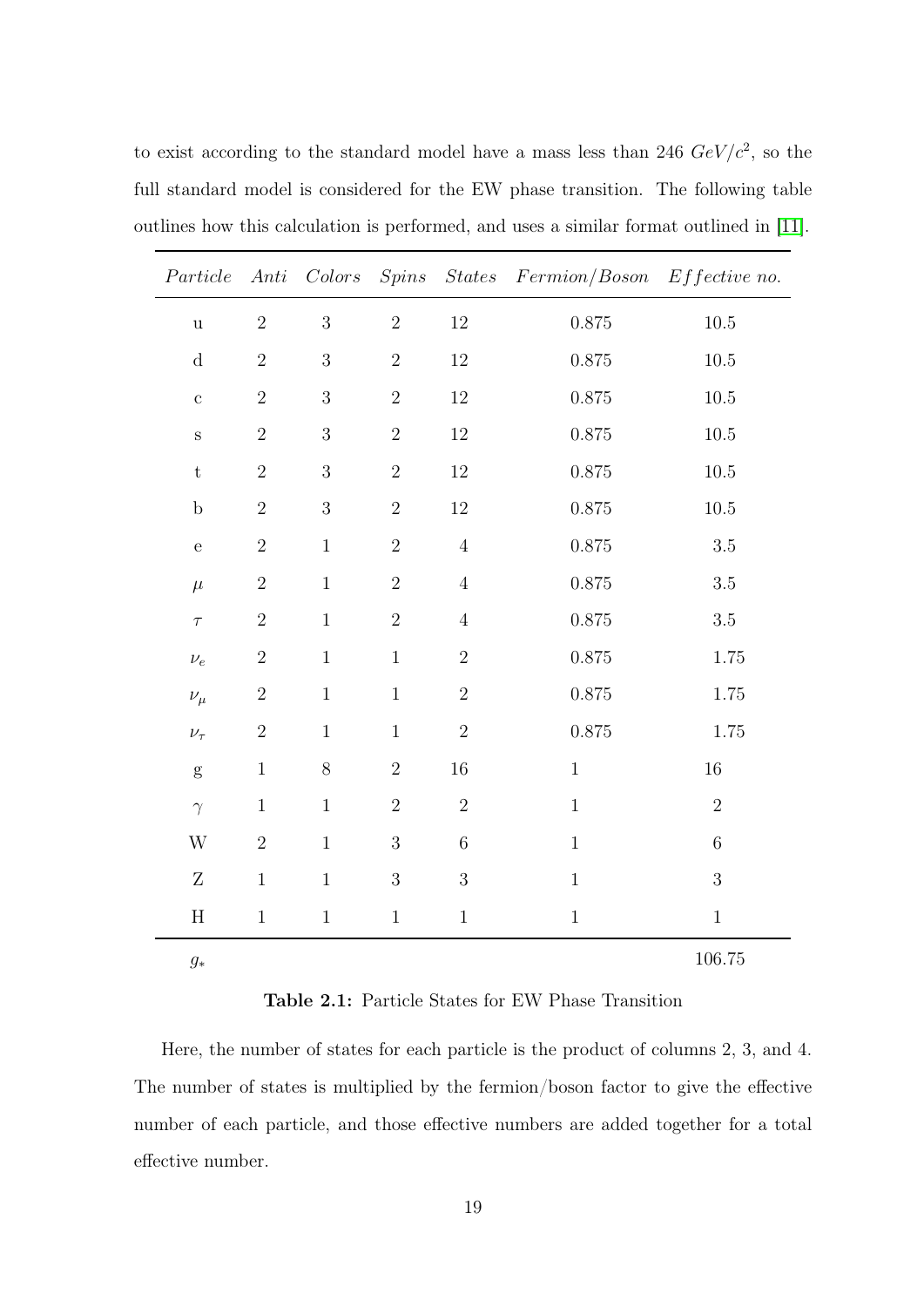to exist according to the standard model have a mass less than 246 $GeV/c^2$, so the full standard model is considered for the EW phase transition. The following table outlines how this calculation is performed, and uses a similar format outlined in [11].

| *Particle* | *Anti* | *Colors* | *Spins* | *States* | *Fermion/Boson* | *Effective no.* |
|---|---|---|---|---|---|---|
| u | 2 | 3 | 2 | 12 | 0.875 | 10.5 |
| d | 2 | 3 | 2 | 12 | 0.875 | 10.5 |
| c | 2 | 3 | 2 | 12 | 0.875 | 10.5 |
| s | 2 | 3 | 2 | 12 | 0.875 | 10.5 |
| t | 2 | 3 | 2 | 12 | 0.875 | 10.5 |
| b | 2 | 3 | 2 | 12 | 0.875 | 10.5 |
| e | 2 | 1 | 2 | 4 | 0.875 | 3.5 |
| $\mu$ | 2 | 1 | 2 | 4 | 0.875 | 3.5 |
| $\tau$ | 2 | 1 | 2 | 4 | 0.875 | 3.5 |
| $\nu_e$ | 2 | 1 | 1 | 2 | 0.875 | 1.75 |
| $\nu_\mu$ | 2 | 1 | 1 | 2 | 0.875 | 1.75 |
| $\nu_\tau$ | 2 | 1 | 1 | 2 | 0.875 | 1.75 |
| g | 1 | 8 | 2 | 16 | 1 | 16 |
| $\gamma$ | 1 | 1 | 2 | 2 | 1 | 2 |
| W | 2 | 1 | 3 | 6 | 1 | 6 |
| Z | 1 | 1 | 3 | 3 | 1 | 3 |
| H | 1 | 1 | 1 | 1 | 1 | 1 |
| $g_*$ | | | | | | 106.75 |

**Table 2.1:** Particle States for EW Phase Transition

Here, the number of states for each particle is the product of columns 2, 3, and 4. The number of states is multiplied by the fermion/boson factor to give the effective number of each particle, and those effective numbers are added together for a total effective number.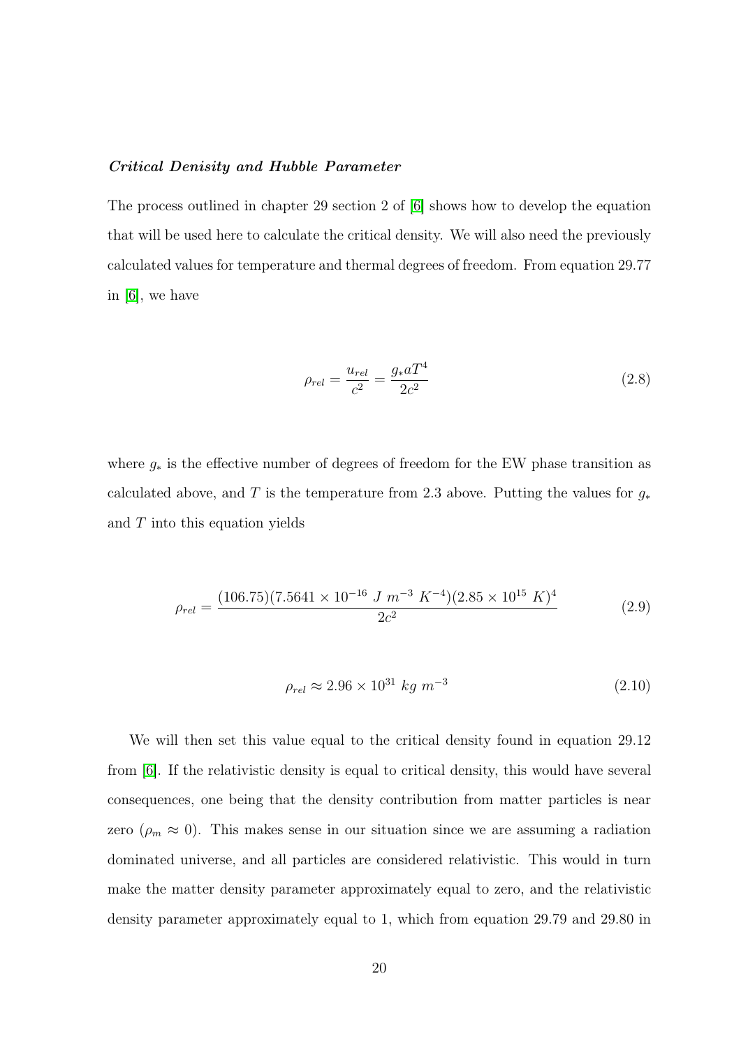***Critical Denisity and Hubble Parameter***

The process outlined in chapter 29 section 2 of [6] shows how to develop the equation that will be used here to calculate the critical density. We will also need the previously calculated values for temperature and thermal degrees of freedom. From equation 29.77 in [6], we have

$$\rho_{rel} = \frac{u_{rel}}{c^2} = \frac{g_* a T^4}{2c^2} \tag{2.8}$$

where $g_*$ is the effective number of degrees of freedom for the EW phase transition as calculated above, and $T$ is the temperature from 2.3 above. Putting the values for $g_*$ and $T$ into this equation yields

$$\rho_{rel} = \frac{(106.75)(7.5641 \times 10^{-16}\ J\ m^{-3}\ K^{-4})(2.85 \times 10^{15}\ K)^4}{2c^2} \tag{2.9}$$

$$\rho_{rel} \approx 2.96 \times 10^{31}\ kg\ m^{-3} \tag{2.10}$$

We will then set this value equal to the critical density found in equation 29.12 from [6]. If the relativistic density is equal to critical density, this would have several consequences, one being that the density contribution from matter particles is near zero ($\rho_m \approx 0$). This makes sense in our situation since we are assuming a radiation dominated universe, and all particles are considered relativistic. This would in turn make the matter density parameter approximately equal to zero, and the relativistic density parameter approximately equal to 1, which from equation 29.79 and 29.80 in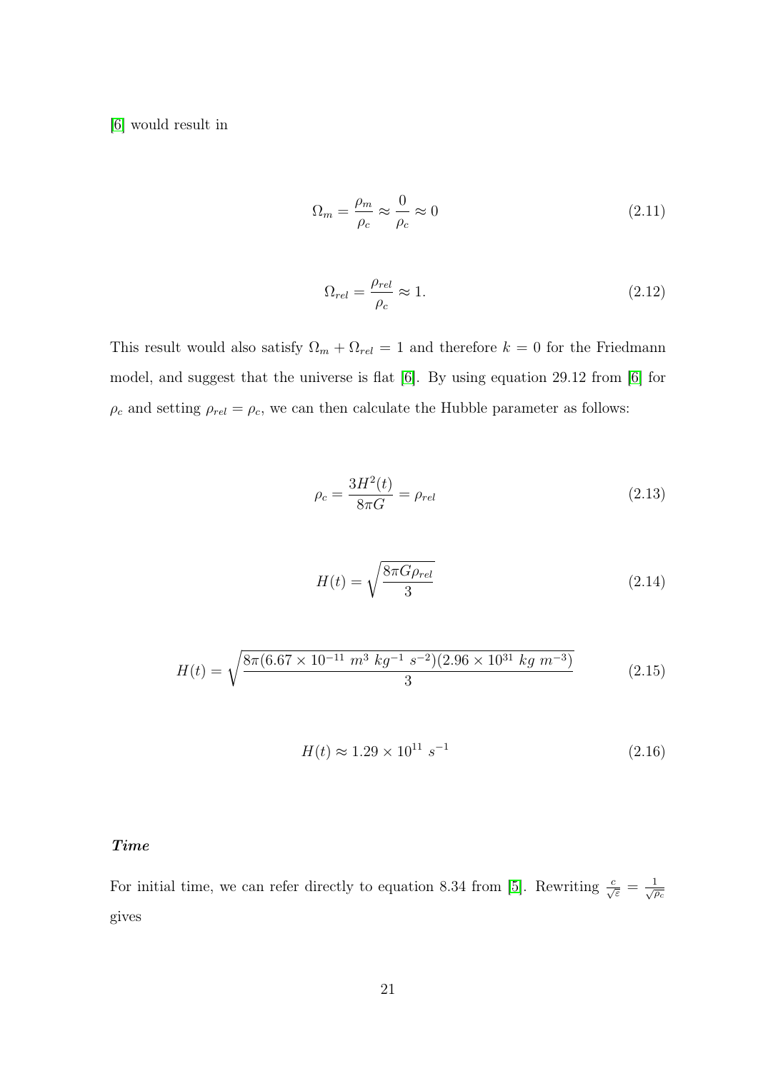[6] would result in

$$\Omega_m = \frac{\rho_m}{\rho_c} \approx \frac{0}{\rho_c} \approx 0 \tag{2.11}$$

$$\Omega_{rel} = \frac{\rho_{rel}}{\rho_c} \approx 1. \tag{2.12}$$

This result would also satisfy $\Omega_m + \Omega_{rel} = 1$ and therefore $k = 0$ for the Friedmann model, and suggest that the universe is flat [6]. By using equation 29.12 from [6] for $\rho_c$ and setting $\rho_{rel} = \rho_c$, we can then calculate the Hubble parameter as follows:

$$\rho_c = \frac{3H^2(t)}{8\pi G} = \rho_{rel} \tag{2.13}$$

$$H(t) = \sqrt{\frac{8\pi G \rho_{rel}}{3}} \tag{2.14}$$

$$H(t) = \sqrt{\frac{8\pi (6.67 \times 10^{-11}\ m^3\ kg^{-1}\ s^{-2})(2.96 \times 10^{31}\ kg\ m^{-3})}{3}} \tag{2.15}$$

$$H(t) \approx 1.29 \times 10^{11}\ s^{-1} \tag{2.16}$$

***Time***

For initial time, we can refer directly to equation 8.34 from [5]. Rewriting $\frac{c}{\sqrt{\varepsilon}} = \frac{1}{\sqrt{\rho_c}}$ gives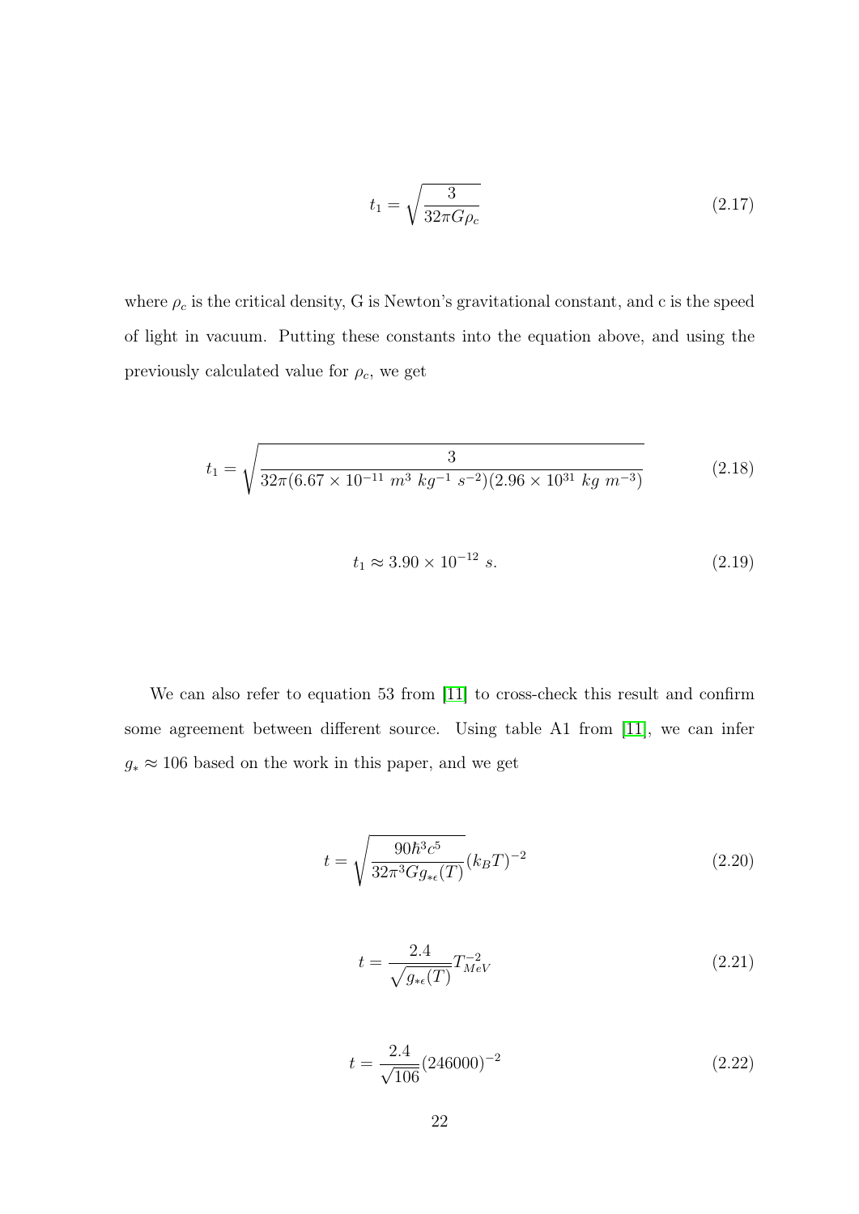$$t_1 = \sqrt{\frac{3}{32\pi G\rho_c}} \tag{2.17}$$

where $\rho_c$ is the critical density, G is Newton's gravitational constant, and c is the speed of light in vacuum. Putting these constants into the equation above, and using the previously calculated value for $\rho_c$, we get

$$t_1 = \sqrt{\frac{3}{32\pi(6.67\times10^{-11}\ m^3\ kg^{-1}\ s^{-2})(2.96\times10^{31}\ kg\ m^{-3})}} \tag{2.18}$$

$$t_1 \approx 3.90\times10^{-12}\ s. \tag{2.19}$$

We can also refer to equation 53 from [11] to cross-check this result and confirm some agreement between different source. Using table A1 from [11], we can infer $g_* \approx 106$ based on the work in this paper, and we get

$$t = \sqrt{\frac{90\hbar^3c^5}{32\pi^3 G g_{*\epsilon}(T)}}(k_BT)^{-2} \tag{2.20}$$

$$t = \frac{2.4}{\sqrt{g_{*\epsilon}(T)}}T_{MeV}^{-2} \tag{2.21}$$

$$t = \frac{2.4}{\sqrt{106}}(246000)^{-2} \tag{2.22}$$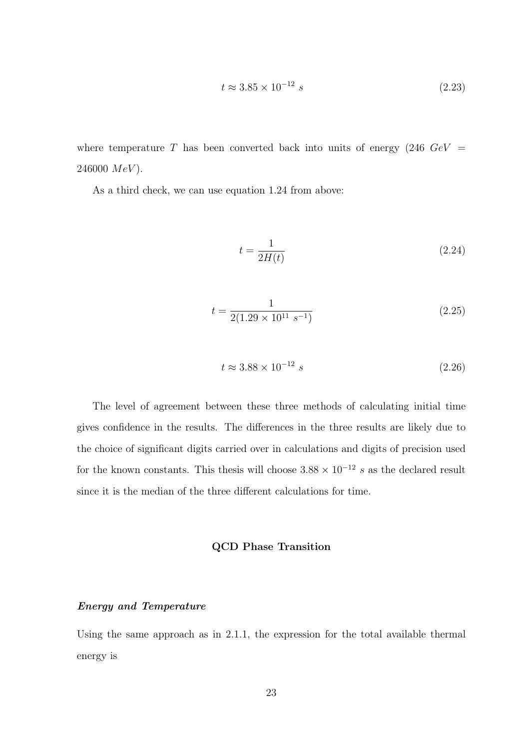$$t \approx 3.85 \times 10^{-12}\ s \tag{2.23}$$

where temperature $T$ has been converted back into units of energy ($246\ GeV = 246000\ MeV$).

As a third check, we can use equation 1.24 from above:

$$t = \frac{1}{2H(t)} \tag{2.24}$$

$$t = \frac{1}{2(1.29 \times 10^{11}\ s^{-1})} \tag{2.25}$$

$$t \approx 3.88 \times 10^{-12}\ s \tag{2.26}$$

The level of agreement between these three methods of calculating initial time gives confidence in the results. The differences in the three results are likely due to the choice of significant digits carried over in calculations and digits of precision used for the known constants. This thesis will choose $3.88 \times 10^{-12}\ s$ as the declared result since it is the median of the three different calculations for time.

## QCD Phase Transition

### *Energy and Temperature*

Using the same approach as in 2.1.1, the expression for the total available thermal energy is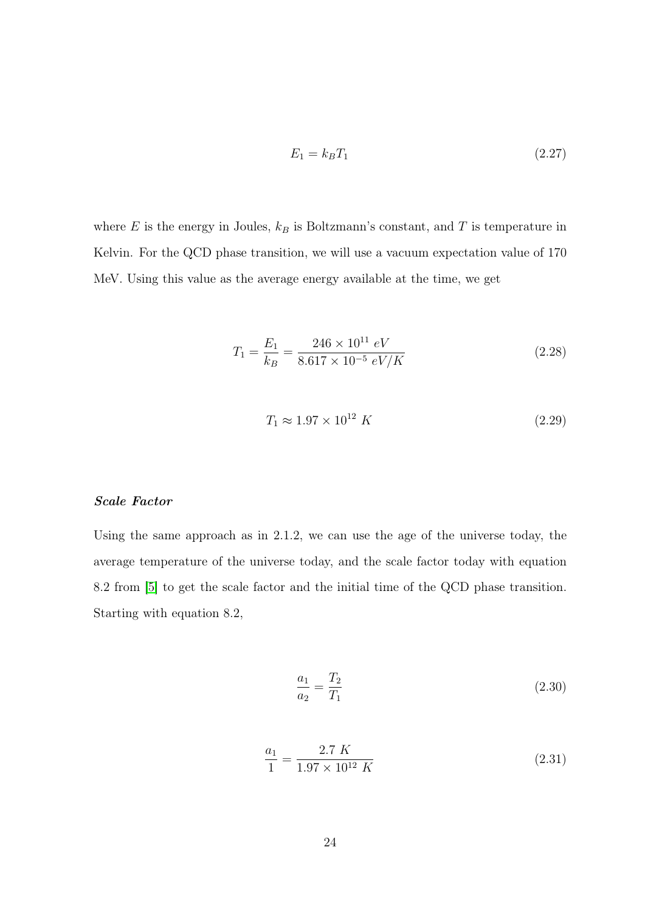$$E_1 = k_B T_1 \tag{2.27}$$

where $E$ is the energy in Joules, $k_B$ is Boltzmann's constant, and $T$ is temperature in Kelvin. For the QCD phase transition, we will use a vacuum expectation value of 170 MeV. Using this value as the average energy available at the time, we get

$$T_1 = \frac{E_1}{k_B} = \frac{246 \times 10^{11}\ eV}{8.617 \times 10^{-5}\ eV/K} \tag{2.28}$$

$$T_1 \approx 1.97 \times 10^{12}\ K \tag{2.29}$$

***Scale Factor***

Using the same approach as in 2.1.2, we can use the age of the universe today, the average temperature of the universe today, and the scale factor today with equation 8.2 from [5] to get the scale factor and the initial time of the QCD phase transition. Starting with equation 8.2,

$$\frac{a_1}{a_2} = \frac{T_2}{T_1} \tag{2.30}$$

$$\frac{a_1}{1} = \frac{2.7\ K}{1.97 \times 10^{12}\ K} \tag{2.31}$$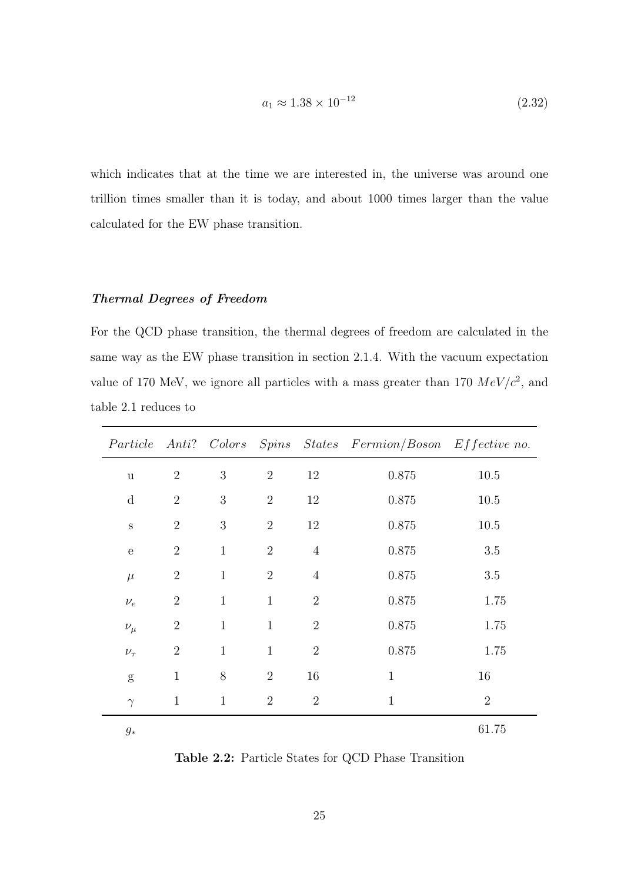$$a_1 \approx 1.38 \times 10^{-12} \tag{2.32}$$

which indicates that at the time we are interested in, the universe was around one trillion times smaller than it is today, and about 1000 times larger than the value calculated for the EW phase transition.

***Thermal Degrees of Freedom***

For the QCD phase transition, the thermal degrees of freedom are calculated in the same way as the EW phase transition in section 2.1.4. With the vacuum expectation value of 170 MeV, we ignore all particles with a mass greater than 170 $MeV/c^2$, and table 2.1 reduces to

| *Particle* | *Anti?* | *Colors* | *Spins* | *States* | *Fermion/Boson* | *Effective no.* |
|---|---|---|---|---|---|---|
| u | 2 | 3 | 2 | 12 | 0.875 | 10.5 |
| d | 2 | 3 | 2 | 12 | 0.875 | 10.5 |
| s | 2 | 3 | 2 | 12 | 0.875 | 10.5 |
| e | 2 | 1 | 2 | 4 | 0.875 | 3.5 |
| $\mu$ | 2 | 1 | 2 | 4 | 0.875 | 3.5 |
| $\nu_e$ | 2 | 1 | 1 | 2 | 0.875 | 1.75 |
| $\nu_\mu$ | 2 | 1 | 1 | 2 | 0.875 | 1.75 |
| $\nu_\tau$ | 2 | 1 | 1 | 2 | 0.875 | 1.75 |
| g | 1 | 8 | 2 | 16 | 1 | 16 |
| $\gamma$ | 1 | 1 | 2 | 2 | 1 | 2 |
| $g_*$ | | | | | | 61.75 |

**Table 2.2:** Particle States for QCD Phase Transition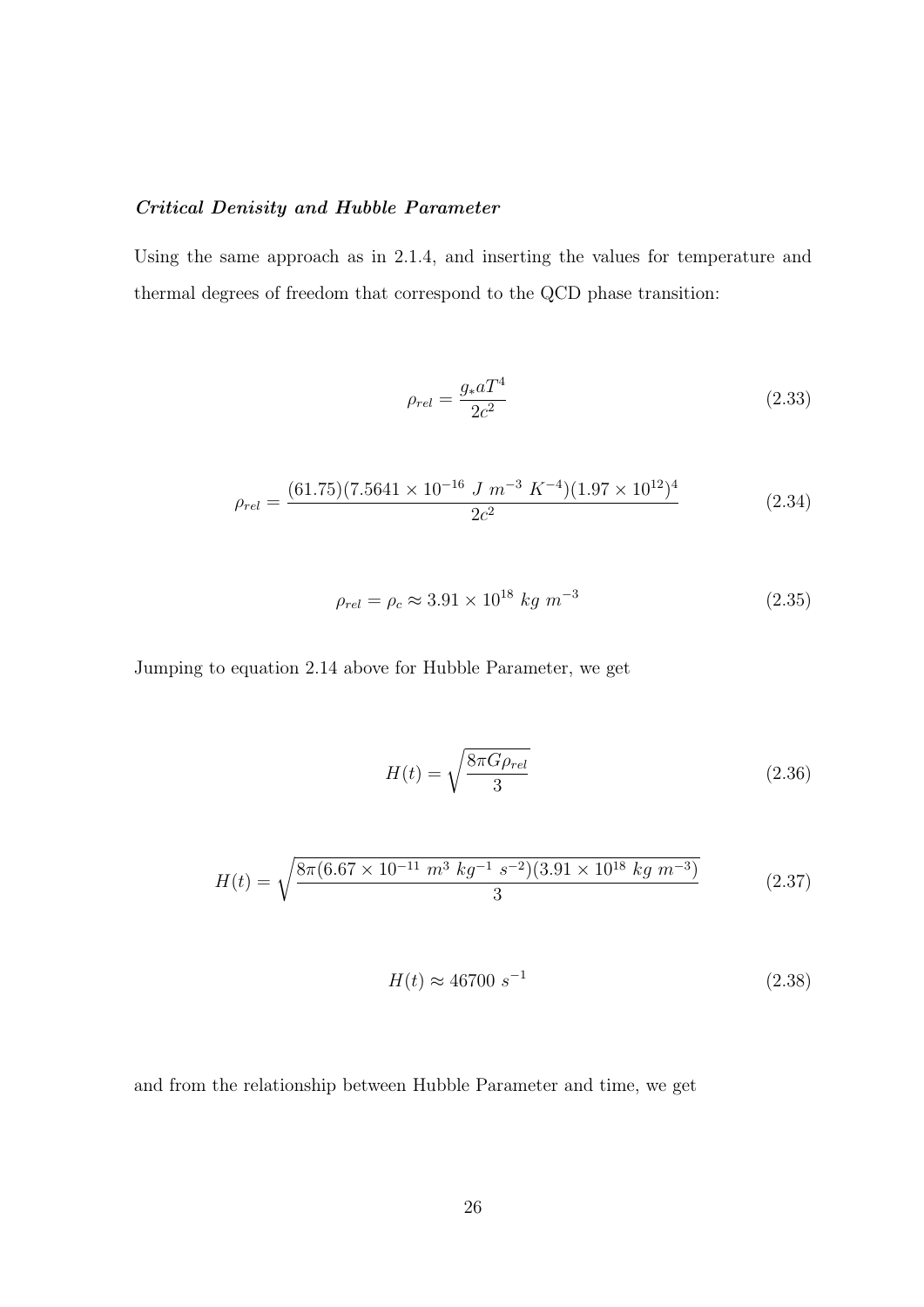***Critical Denisity and Hubble Parameter***

Using the same approach as in 2.1.4, and inserting the values for temperature and thermal degrees of freedom that correspond to the QCD phase transition:

$$\rho_{rel} = \frac{g_* a T^4}{2c^2} \tag{2.33}$$

$$\rho_{rel} = \frac{(61.75)(7.5641 \times 10^{-16}\ J\ m^{-3}\ K^{-4})(1.97 \times 10^{12})^4}{2c^2} \tag{2.34}$$

$$\rho_{rel} = \rho_c \approx 3.91 \times 10^{18}\ kg\ m^{-3} \tag{2.35}$$

Jumping to equation 2.14 above for Hubble Parameter, we get

$$H(t) = \sqrt{\frac{8\pi G \rho_{rel}}{3}} \tag{2.36}$$

$$H(t) = \sqrt{\frac{8\pi(6.67 \times 10^{-11}\ m^3\ kg^{-1}\ s^{-2})(3.91 \times 10^{18}\ kg\ m^{-3})}{3}} \tag{2.37}$$

$$H(t) \approx 46700\ s^{-1} \tag{2.38}$$

and from the relationship between Hubble Parameter and time, we get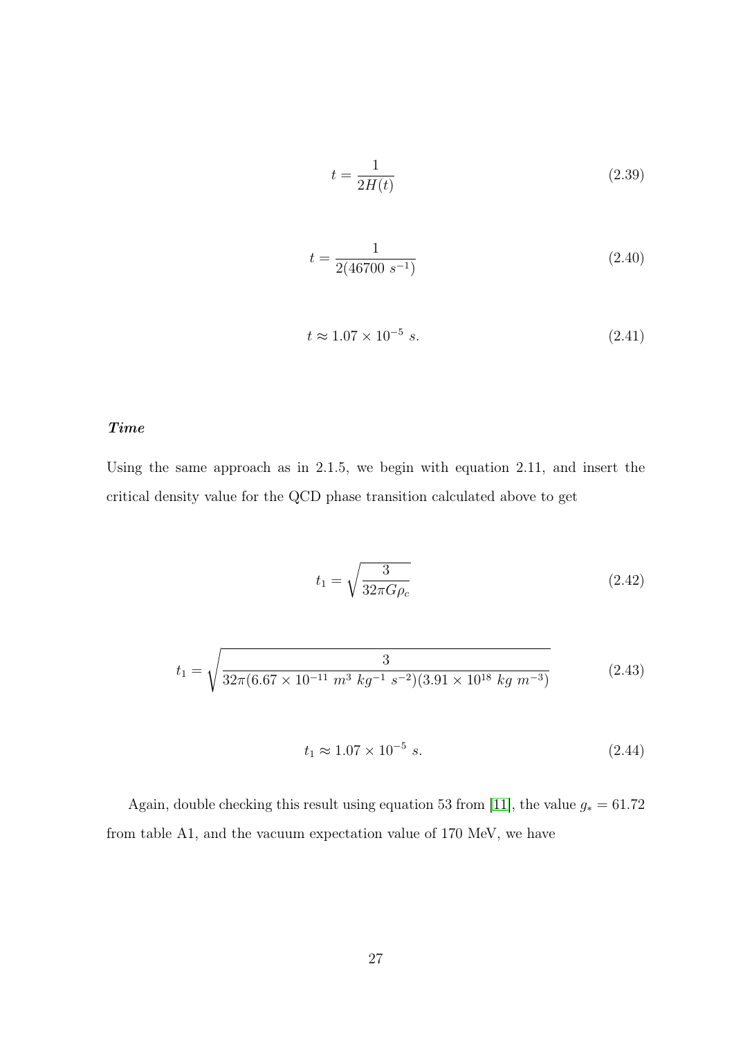$$t = \frac{1}{2H(t)} \tag{2.39}$$

$$t = \frac{1}{2(46700\ s^{-1})} \tag{2.40}$$

$$t \approx 1.07 \times 10^{-5}\ s. \tag{2.41}$$

***Time***

Using the same approach as in 2.1.5, we begin with equation 2.11, and insert the critical density value for the QCD phase transition calculated above to get

$$t_1 = \sqrt{\frac{3}{32\pi G\rho_c}} \tag{2.42}$$

$$t_1 = \sqrt{\frac{3}{32\pi(6.67 \times 10^{-11}\ m^3\ kg^{-1}\ s^{-2})(3.91 \times 10^{18}\ kg\ m^{-3})}} \tag{2.43}$$

$$t_1 \approx 1.07 \times 10^{-5}\ s. \tag{2.44}$$

Again, double checking this result using equation 53 from [11], the value $g_* = 61.72$ from table A1, and the vacuum expectation value of 170 MeV, we have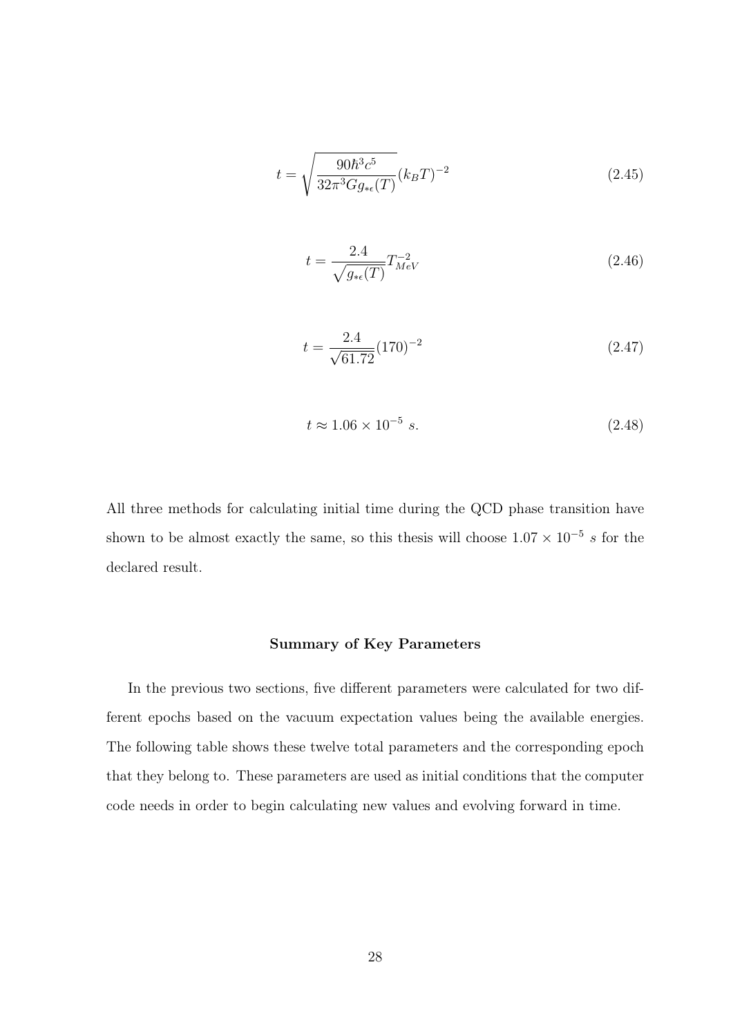$$t = \sqrt{\frac{90\hbar^3 c^5}{32\pi^3 G g_{*\epsilon}(T)}}(k_B T)^{-2} \tag{2.45}$$

$$t = \frac{2.4}{\sqrt{g_{*\epsilon}(T)}} T_{MeV}^{-2} \tag{2.46}$$

$$t = \frac{2.4}{\sqrt{61.72}}(170)^{-2} \tag{2.47}$$

$$t \approx 1.06 \times 10^{-5}\ s. \tag{2.48}$$

All three methods for calculating initial time during the QCD phase transition have shown to be almost exactly the same, so this thesis will choose $1.07 \times 10^{-5}\ s$ for the declared result.

### Summary of Key Parameters

In the previous two sections, five different parameters were calculated for two different epochs based on the vacuum expectation values being the available energies. The following table shows these twelve total parameters and the corresponding epoch that they belong to. These parameters are used as initial conditions that the computer code needs in order to begin calculating new values and evolving forward in time.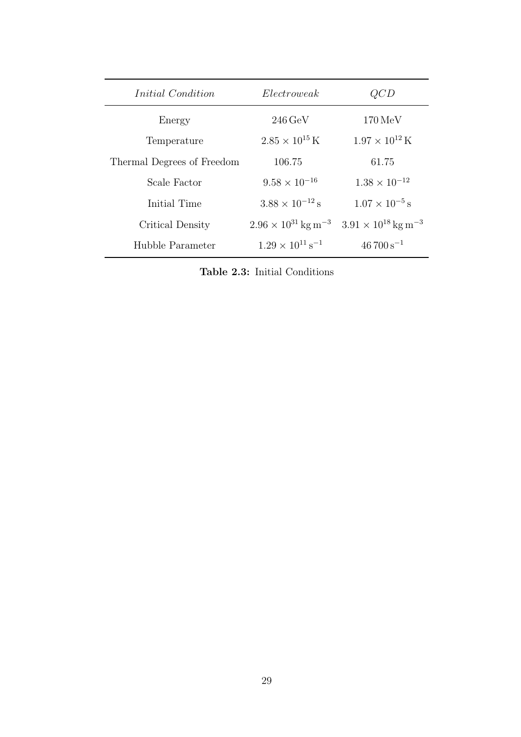| *Initial Condition* | *Electroweak* | *QCD* |
|---|---|---|
| Energy | $246\,\mathrm{GeV}$ | $170\,\mathrm{MeV}$ |
| Temperature | $2.85 \times 10^{15}\,\mathrm{K}$ | $1.97 \times 10^{12}\,\mathrm{K}$ |
| Thermal Degrees of Freedom | 106.75 | 61.75 |
| Scale Factor | $9.58 \times 10^{-16}$ | $1.38 \times 10^{-12}$ |
| Initial Time | $3.88 \times 10^{-12}\,\mathrm{s}$ | $1.07 \times 10^{-5}\,\mathrm{s}$ |
| Critical Density | $2.96 \times 10^{31}\,\mathrm{kg\,m^{-3}}$ | $3.91 \times 10^{18}\,\mathrm{kg\,m^{-3}}$ |
| Hubble Parameter | $1.29 \times 10^{11}\,\mathrm{s^{-1}}$ | $46\,700\,\mathrm{s^{-1}}$ |

**Table 2.3:** Initial Conditions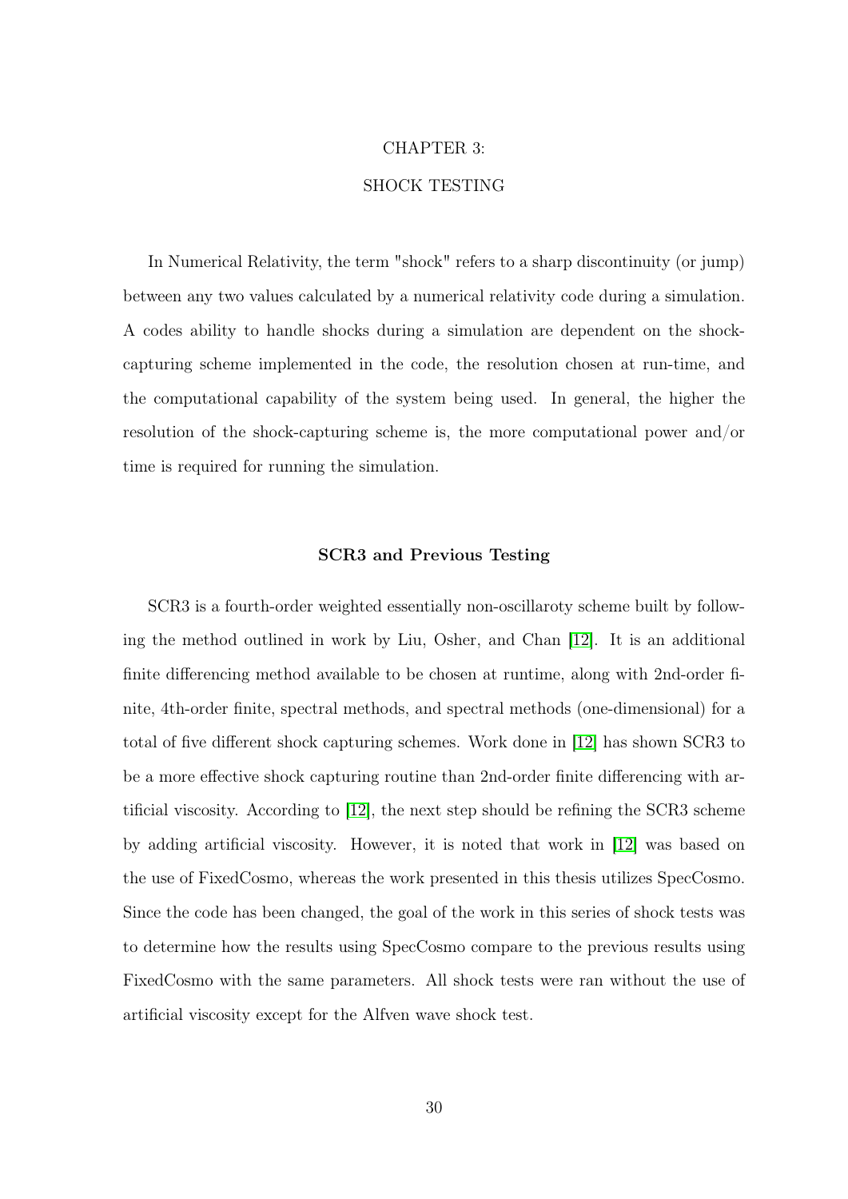# CHAPTER 3:

# SHOCK TESTING

In Numerical Relativity, the term "shock" refers to a sharp discontinuity (or jump) between any two values calculated by a numerical relativity code during a simulation. A codes ability to handle shocks during a simulation are dependent on the shock-capturing scheme implemented in the code, the resolution chosen at run-time, and the computational capability of the system being used. In general, the higher the resolution of the shock-capturing scheme is, the more computational power and/or time is required for running the simulation.

## SCR3 and Previous Testing

SCR3 is a fourth-order weighted essentially non-oscillaroty scheme built by following the method outlined in work by Liu, Osher, and Chan [12]. It is an additional finite differencing method available to be chosen at runtime, along with 2nd-order finite, 4th-order finite, spectral methods, and spectral methods (one-dimensional) for a total of five different shock capturing schemes. Work done in [12] has shown SCR3 to be a more effective shock capturing routine than 2nd-order finite differencing with artificial viscosity. According to [12], the next step should be refining the SCR3 scheme by adding artificial viscosity. However, it is noted that work in [12] was based on the use of FixedCosmo, whereas the work presented in this thesis utilizes SpecCosmo. Since the code has been changed, the goal of the work in this series of shock tests was to determine how the results using SpecCosmo compare to the previous results using FixedCosmo with the same parameters. All shock tests were ran without the use of artificial viscosity except for the Alfven wave shock test.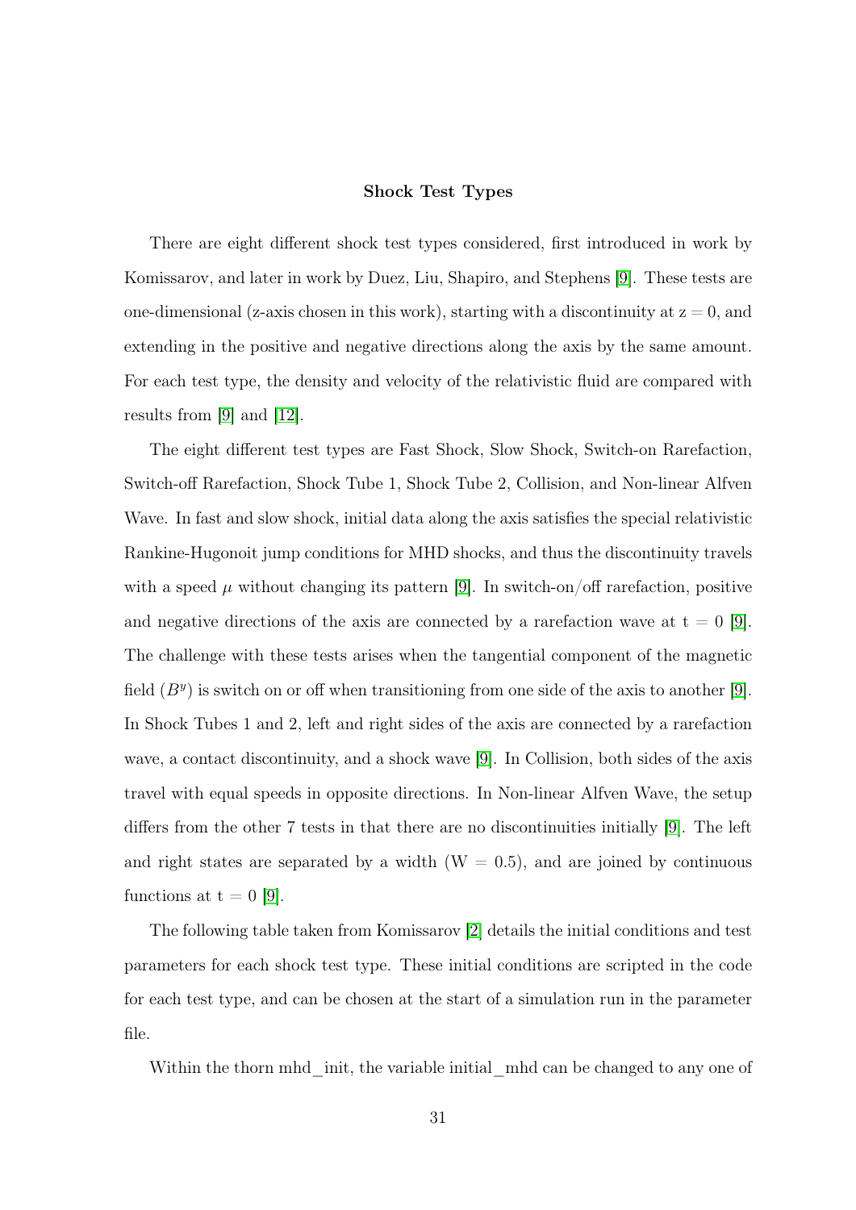### Shock Test Types

There are eight different shock test types considered, first introduced in work by Komissarov, and later in work by Duez, Liu, Shapiro, and Stephens [9]. These tests are one-dimensional (z-axis chosen in this work), starting with a discontinuity at z = 0, and extending in the positive and negative directions along the axis by the same amount. For each test type, the density and velocity of the relativistic fluid are compared with results from [9] and [12].

The eight different test types are Fast Shock, Slow Shock, Switch-on Rarefaction, Switch-off Rarefaction, Shock Tube 1, Shock Tube 2, Collision, and Non-linear Alfven Wave. In fast and slow shock, initial data along the axis satisfies the special relativistic Rankine-Hugoniot jump conditions for MHD shocks, and thus the discontinuity travels with a speed $\mu$ without changing its pattern [9]. In switch-on/off rarefaction, positive and negative directions of the axis are connected by a rarefaction wave at t = 0 [9]. The challenge with these tests arises when the tangential component of the magnetic field ($B^y$) is switch on or off when transitioning from one side of the axis to another [9]. In Shock Tubes 1 and 2, left and right sides of the axis are connected by a rarefaction wave, a contact discontinuity, and a shock wave [9]. In Collision, both sides of the axis travel with equal speeds in opposite directions. In Non-linear Alfven Wave, the setup differs from the other 7 tests in that there are no discontinuities initially [9]. The left and right states are separated by a width (W = 0.5), and are joined by continuous functions at t = 0 [9].

The following table taken from Komissarov [2] details the initial conditions and test parameters for each shock test type. These initial conditions are scripted in the code for each test type, and can be chosen at the start of a simulation run in the parameter file.

Within the thorn mhd_init, the variable initial_mhd can be changed to any one of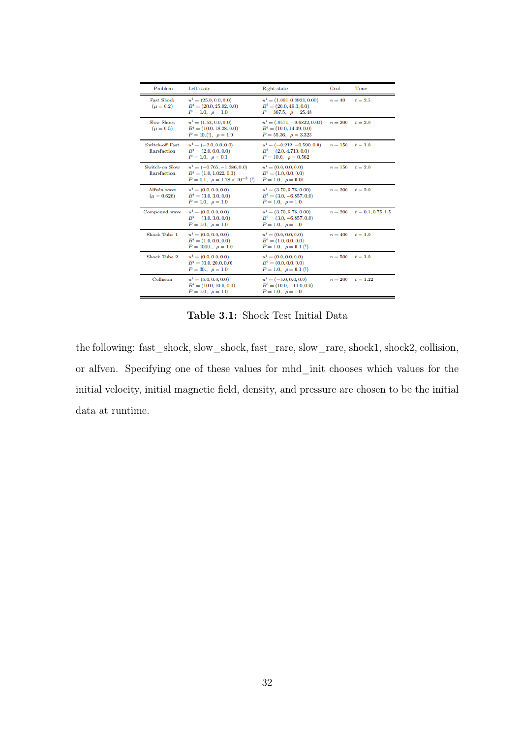| Problem | Left state | Right state | Grid | Time |
|---|---|---|---|---|
| Fast Shock ($\mu = 0.2$) | $u^i = (25.0, 0.0, 0.0)$ <br> $B^i = (20.0, 25.02, 0.0)$ <br> $P = 1.0, \;\; \rho = 1.0$ | $u^i = (1.091, 0.3923, 0.00)$ <br> $B^i = (20.0, 49.0, 0.0)$ <br> $P = 367.5, \;\; \rho = 25.48$ | $n = 40$ | $t = 2.5$ |
| Slow Shock ($\mu = 0.5$) | $u^i = (1.53, 0.0, 0.0)$ <br> $B^i = (10.0, 18.28, 0.0)$ <br> $P = 10.(!), \;\; \rho = 1.0$ | $u^i = (.9571, -0.6822, 0.00)$ <br> $B^i = (10.0, 14.49, 0.0)$ <br> $P = 55.36, \;\; \rho = 3.323$ | $n = 200$ | $t = 2.0$ |
| Switch-off Fast Rarefaction | $u^i = (-2.0, 0.0, 0.0)$ <br> $B^i = (2.0, 0.0, 0.0)$ <br> $P = 1.0, \;\; \rho = 0.1$ | $u^i = (-0.212, -0.590, 0.0)$ <br> $B^i = (2.0, 4.710, 0.0)$ <br> $P = 10.0, \;\; \rho = 0.562$ | $n = 150$ | $t = 1.0$ |
| Switch-on Slow Rarefaction | $u^i = (-0.765, -1.386, 0.0)$ <br> $B^i = (1.0, 1.022, 0.0)$ <br> $P = 0.1, \;\; \rho = 1.78 \times 10^{-3}$ (!) | $u^i = (0.0, 0.0, 0.0)$ <br> $B^i = (1.0, 0.0, 0.0)$ <br> $P = 1.0, \;\; \rho = 0.01$ | $n = 150$ | $t = 2.0$ |
| Alfvén wave ($\mu = 0.626$) | $u^i = (0.0, 0.0, 0.0)$ <br> $B^i = (3.0, 3.0, 0.0)$ <br> $P = 1.0, \;\; \rho = 1.0$ | $u^i = (3.70, 5.76, 0.00)$ <br> $B^i = (3.0, -6.857, 0.0)$ <br> $P = 1.0, \;\; \rho = 1.0$ | $n = 200$ | $t = 2.0$ |
| Compound wave | $u^i = (0.0, 0.0, 0.0)$ <br> $B^i = (3.0, 3.0, 0.0)$ <br> $P = 1.0, \;\; \rho = 1.0$ | $u^i = (3.70, 5.76, 0.00)$ <br> $B^i = (3.0, -6.857, 0.0)$ <br> $P = 1.0, \;\; \rho = 1.0$ | $n = 200$ | $t = 0.1, 0.75, 1.5$ |
| Shock Tube 1 | $u^i = (0.0, 0.0, 0.0)$ <br> $B^i = (1.0, 0.0, 0.0)$ <br> $P = 1000., \;\; \rho = 1.0$ | $u^i = (0.0, 0.0, 0.0)$ <br> $B^i = (1.0, 0.0, 0.0)$ <br> $P = 1.0, \;\; \rho = 0.1$ (!) | $n = 400$ | $t = 1.0$ |
| Shock Tube 2 | $u^i = (0.0, 0.0, 0.0)$ <br> $B^i = (0.0, 20.0, 0.0)$ <br> $P = 30., \;\; \rho = 1.0$ | $u^i = (0.0, 0.0, 0.0)$ <br> $B^i = (0.0, 0.0, 0.0)$ <br> $P = 1.0, \;\; \rho = 0.1$ (!) | $n = 500$ | $t = 1.0$ |
| Collision | $u^i = (5.0, 0.0, 0.0)$ <br> $B^i = (10.0, 10.0, 0.0)$ <br> $P = 1.0, \;\; \rho = 1.0$ | $u^i = (-5.0, 0.0, 0.0)$ <br> $B^i = (10.0, -10.0, 0.0)$ <br> $P = 1.0, \;\; \rho = 1.0$ | $n = 200$ | $t = 1.22$ |

**Table 3.1:** Shock Test Initial Data

the following: fast_shock, slow_shock, fast_rare, slow_rare, shock1, shock2, collision, or alfven. Specifying one of these values for mhd_init chooses which values for the initial velocity, initial magnetic field, density, and pressure are chosen to be the initial data at runtime.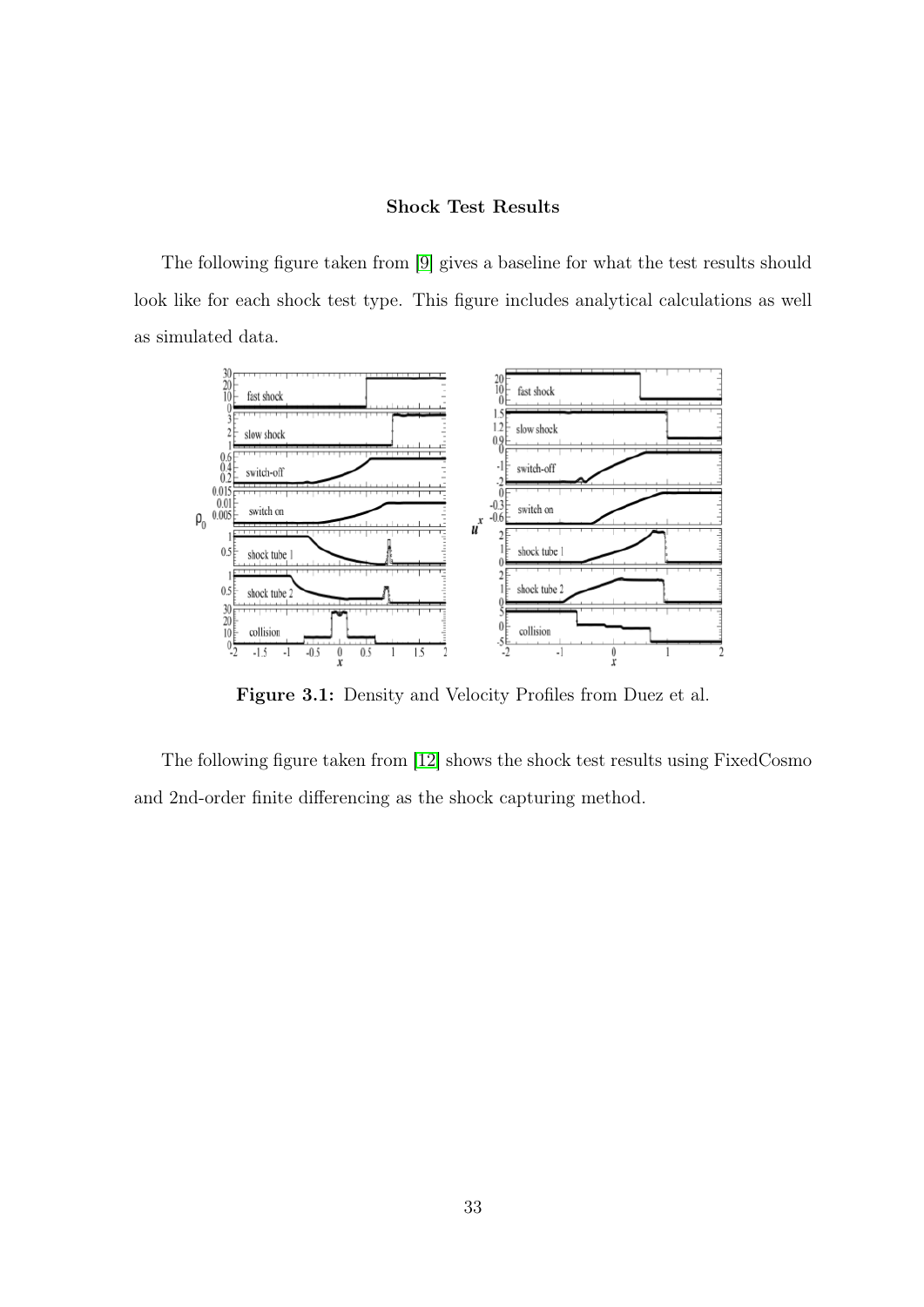## Shock Test Results

The following figure taken from [9] gives a baseline for what the test results should look like for each shock test type. This figure includes analytical calculations as well as simulated data.

**Figure 3.1:** Density and Velocity Profiles from Duez et al.

The following figure taken from [12] shows the shock test results using FixedCosmo and 2nd-order finite differencing as the shock capturing method.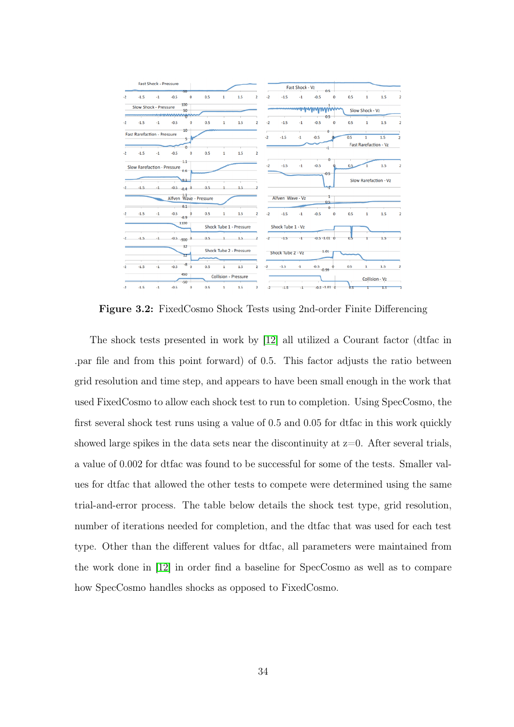**Figure 3.2:** FixedCosmo Shock Tests using 2nd-order Finite Differencing

The shock tests presented in work by [12] all utilized a Courant factor (dtfac in .par file and from this point forward) of 0.5. This factor adjusts the ratio between grid resolution and time step, and appears to have been small enough in the work that used FixedCosmo to allow each shock test to run to completion. Using SpecCosmo, the first several shock test runs using a value of 0.5 and 0.05 for dtfac in this work quickly showed large spikes in the data sets near the discontinuity at z=0. After several trials, a value of 0.002 for dtfac was found to be successful for some of the tests. Smaller values for dtfac that allowed the other tests to compete were determined using the same trial-and-error process. The table below details the shock test type, grid resolution, number of iterations needed for completion, and the dtfac that was used for each test type. Other than the different values for dtfac, all parameters were maintained from the work done in [12] in order find a baseline for SpecCosmo as well as to compare how SpecCosmo handles shocks as opposed to FixedCosmo.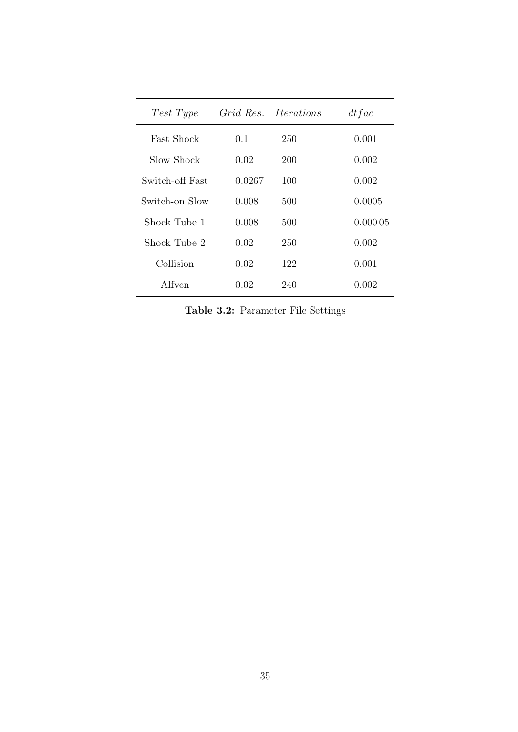| *Test Type* | *Grid Res.* | *Iterations* | *dtfac* |
|---|---|---|---|
| Fast Shock | 0.1 | 250 | 0.001 |
| Slow Shock | 0.02 | 200 | 0.002 |
| Switch-off Fast | 0.0267 | 100 | 0.002 |
| Switch-on Slow | 0.008 | 500 | 0.0005 |
| Shock Tube 1 | 0.008 | 500 | 0.000 05 |
| Shock Tube 2 | 0.02 | 250 | 0.002 |
| Collision | 0.02 | 122 | 0.001 |
| Alfven | 0.02 | 240 | 0.002 |

**Table 3.2:** Parameter File Settings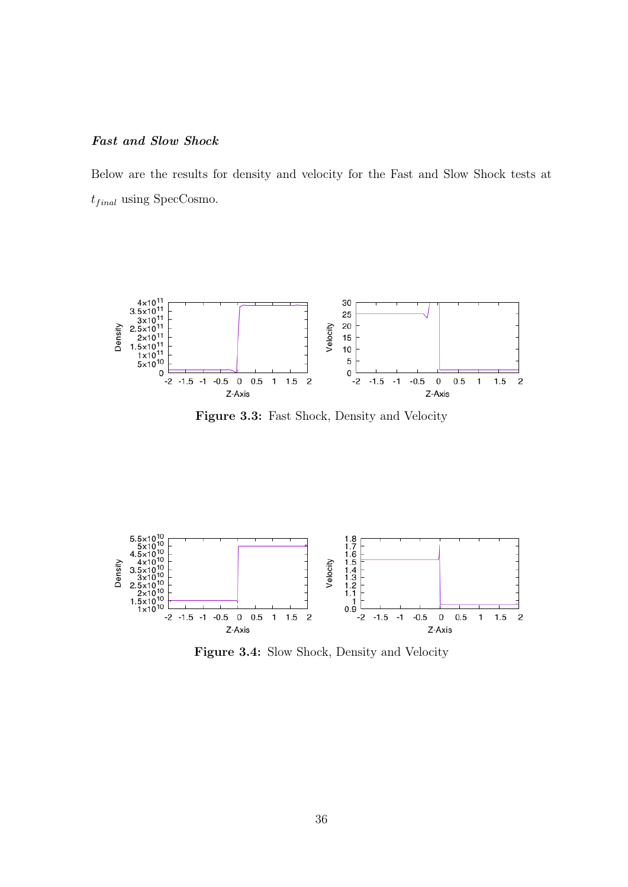***Fast and Slow Shock***

Below are the results for density and velocity for the Fast and Slow Shock tests at $t_{final}$ using SpecCosmo.

**Figure 3.3:** Fast Shock, Density and Velocity

**Figure 3.4:** Slow Shock, Density and Velocity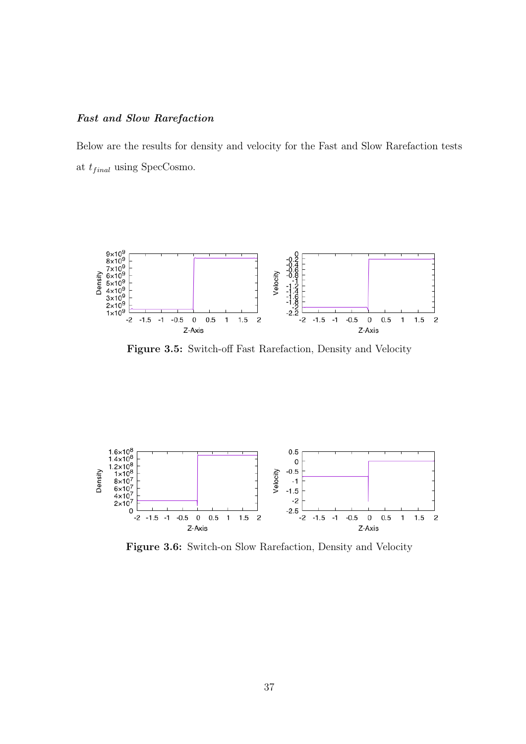***Fast and Slow Rarefaction***

Below are the results for density and velocity for the Fast and Slow Rarefaction tests at $t_{final}$ using SpecCosmo.

**Figure 3.5:** Switch-off Fast Rarefaction, Density and Velocity

**Figure 3.6:** Switch-on Slow Rarefaction, Density and Velocity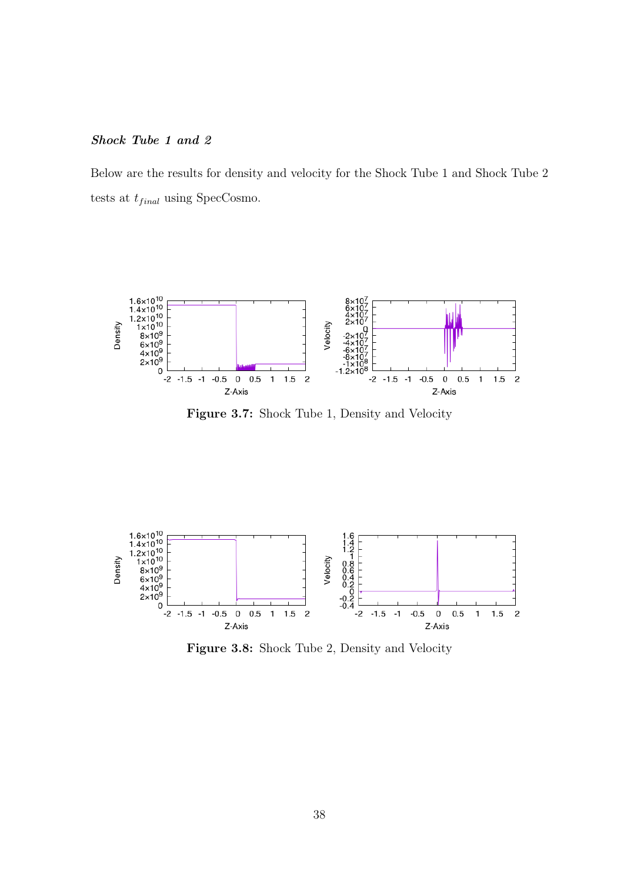***Shock Tube 1 and 2***

Below are the results for density and velocity for the Shock Tube 1 and Shock Tube 2 tests at $t_{final}$ using SpecCosmo.

**Figure 3.7:** Shock Tube 1, Density and Velocity

**Figure 3.8:** Shock Tube 2, Density and Velocity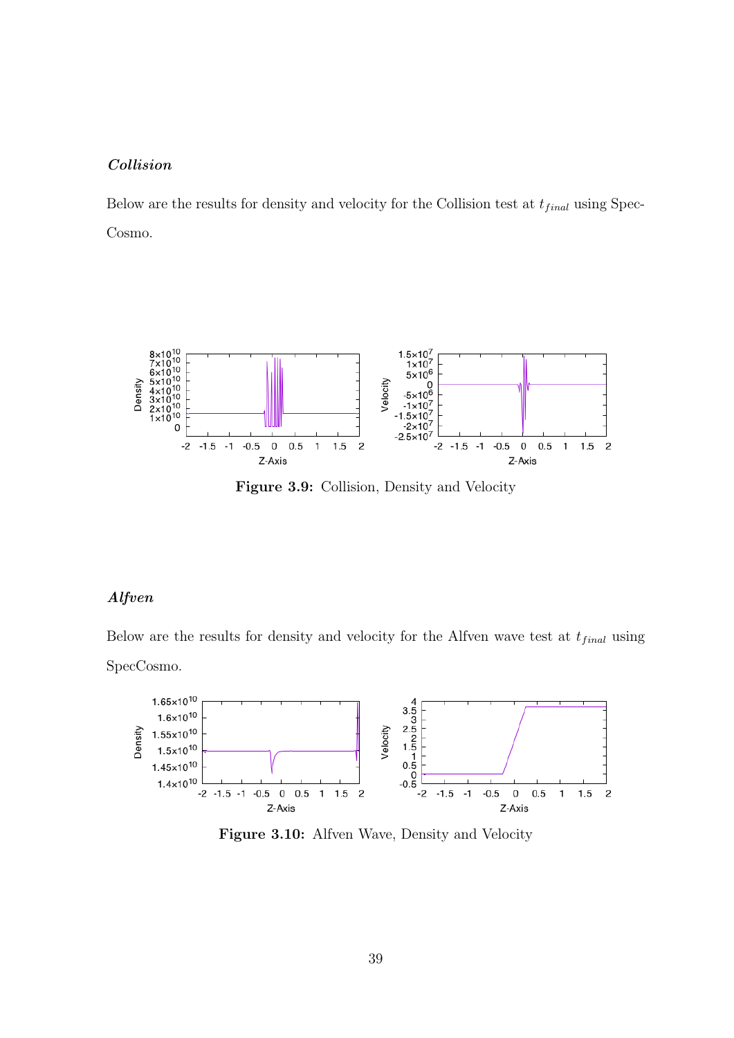***Collision***

Below are the results for density and velocity for the Collision test at $t_{final}$ using SpecCosmo.

**Figure 3.9:** Collision, Density and Velocity

***Alfven***

Below are the results for density and velocity for the Alfven wave test at $t_{final}$ using SpecCosmo.

**Figure 3.10:** Alfven Wave, Density and Velocity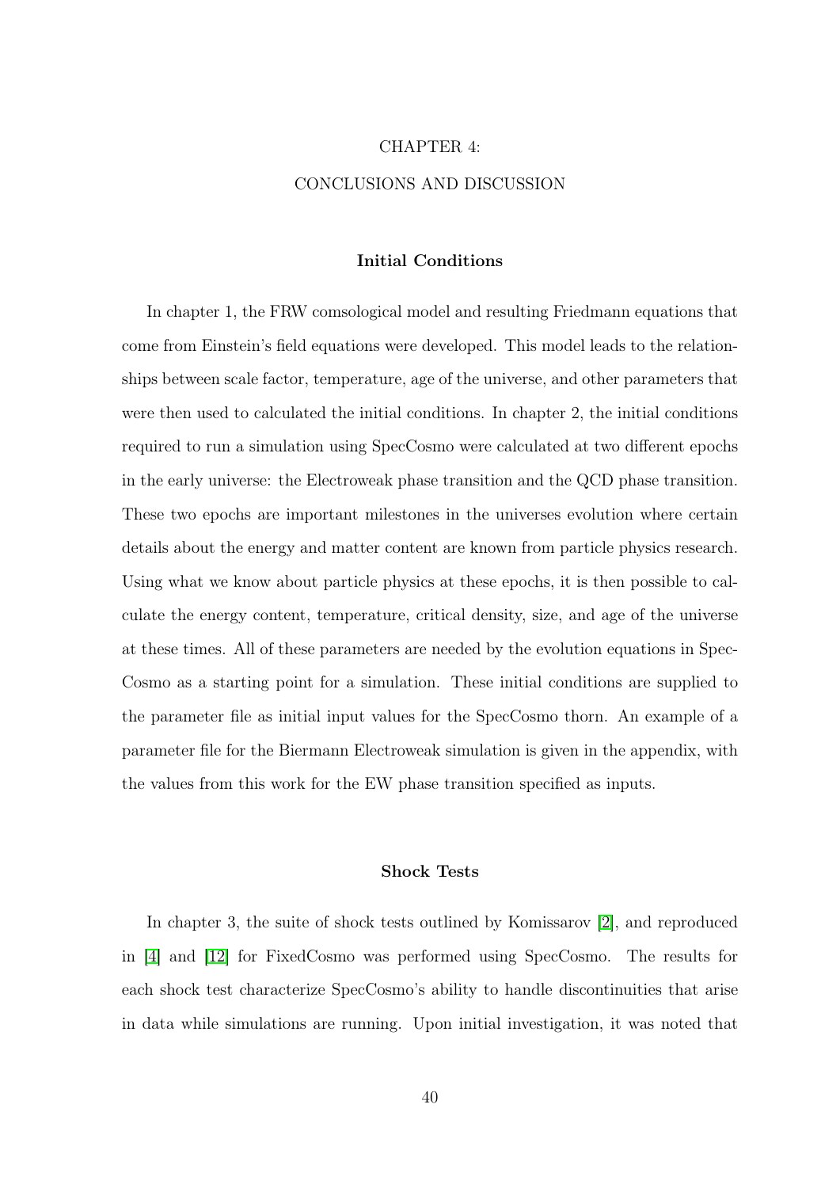# CHAPTER 4:

# CONCLUSIONS AND DISCUSSION

## Initial Conditions

In chapter 1, the FRW comsological model and resulting Friedmann equations that come from Einstein's field equations were developed. This model leads to the relationships between scale factor, temperature, age of the universe, and other parameters that were then used to calculated the initial conditions. In chapter 2, the initial conditions required to run a simulation using SpecCosmo were calculated at two different epochs in the early universe: the Electroweak phase transition and the QCD phase transition. These two epochs are important milestones in the universes evolution where certain details about the energy and matter content are known from particle physics research. Using what we know about particle physics at these epochs, it is then possible to calculate the energy content, temperature, critical density, size, and age of the universe at these times. All of these parameters are needed by the evolution equations in SpecCosmo as a starting point for a simulation. These initial conditions are supplied to the parameter file as initial input values for the SpecCosmo thorn. An example of a parameter file for the Biermann Electroweak simulation is given in the appendix, with the values from this work for the EW phase transition specified as inputs.

## Shock Tests

In chapter 3, the suite of shock tests outlined by Komissarov [2], and reproduced in [4] and [12] for FixedCosmo was performed using SpecCosmo. The results for each shock test characterize SpecCosmo's ability to handle discontinuities that arise in data while simulations are running. Upon initial investigation, it was noted that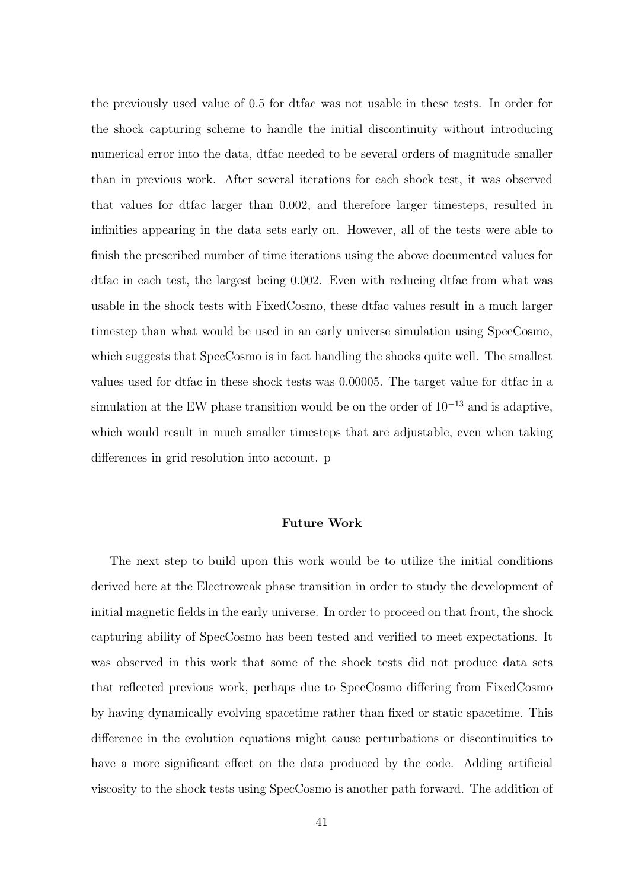the previously used value of 0.5 for dtfac was not usable in these tests. In order for the shock capturing scheme to handle the initial discontinuity without introducing numerical error into the data, dtfac needed to be several orders of magnitude smaller than in previous work. After several iterations for each shock test, it was observed that values for dtfac larger than 0.002, and therefore larger timesteps, resulted in infinities appearing in the data sets early on. However, all of the tests were able to finish the prescribed number of time iterations using the above documented values for dtfac in each test, the largest being 0.002. Even with reducing dtfac from what was usable in the shock tests with FixedCosmo, these dtfac values result in a much larger timestep than what would be used in an early universe simulation using SpecCosmo, which suggests that SpecCosmo is in fact handling the shocks quite well. The smallest values used for dtfac in these shock tests was 0.00005. The target value for dtfac in a simulation at the EW phase transition would be on the order of $10^{-13}$ and is adaptive, which would result in much smaller timesteps that are adjustable, even when taking differences in grid resolution into account. p

### Future Work

The next step to build upon this work would be to utilize the initial conditions derived here at the Electroweak phase transition in order to study the development of initial magnetic fields in the early universe. In order to proceed on that front, the shock capturing ability of SpecCosmo has been tested and verified to meet expectations. It was observed in this work that some of the shock tests did not produce data sets that reflected previous work, perhaps due to SpecCosmo differing from FixedCosmo by having dynamically evolving spacetime rather than fixed or static spacetime. This difference in the evolution equations might cause perturbations or discontinuities to have a more significant effect on the data produced by the code. Adding artificial viscosity to the shock tests using SpecCosmo is another path forward. The addition of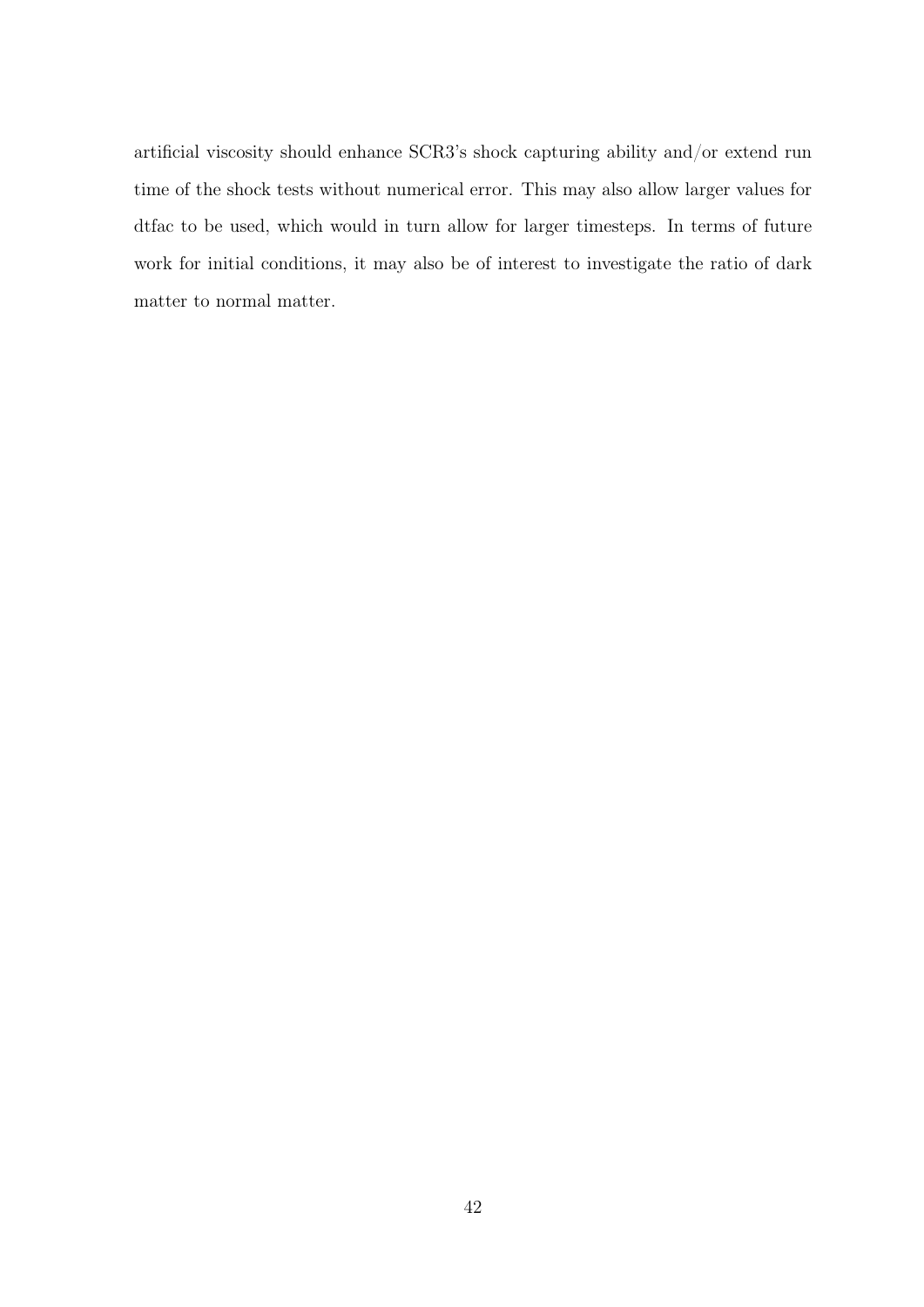artificial viscosity should enhance SCR3's shock capturing ability and/or extend run time of the shock tests without numerical error. This may also allow larger values for dtfac to be used, which would in turn allow for larger timesteps. In terms of future work for initial conditions, it may also be of interest to investigate the ratio of dark matter to normal matter.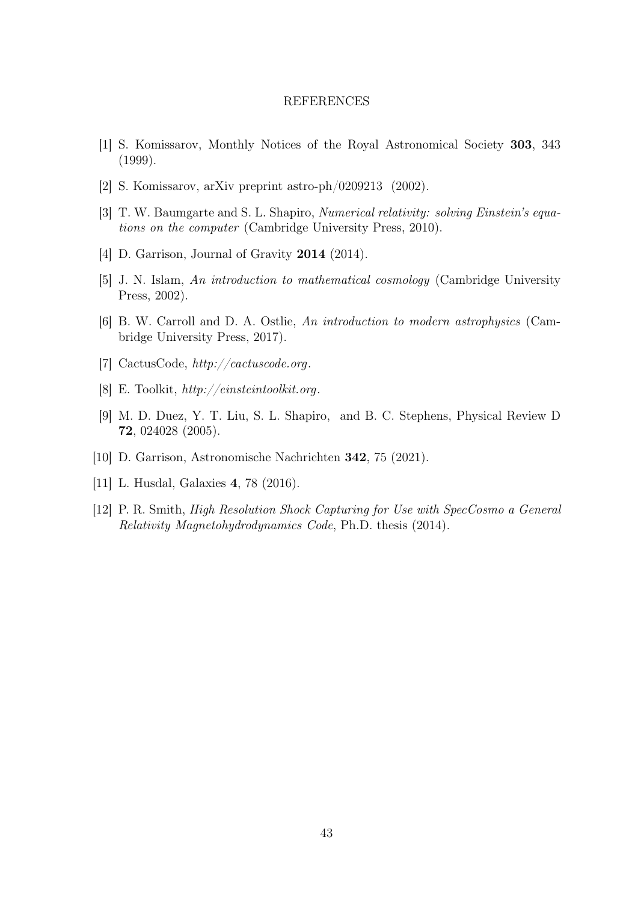# REFERENCES

[1] S. Komissarov, Monthly Notices of the Royal Astronomical Society **303**, 343 (1999).

[2] S. Komissarov, arXiv preprint astro-ph/0209213 (2002).

[3] T. W. Baumgarte and S. L. Shapiro, *Numerical relativity: solving Einstein's equations on the computer* (Cambridge University Press, 2010).

[4] D. Garrison, Journal of Gravity **2014** (2014).

[5] J. N. Islam, *An introduction to mathematical cosmology* (Cambridge University Press, 2002).

[6] B. W. Carroll and D. A. Ostlie, *An introduction to modern astrophysics* (Cambridge University Press, 2017).

[7] CactusCode, *http://cactuscode.org*.

[8] E. Toolkit, *http://einsteintoolkit.org*.

[9] M. D. Duez, Y. T. Liu, S. L. Shapiro, and B. C. Stephens, Physical Review D **72**, 024028 (2005).

[10] D. Garrison, Astronomische Nachrichten **342**, 75 (2021).

[11] L. Husdal, Galaxies **4**, 78 (2016).

[12] P. R. Smith, *High Resolution Shock Capturing for Use with SpecCosmo a General Relativity Magnetohydrodynamics Code*, Ph.D. thesis (2014).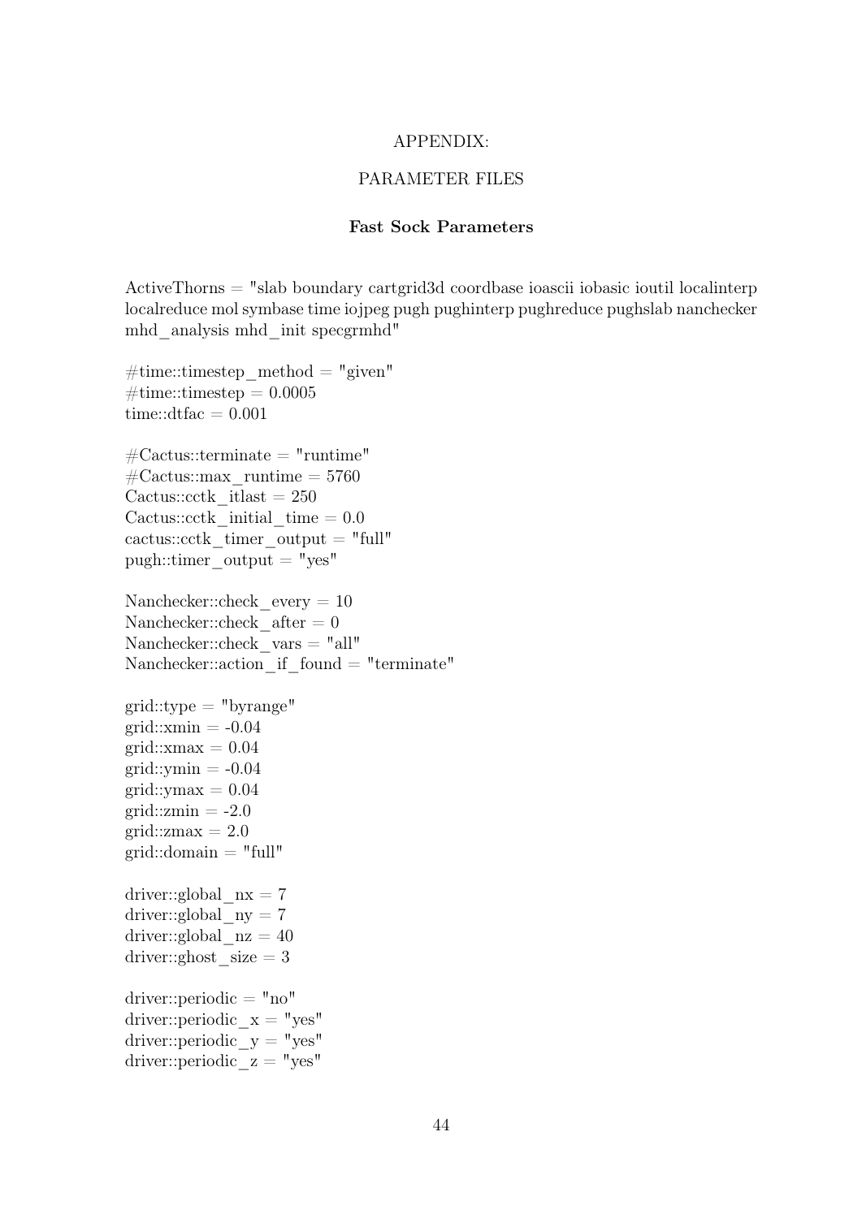APPENDIX:

PARAMETER FILES

**Fast Sock Parameters**

```
ActiveThorns = "slab boundary cartgrid3d coordbase ioascii iobasic ioutil localinterp
localreduce mol symbase time iojpeg pugh pughinterp pughreduce pughslab nanchecker
mhd_analysis mhd_init specgrmhd"

#time::timestep_method = "given"
#time::timestep = 0.0005
time::dtfac = 0.001

#Cactus::terminate = "runtime"
#Cactus::max_runtime = 5760
Cactus::cctk_itlast = 250
Cactus::cctk_initial_time = 0.0
cactus::cctk_timer_output = "full"
pugh::timer_output = "yes"

Nanchecker::check_every = 10
Nanchecker::check_after = 0
Nanchecker::check_vars = "all"
Nanchecker::action_if_found = "terminate"

grid::type = "byrange"
grid::xmin = -0.04
grid::xmax = 0.04
grid::ymin = -0.04
grid::ymax = 0.04
grid::zmin = -2.0
grid::zmax = 2.0
grid::domain = "full"

driver::global_nx = 7
driver::global_ny = 7
driver::global_nz = 40
driver::ghost_size = 3

driver::periodic = "no"
driver::periodic_x = "yes"
driver::periodic_y = "yes"
driver::periodic_z = "yes"
```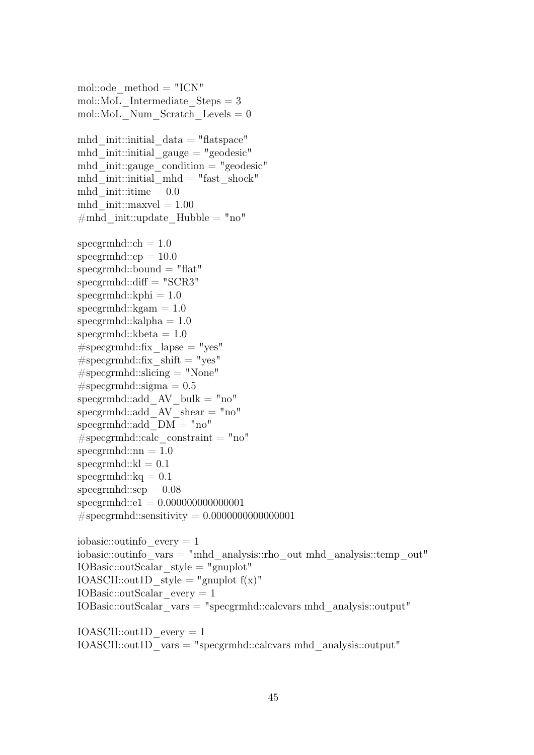```
mol::ode_method = "ICN"
mol::MoL_Intermediate_Steps = 3
mol::MoL_Num_Scratch_Levels = 0

mhd_init::initial_data = "flatspace"
mhd_init::initial_gauge = "geodesic"
mhd_init::gauge_condition = "geodesic"
mhd_init::initial_mhd = "fast_shock"
mhd_init::itime = 0.0
mhd_init::maxvel = 1.00
#mhd_init::update_Hubble = "no"

specgrmhd::ch = 1.0
specgrmhd::cp = 10.0
specgrmhd::bound = "flat"
specgrmhd::diff = "SCR3"
specgrmhd::kphi = 1.0
specgrmhd::kgam = 1.0
specgrmhd::kalpha = 1.0
specgrmhd::kbeta = 1.0
#specgrmhd::fix_lapse = "yes"
#specgrmhd::fix_shift = "yes"
#specgrmhd::slicing = "None"
#specgrmhd::sigma = 0.5
specgrmhd::add_AV_bulk = "no"
specgrmhd::add_AV_shear = "no"
specgrmhd::add_DM = "no"
#specgrmhd::calc_constraint = "no"
specgrmhd::nn = 1.0
specgrmhd::kl = 0.1
specgrmhd::kq = 0.1
specgrmhd::scp = 0.08
specgrmhd::e1 = 0.000000000000001
#specgrmhd::sensitivity = 0.0000000000000001

iobasic::outinfo_every = 1
iobasic::outinfo_vars = "mhd_analysis::rho_out mhd_analysis::temp_out"
IOBasic::outScalar_style = "gnuplot"
IOASCII::out1D_style = "gnuplot f(x)"
IOBasic::outScalar_every = 1
IOBasic::outScalar_vars = "specgrmhd::calcvars mhd_analysis::output"

IOASCII::out1D_every = 1
IOASCII::out1D_vars = "specgrmhd::calcvars mhd_analysis::output"
```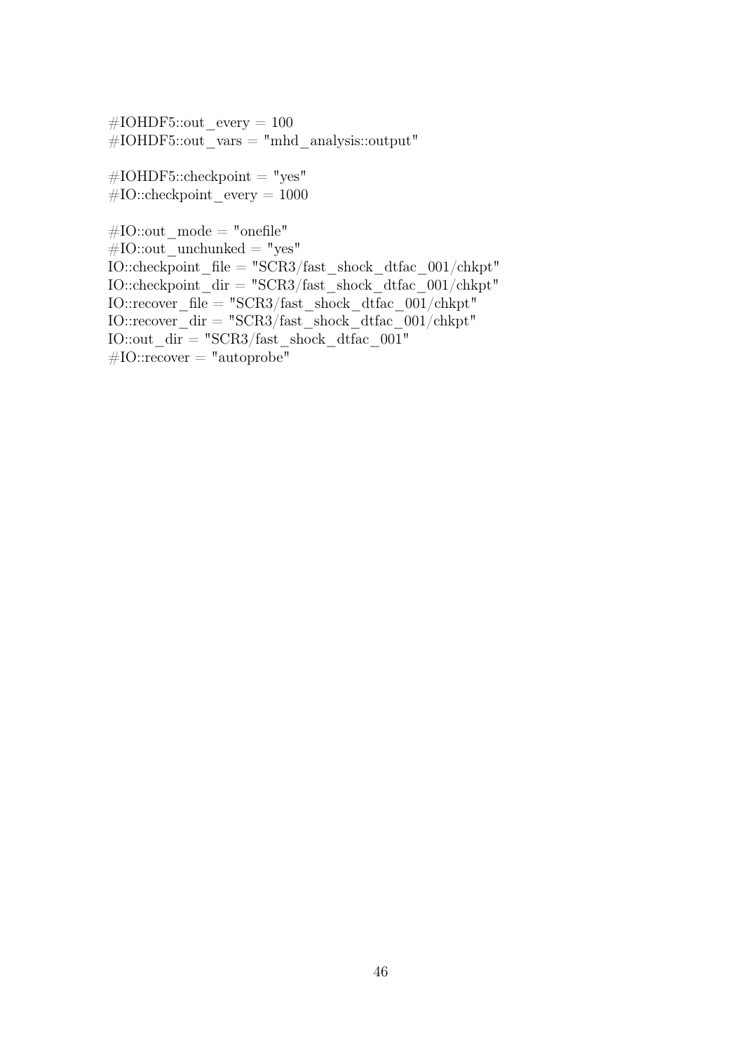```
#IOHDF5::out_every = 100
#IOHDF5::out_vars = "mhd_analysis::output"

#IOHDF5::checkpoint = "yes"
#IO::checkpoint_every = 1000

#IO::out_mode = "onefile"
#IO::out_unchunked = "yes"
IO::checkpoint_file = "SCR3/fast_shock_dtfac_001/chkpt"
IO::checkpoint_dir = "SCR3/fast_shock_dtfac_001/chkpt"
IO::recover_file = "SCR3/fast_shock_dtfac_001/chkpt"
IO::recover_dir = "SCR3/fast_shock_dtfac_001/chkpt"
IO::out_dir = "SCR3/fast_shock_dtfac_001"
#IO::recover = "autoprobe"
```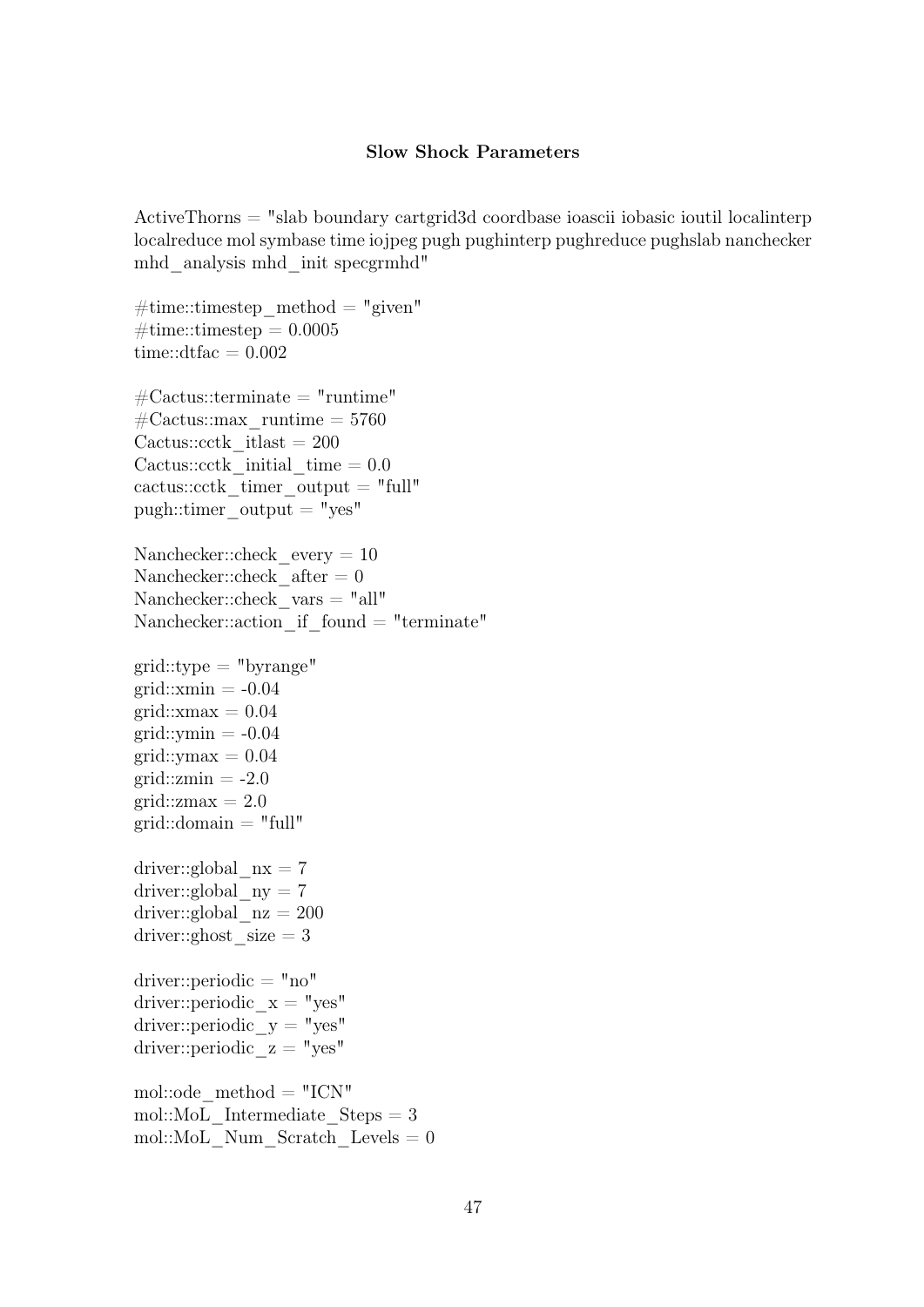**Slow Shock Parameters**

```
ActiveThorns = "slab boundary cartgrid3d coordbase ioascii iobasic ioutil localinterp
localreduce mol symbase time iojpeg pugh pughinterp pughreduce pughslab nanchecker
mhd_analysis mhd_init specgrmhd"

#time::timestep_method = "given"
#time::timestep = 0.0005
time::dtfac = 0.002

#Cactus::terminate = "runtime"
#Cactus::max_runtime = 5760
Cactus::cctk_itlast = 200
Cactus::cctk_initial_time = 0.0
cactus::cctk_timer_output = "full"
pugh::timer_output = "yes"

Nanchecker::check_every = 10
Nanchecker::check_after = 0
Nanchecker::check_vars = "all"
Nanchecker::action_if_found = "terminate"

grid::type = "byrange"
grid::xmin = -0.04
grid::xmax = 0.04
grid::ymin = -0.04
grid::ymax = 0.04
grid::zmin = -2.0
grid::zmax = 2.0
grid::domain = "full"

driver::global_nx = 7
driver::global_ny = 7
driver::global_nz = 200
driver::ghost_size = 3

driver::periodic = "no"
driver::periodic_x = "yes"
driver::periodic_y = "yes"
driver::periodic_z = "yes"

mol::ode_method = "ICN"
mol::MoL_Intermediate_Steps = 3
mol::MoL_Num_Scratch_Levels = 0
```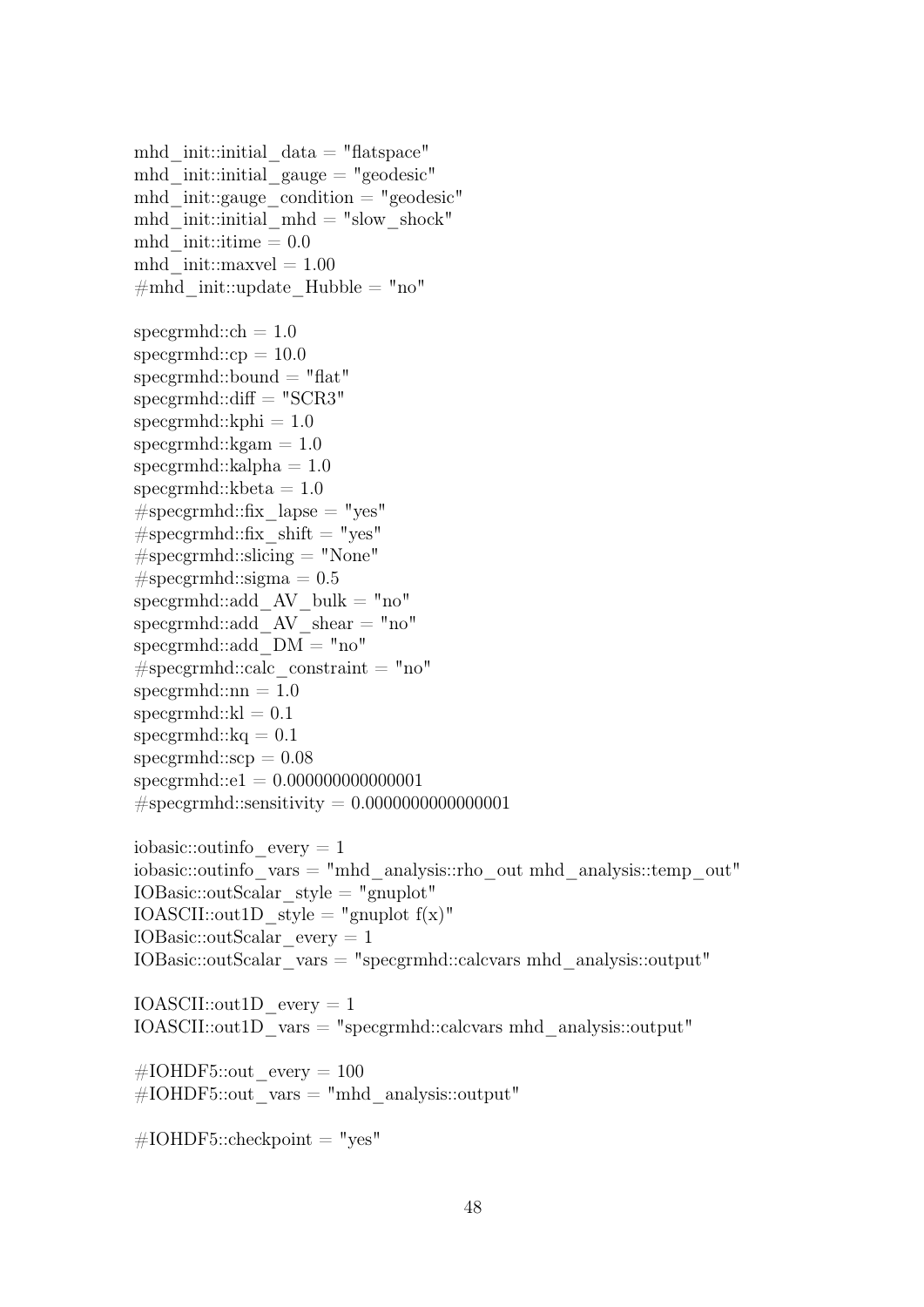```
mhd_init::initial_data = "flatspace"
mhd_init::initial_gauge = "geodesic"
mhd_init::gauge_condition = "geodesic"
mhd_init::initial_mhd = "slow_shock"
mhd_init::itime = 0.0
mhd_init::maxvel = 1.00
#mhd_init::update_Hubble = "no"

specgrmhd::ch = 1.0
specgrmhd::cp = 10.0
specgrmhd::bound = "flat"
specgrmhd::diff = "SCR3"
specgrmhd::kphi = 1.0
specgrmhd::kgam = 1.0
specgrmhd::kalpha = 1.0
specgrmhd::kbeta = 1.0
#specgrmhd::fix_lapse = "yes"
#specgrmhd::fix_shift = "yes"
#specgrmhd::slicing = "None"
#specgrmhd::sigma = 0.5
specgrmhd::add_AV_bulk = "no"
specgrmhd::add_AV_shear = "no"
specgrmhd::add_DM = "no"
#specgrmhd::calc_constraint = "no"
specgrmhd::nn = 1.0
specgrmhd::kl = 0.1
specgrmhd::kq = 0.1
specgrmhd::scp = 0.08
specgrmhd::e1 = 0.000000000000001
#specgrmhd::sensitivity = 0.0000000000000001

iobasic::outinfo_every = 1
iobasic::outinfo_vars = "mhd_analysis::rho_out mhd_analysis::temp_out"
IOBasic::outScalar_style = "gnuplot"
IOASCII::out1D_style = "gnuplot f(x)"
IOBasic::outScalar_every = 1
IOBasic::outScalar_vars = "specgrmhd::calcvars mhd_analysis::output"

IOASCII::out1D_every = 1
IOASCII::out1D_vars = "specgrmhd::calcvars mhd_analysis::output"

#IOHDF5::out_every = 100
#IOHDF5::out_vars = "mhd_analysis::output"

#IOHDF5::checkpoint = "yes"
```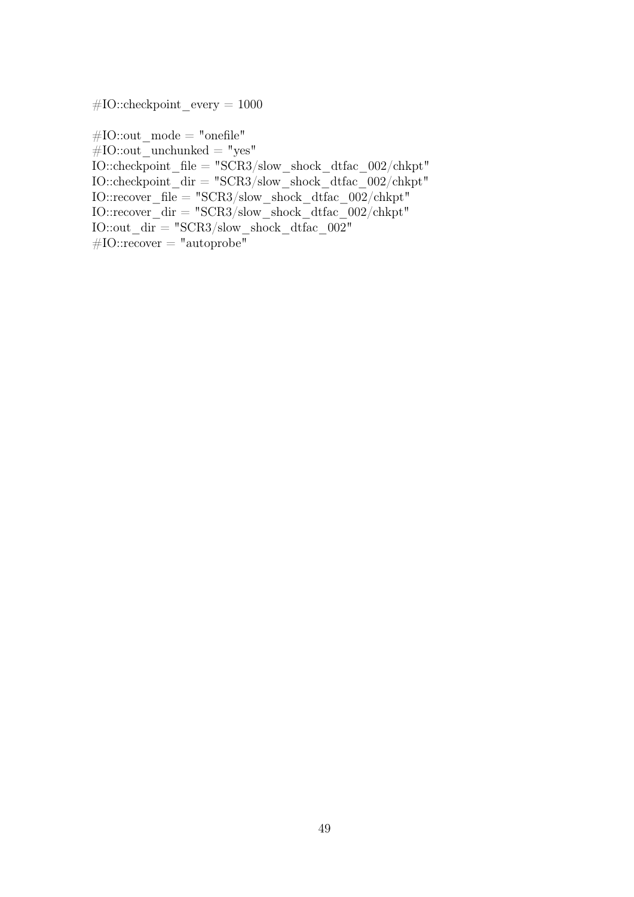```
#IO::checkpoint_every = 1000

#IO::out_mode = "onefile"
#IO::out_unchunked = "yes"
IO::checkpoint_file = "SCR3/slow_shock_dtfac_002/chkpt"
IO::checkpoint_dir = "SCR3/slow_shock_dtfac_002/chkpt"
IO::recover_file = "SCR3/slow_shock_dtfac_002/chkpt"
IO::recover_dir = "SCR3/slow_shock_dtfac_002/chkpt"
IO::out_dir = "SCR3/slow_shock_dtfac_002"
#IO::recover = "autoprobe"
```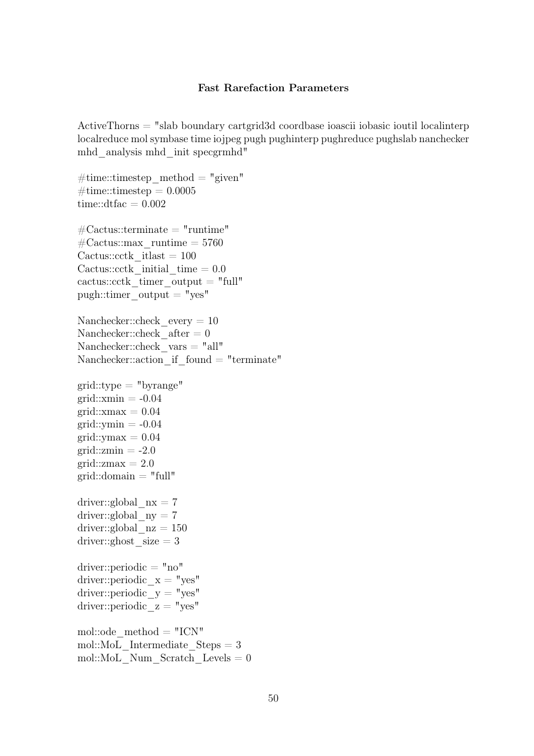**Fast Rarefaction Parameters**

```
ActiveThorns = "slab boundary cartgrid3d coordbase ioascii iobasic ioutil localinterp
localreduce mol symbase time iojpeg pugh pughinterp pughreduce pughslab nanchecker
mhd_analysis mhd_init specgrmhd"

#time::timestep_method = "given"
#time::timestep = 0.0005
time::dtfac = 0.002

#Cactus::terminate = "runtime"
#Cactus::max_runtime = 5760
Cactus::cctk_itlast = 100
Cactus::cctk_initial_time = 0.0
cactus::cctk_timer_output = "full"
pugh::timer_output = "yes"

Nanchecker::check_every = 10
Nanchecker::check_after = 0
Nanchecker::check_vars = "all"
Nanchecker::action_if_found = "terminate"

grid::type = "byrange"
grid::xmin = -0.04
grid::xmax = 0.04
grid::ymin = -0.04
grid::ymax = 0.04
grid::zmin = -2.0
grid::zmax = 2.0
grid::domain = "full"

driver::global_nx = 7
driver::global_ny = 7
driver::global_nz = 150
driver::ghost_size = 3

driver::periodic = "no"
driver::periodic_x = "yes"
driver::periodic_y = "yes"
driver::periodic_z = "yes"

mol::ode_method = "ICN"
mol::MoL_Intermediate_Steps = 3
mol::MoL_Num_Scratch_Levels = 0
```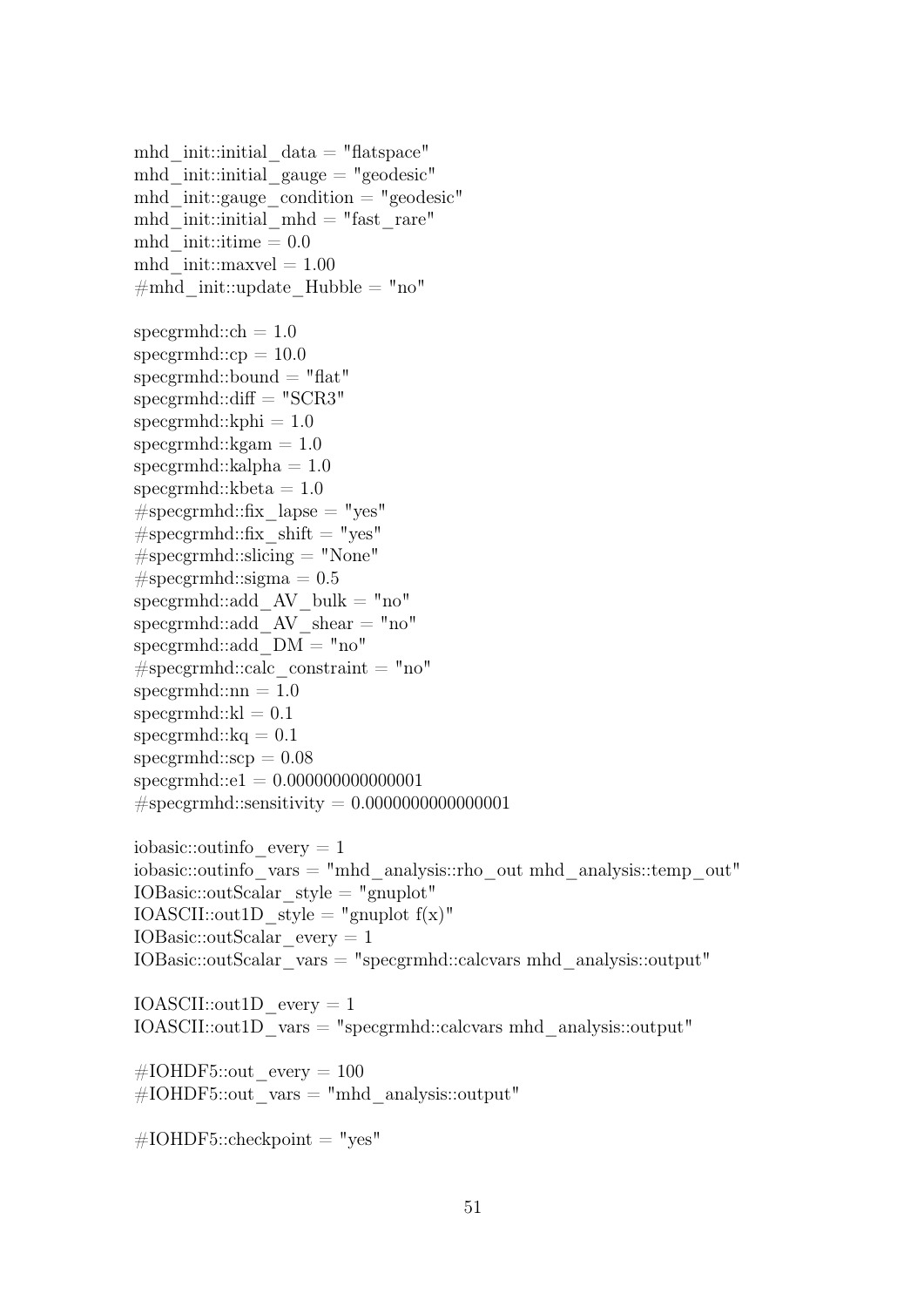```
mhd_init::initial_data = "flatspace"
mhd_init::initial_gauge = "geodesic"
mhd_init::gauge_condition = "geodesic"
mhd_init::initial_mhd = "fast_rare"
mhd_init::itime = 0.0
mhd_init::maxvel = 1.00
#mhd_init::update_Hubble = "no"

specgrmhd::ch = 1.0
specgrmhd::cp = 10.0
specgrmhd::bound = "flat"
specgrmhd::diff = "SCR3"
specgrmhd::kphi = 1.0
specgrmhd::kgam = 1.0
specgrmhd::kalpha = 1.0
specgrmhd::kbeta = 1.0
#specgrmhd::fix_lapse = "yes"
#specgrmhd::fix_shift = "yes"
#specgrmhd::slicing = "None"
#specgrmhd::sigma = 0.5
specgrmhd::add_AV_bulk = "no"
specgrmhd::add_AV_shear = "no"
specgrmhd::add_DM = "no"
#specgrmhd::calc_constraint = "no"
specgrmhd::nn = 1.0
specgrmhd::kl = 0.1
specgrmhd::kq = 0.1
specgrmhd::scp = 0.08
specgrmhd::e1 = 0.000000000000001
#specgrmhd::sensitivity = 0.0000000000000001

iobasic::outinfo_every = 1
iobasic::outinfo_vars = "mhd_analysis::rho_out mhd_analysis::temp_out"
IOBasic::outScalar_style = "gnuplot"
IOASCII::out1D_style = "gnuplot f(x)"
IOBasic::outScalar_every = 1
IOBasic::outScalar_vars = "specgrmhd::calcvars mhd_analysis::output"

IOASCII::out1D_every = 1
IOASCII::out1D_vars = "specgrmhd::calcvars mhd_analysis::output"

#IOHDF5::out_every = 100
#IOHDF5::out_vars = "mhd_analysis::output"

#IOHDF5::checkpoint = "yes"
```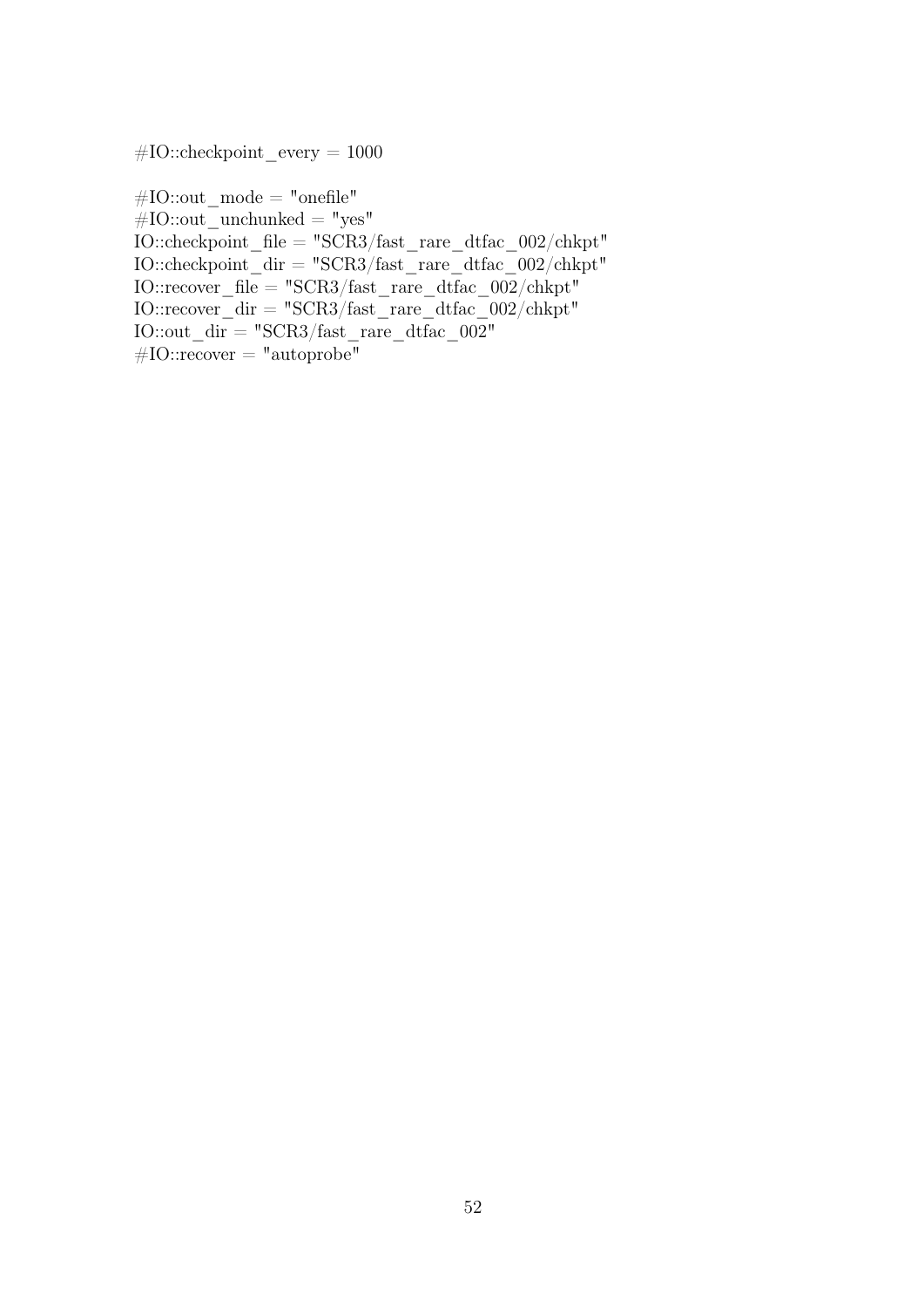```
#IO::checkpoint_every = 1000

#IO::out_mode = "onefile"
#IO::out_unchunked = "yes"
IO::checkpoint_file = "SCR3/fast_rare_dtfac_002/chkpt"
IO::checkpoint_dir = "SCR3/fast_rare_dtfac_002/chkpt"
IO::recover_file = "SCR3/fast_rare_dtfac_002/chkpt"
IO::recover_dir = "SCR3/fast_rare_dtfac_002/chkpt"
IO::out_dir = "SCR3/fast_rare_dtfac_002"
#IO::recover = "autoprobe"
```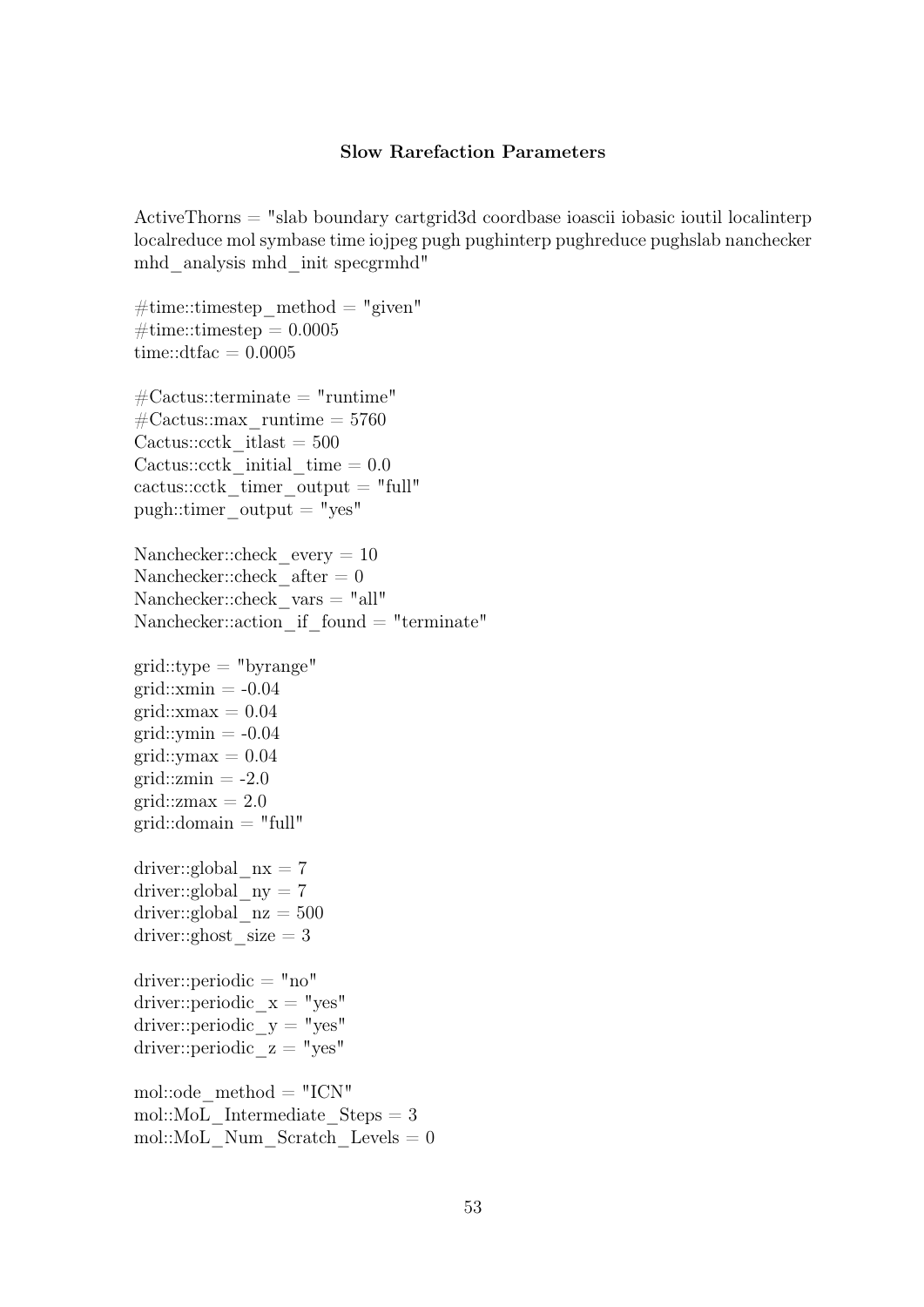**Slow Rarefaction Parameters**

```
ActiveThorns = "slab boundary cartgrid3d coordbase ioascii iobasic ioutil localinterp
localreduce mol symbase time iojpeg pugh pughinterp pughreduce pughslab nanchecker
mhd_analysis mhd_init specgrmhd"

#time::timestep_method = "given"
#time::timestep = 0.0005
time::dtfac = 0.0005

#Cactus::terminate = "runtime"
#Cactus::max_runtime = 5760
Cactus::cctk_itlast = 500
Cactus::cctk_initial_time = 0.0
cactus::cctk_timer_output = "full"
pugh::timer_output = "yes"

Nanchecker::check_every = 10
Nanchecker::check_after = 0
Nanchecker::check_vars = "all"
Nanchecker::action_if_found = "terminate"

grid::type = "byrange"
grid::xmin = -0.04
grid::xmax = 0.04
grid::ymin = -0.04
grid::ymax = 0.04
grid::zmin = -2.0
grid::zmax = 2.0
grid::domain = "full"

driver::global_nx = 7
driver::global_ny = 7
driver::global_nz = 500
driver::ghost_size = 3

driver::periodic = "no"
driver::periodic_x = "yes"
driver::periodic_y = "yes"
driver::periodic_z = "yes"

mol::ode_method = "ICN"
mol::MoL_Intermediate_Steps = 3
mol::MoL_Num_Scratch_Levels = 0
```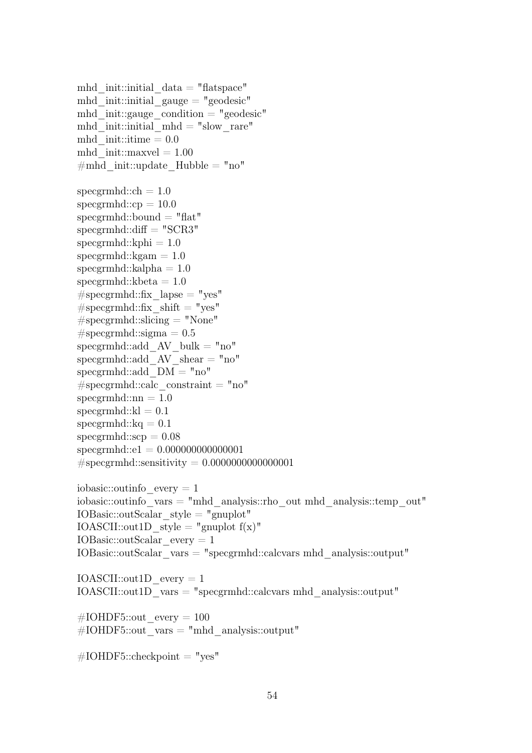```
mhd_init::initial_data = "flatspace"
mhd_init::initial_gauge = "geodesic"
mhd_init::gauge_condition = "geodesic"
mhd_init::initial_mhd = "slow_rare"
mhd_init::itime = 0.0
mhd_init::maxvel = 1.00
#mhd_init::update_Hubble = "no"

specgrmhd::ch = 1.0
specgrmhd::cp = 10.0
specgrmhd::bound = "flat"
specgrmhd::diff = "SCR3"
specgrmhd::kphi = 1.0
specgrmhd::kgam = 1.0
specgrmhd::kalpha = 1.0
specgrmhd::kbeta = 1.0
#specgrmhd::fix_lapse = "yes"
#specgrmhd::fix_shift = "yes"
#specgrmhd::slicing = "None"
#specgrmhd::sigma = 0.5
specgrmhd::add_AV_bulk = "no"
specgrmhd::add_AV_shear = "no"
specgrmhd::add_DM = "no"
#specgrmhd::calc_constraint = "no"
specgrmhd::nn = 1.0
specgrmhd::kl = 0.1
specgrmhd::kq = 0.1
specgrmhd::scp = 0.08
specgrmhd::e1 = 0.000000000000001
#specgrmhd::sensitivity = 0.0000000000000001

iobasic::outinfo_every = 1
iobasic::outinfo_vars = "mhd_analysis::rho_out mhd_analysis::temp_out"
IOBasic::outScalar_style = "gnuplot"
IOASCII::out1D_style = "gnuplot f(x)"
IOBasic::outScalar_every = 1
IOBasic::outScalar_vars = "specgrmhd::calcvars mhd_analysis::output"

IOASCII::out1D_every = 1
IOASCII::out1D_vars = "specgrmhd::calcvars mhd_analysis::output"

#IOHDF5::out_every = 100
#IOHDF5::out_vars = "mhd_analysis::output"

#IOHDF5::checkpoint = "yes"
```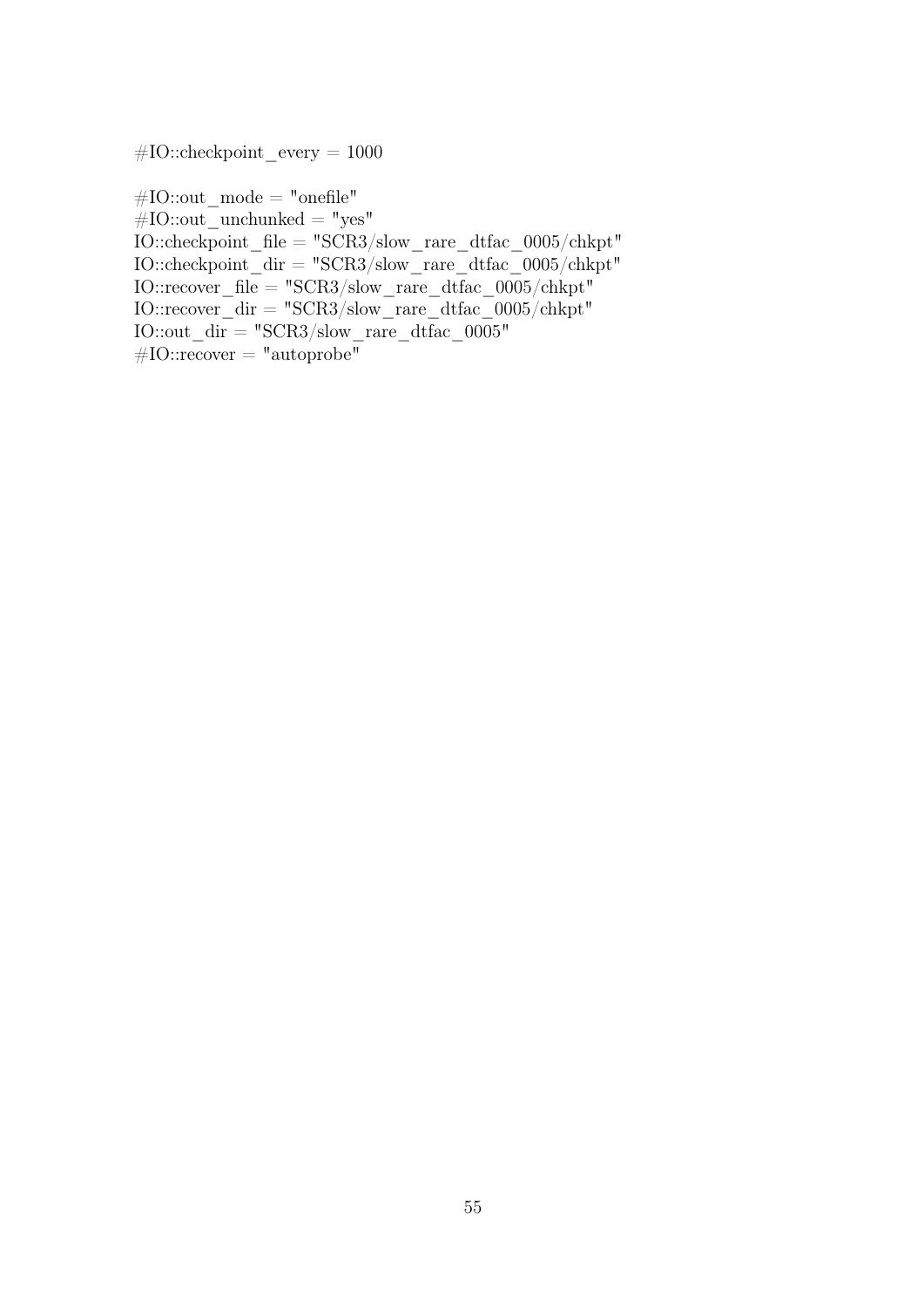```
#IO::checkpoint_every = 1000

#IO::out_mode = "onefile"
#IO::out_unchunked = "yes"
IO::checkpoint_file = "SCR3/slow_rare_dtfac_0005/chkpt"
IO::checkpoint_dir = "SCR3/slow_rare_dtfac_0005/chkpt"
IO::recover_file = "SCR3/slow_rare_dtfac_0005/chkpt"
IO::recover_dir = "SCR3/slow_rare_dtfac_0005/chkpt"
IO::out_dir = "SCR3/slow_rare_dtfac_0005"
#IO::recover = "autoprobe"
```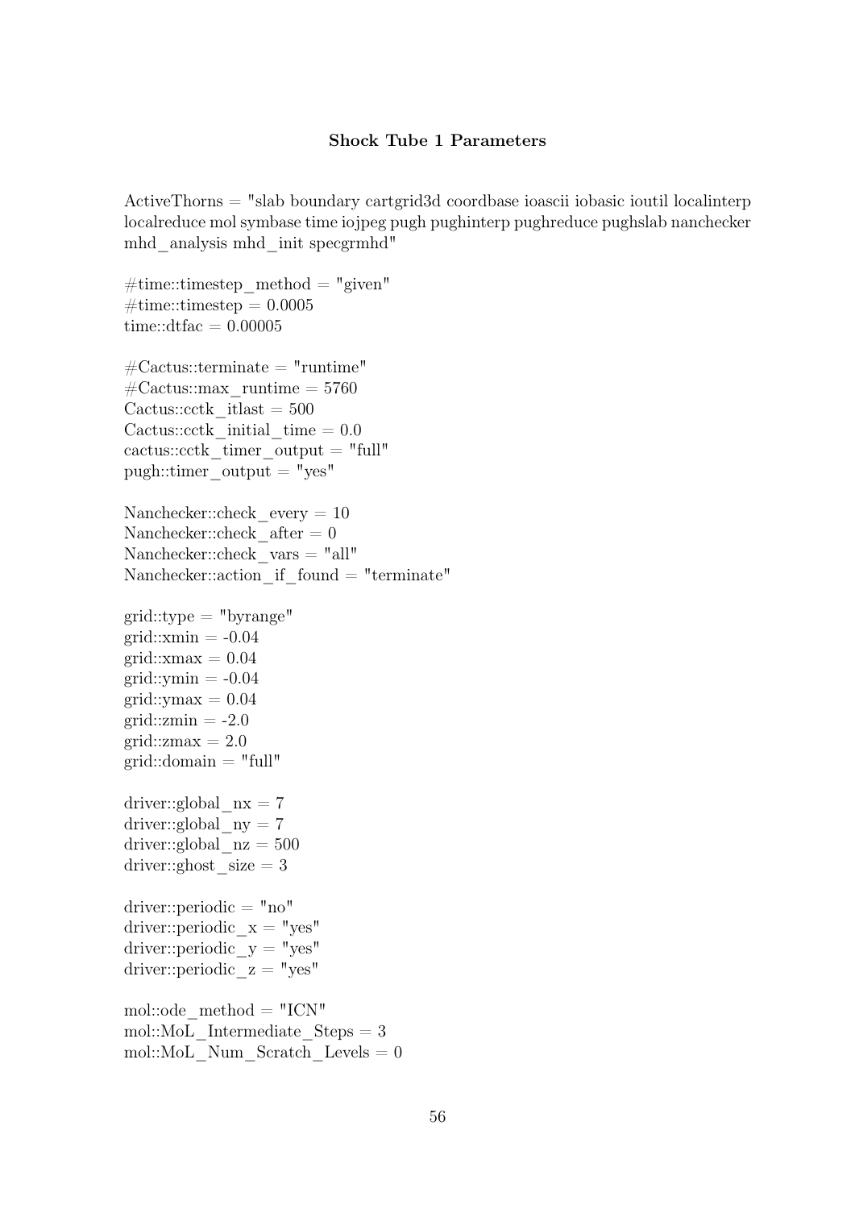**Shock Tube 1 Parameters**

```
ActiveThorns = "slab boundary cartgrid3d coordbase ioascii iobasic ioutil localinterp
localreduce mol symbase time iojpeg pugh pughinterp pughreduce pughslab nanchecker
mhd_analysis mhd_init specgrmhd"

#time::timestep_method = "given"
#time::timestep = 0.0005
time::dtfac = 0.00005

#Cactus::terminate = "runtime"
#Cactus::max_runtime = 5760
Cactus::cctk_itlast = 500
Cactus::cctk_initial_time = 0.0
cactus::cctk_timer_output = "full"
pugh::timer_output = "yes"

Nanchecker::check_every = 10
Nanchecker::check_after = 0
Nanchecker::check_vars = "all"
Nanchecker::action_if_found = "terminate"

grid::type = "byrange"
grid::xmin = -0.04
grid::xmax = 0.04
grid::ymin = -0.04
grid::ymax = 0.04
grid::zmin = -2.0
grid::zmax = 2.0
grid::domain = "full"

driver::global_nx = 7
driver::global_ny = 7
driver::global_nz = 500
driver::ghost_size = 3

driver::periodic = "no"
driver::periodic_x = "yes"
driver::periodic_y = "yes"
driver::periodic_z = "yes"

mol::ode_method = "ICN"
mol::MoL_Intermediate_Steps = 3
mol::MoL_Num_Scratch_Levels = 0
```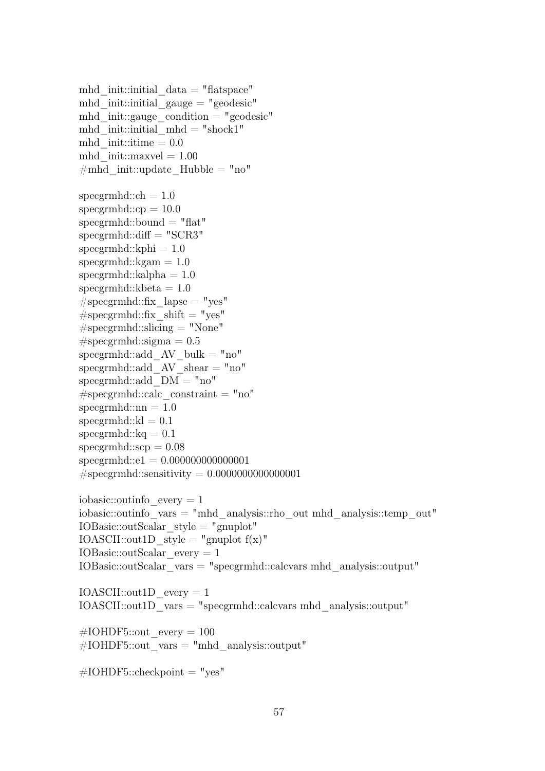```
mhd_init::initial_data = "flatspace"
mhd_init::initial_gauge = "geodesic"
mhd_init::gauge_condition = "geodesic"
mhd_init::initial_mhd = "shock1"
mhd_init::itime = 0.0
mhd_init::maxvel = 1.00
#mhd_init::update_Hubble = "no"

specgrmhd::ch = 1.0
specgrmhd::cp = 10.0
specgrmhd::bound = "flat"
specgrmhd::diff = "SCR3"
specgrmhd::kphi = 1.0
specgrmhd::kgam = 1.0
specgrmhd::kalpha = 1.0
specgrmhd::kbeta = 1.0
#specgrmhd::fix_lapse = "yes"
#specgrmhd::fix_shift = "yes"
#specgrmhd::slicing = "None"
#specgrmhd::sigma = 0.5
specgrmhd::add_AV_bulk = "no"
specgrmhd::add_AV_shear = "no"
specgrmhd::add_DM = "no"
#specgrmhd::calc_constraint = "no"
specgrmhd::nn = 1.0
specgrmhd::kl = 0.1
specgrmhd::kq = 0.1
specgrmhd::scp = 0.08
specgrmhd::e1 = 0.000000000000001
#specgrmhd::sensitivity = 0.0000000000000001

iobasic::outinfo_every = 1
iobasic::outinfo_vars = "mhd_analysis::rho_out mhd_analysis::temp_out"
IOBasic::outScalar_style = "gnuplot"
IOASCII::out1D_style = "gnuplot f(x)"
IOBasic::outScalar_every = 1
IOBasic::outScalar_vars = "specgrmhd::calcvars mhd_analysis::output"

IOASCII::out1D_every = 1
IOASCII::out1D_vars = "specgrmhd::calcvars mhd_analysis::output"

#IOHDF5::out_every = 100
#IOHDF5::out_vars = "mhd_analysis::output"

#IOHDF5::checkpoint = "yes"
```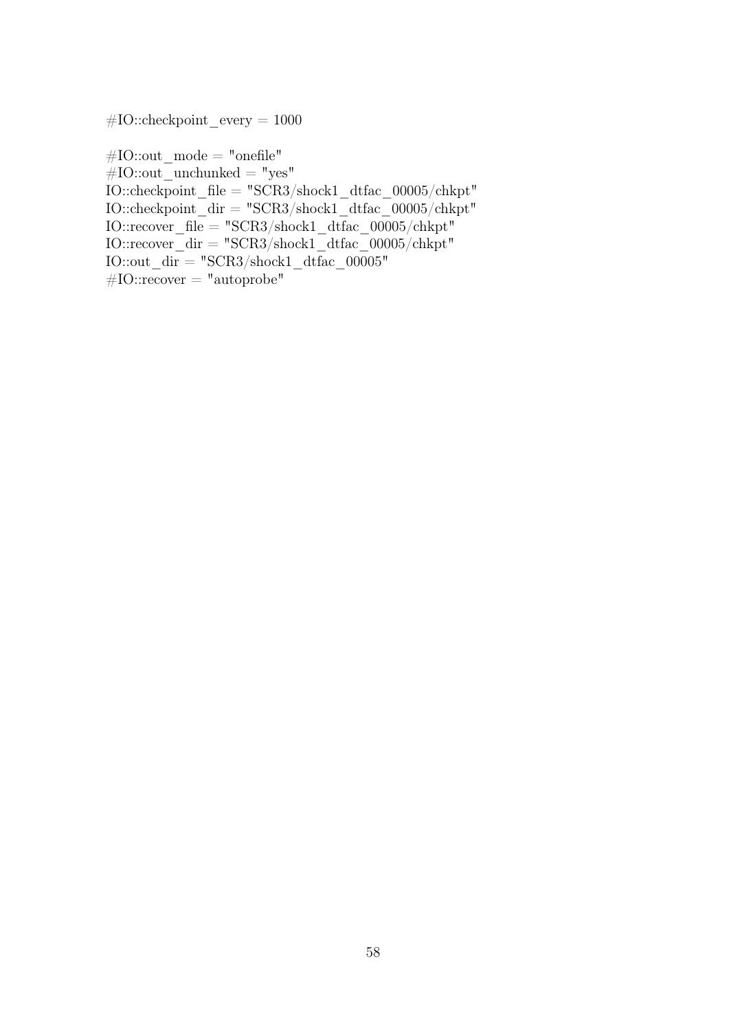```
#IO::checkpoint_every = 1000

#IO::out_mode = "onefile"
#IO::out_unchunked = "yes"
IO::checkpoint_file = "SCR3/shock1_dtfac_00005/chkpt"
IO::checkpoint_dir = "SCR3/shock1_dtfac_00005/chkpt"
IO::recover_file = "SCR3/shock1_dtfac_00005/chkpt"
IO::recover_dir = "SCR3/shock1_dtfac_00005/chkpt"
IO::out_dir = "SCR3/shock1_dtfac_00005"
#IO::recover = "autoprobe"
```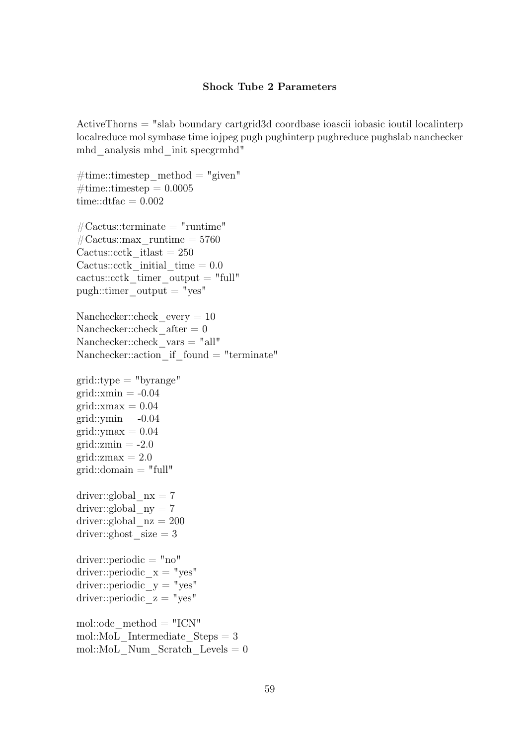**Shock Tube 2 Parameters**

```
ActiveThorns = "slab boundary cartgrid3d coordbase ioascii iobasic ioutil localinterp
localreduce mol symbase time iojpeg pugh pughinterp pughreduce pughslab nanchecker
mhd_analysis mhd_init specgrmhd"

#time::timestep_method = "given"
#time::timestep = 0.0005
time::dtfac = 0.002

#Cactus::terminate = "runtime"
#Cactus::max_runtime = 5760
Cactus::cctk_itlast = 250
Cactus::cctk_initial_time = 0.0
cactus::cctk_timer_output = "full"
pugh::timer_output = "yes"

Nanchecker::check_every = 10
Nanchecker::check_after = 0
Nanchecker::check_vars = "all"
Nanchecker::action_if_found = "terminate"

grid::type = "byrange"
grid::xmin = -0.04
grid::xmax = 0.04
grid::ymin = -0.04
grid::ymax = 0.04
grid::zmin = -2.0
grid::zmax = 2.0
grid::domain = "full"

driver::global_nx = 7
driver::global_ny = 7
driver::global_nz = 200
driver::ghost_size = 3

driver::periodic = "no"
driver::periodic_x = "yes"
driver::periodic_y = "yes"
driver::periodic_z = "yes"

mol::ode_method = "ICN"
mol::MoL_Intermediate_Steps = 3
mol::MoL_Num_Scratch_Levels = 0
```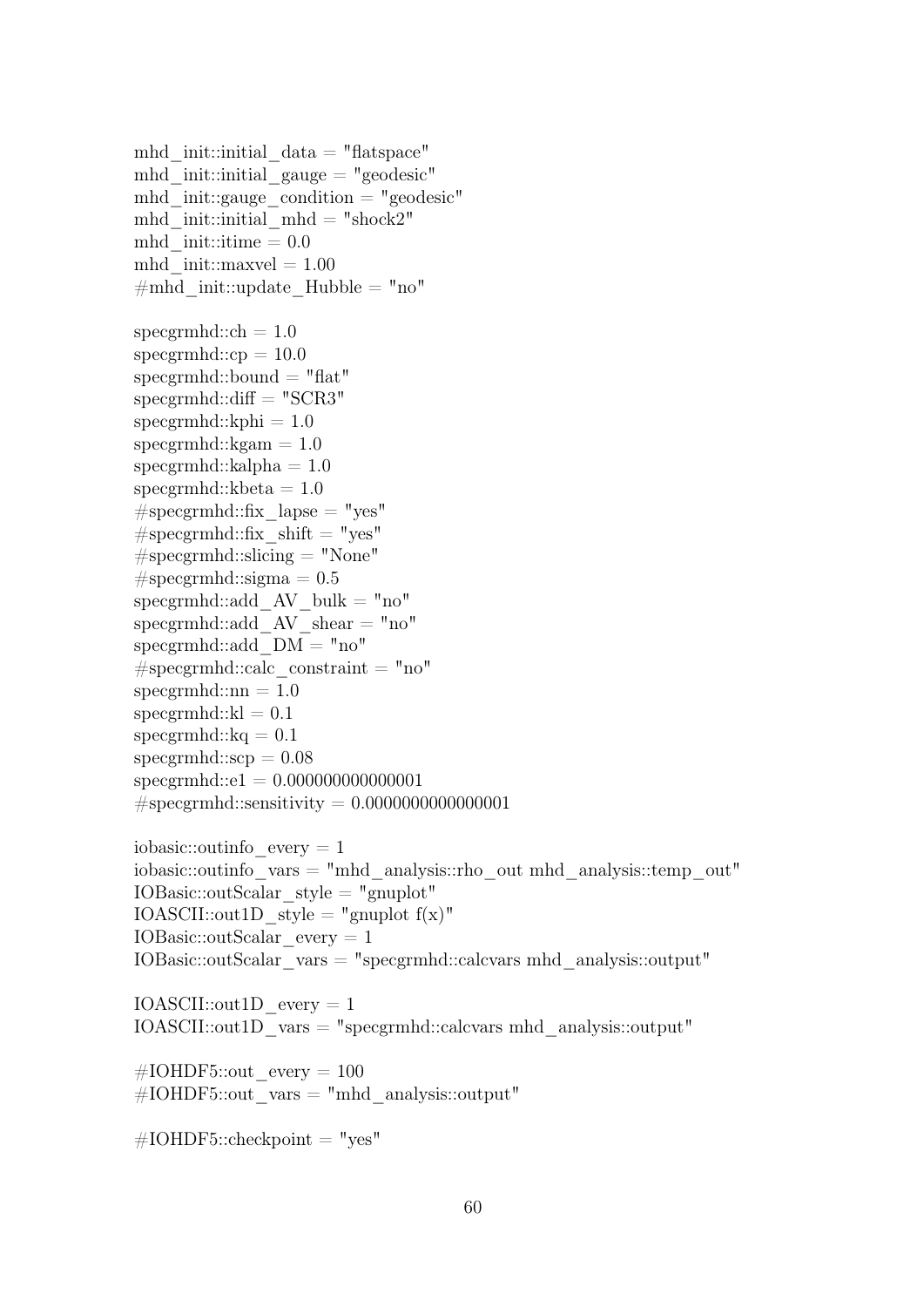```
mhd_init::initial_data = "flatspace"
mhd_init::initial_gauge = "geodesic"
mhd_init::gauge_condition = "geodesic"
mhd_init::initial_mhd = "shock2"
mhd_init::itime = 0.0
mhd_init::maxvel = 1.00
#mhd_init::update_Hubble = "no"

specgrmhd::ch = 1.0
specgrmhd::cp = 10.0
specgrmhd::bound = "flat"
specgrmhd::diff = "SCR3"
specgrmhd::kphi = 1.0
specgrmhd::kgam = 1.0
specgrmhd::kalpha = 1.0
specgrmhd::kbeta = 1.0
#specgrmhd::fix_lapse = "yes"
#specgrmhd::fix_shift = "yes"
#specgrmhd::slicing = "None"
#specgrmhd::sigma = 0.5
specgrmhd::add_AV_bulk = "no"
specgrmhd::add_AV_shear = "no"
specgrmhd::add_DM = "no"
#specgrmhd::calc_constraint = "no"
specgrmhd::nn = 1.0
specgrmhd::kl = 0.1
specgrmhd::kq = 0.1
specgrmhd::scp = 0.08
specgrmhd::e1 = 0.000000000000001
#specgrmhd::sensitivity = 0.0000000000000001

iobasic::outinfo_every = 1
iobasic::outinfo_vars = "mhd_analysis::rho_out mhd_analysis::temp_out"
IOBasic::outScalar_style = "gnuplot"
IOASCII::out1D_style = "gnuplot f(x)"
IOBasic::outScalar_every = 1
IOBasic::outScalar_vars = "specgrmhd::calcvars mhd_analysis::output"

IOASCII::out1D_every = 1
IOASCII::out1D_vars = "specgrmhd::calcvars mhd_analysis::output"

#IOHDF5::out_every = 100
#IOHDF5::out_vars = "mhd_analysis::output"

#IOHDF5::checkpoint = "yes"
```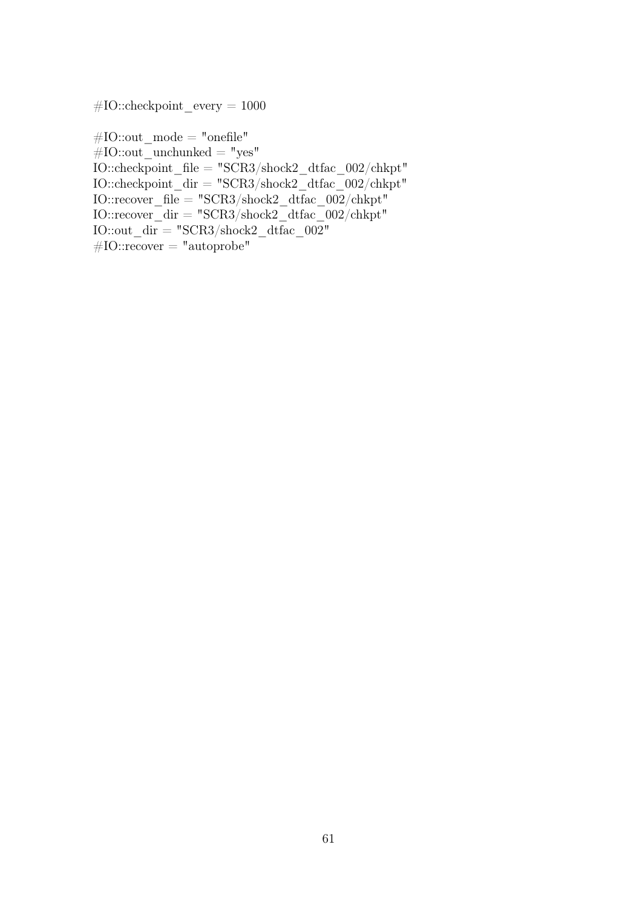```
#IO::checkpoint_every = 1000

#IO::out_mode = "onefile"
#IO::out_unchunked = "yes"
IO::checkpoint_file = "SCR3/shock2_dtfac_002/chkpt"
IO::checkpoint_dir = "SCR3/shock2_dtfac_002/chkpt"
IO::recover_file = "SCR3/shock2_dtfac_002/chkpt"
IO::recover_dir = "SCR3/shock2_dtfac_002/chkpt"
IO::out_dir = "SCR3/shock2_dtfac_002"
#IO::recover = "autoprobe"
```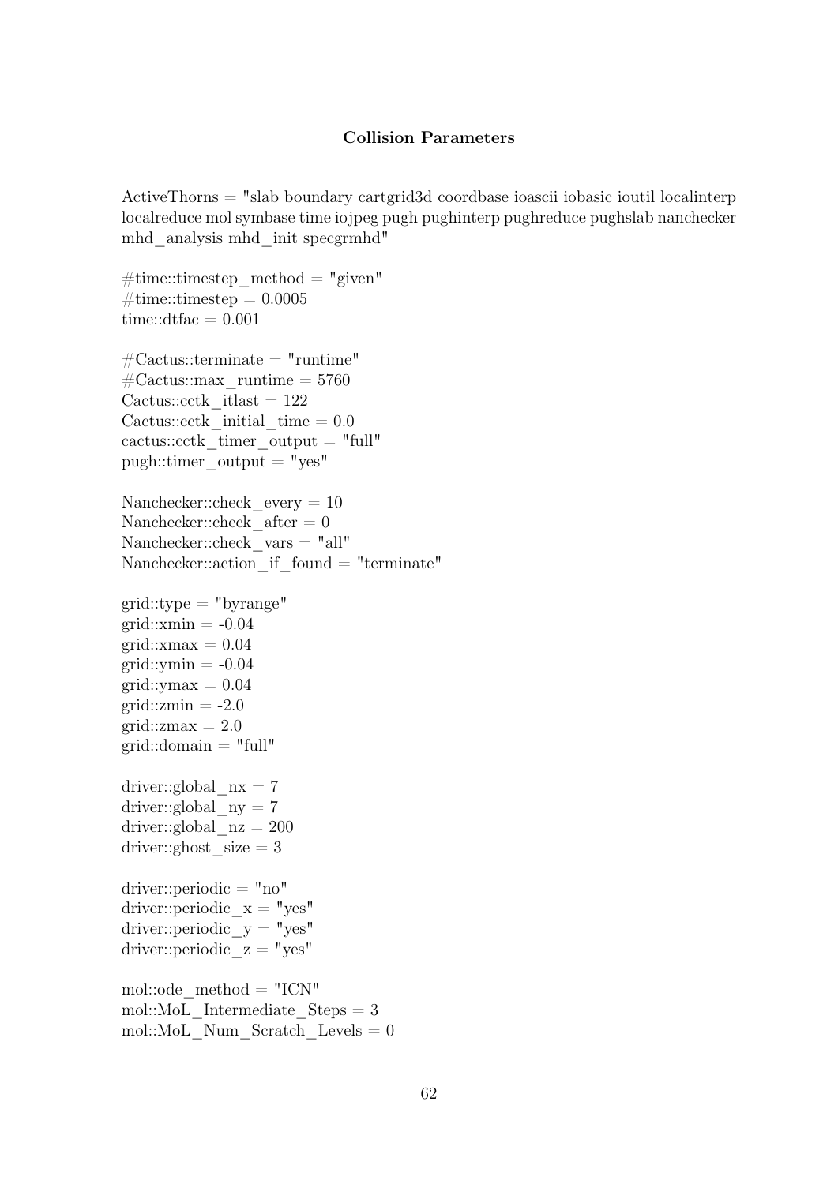**Collision Parameters**

```
ActiveThorns = "slab boundary cartgrid3d coordbase ioascii iobasic ioutil localinterp
localreduce mol symbase time iojpeg pugh pughinterp pughreduce pughslab nanchecker
mhd_analysis mhd_init specgrmhd"

#time::timestep_method = "given"
#time::timestep = 0.0005
time::dtfac = 0.001

#Cactus::terminate = "runtime"
#Cactus::max_runtime = 5760
Cactus::cctk_itlast = 122
Cactus::cctk_initial_time = 0.0
cactus::cctk_timer_output = "full"
pugh::timer_output = "yes"

Nanchecker::check_every = 10
Nanchecker::check_after = 0
Nanchecker::check_vars = "all"
Nanchecker::action_if_found = "terminate"

grid::type = "byrange"
grid::xmin = -0.04
grid::xmax = 0.04
grid::ymin = -0.04
grid::ymax = 0.04
grid::zmin = -2.0
grid::zmax = 2.0
grid::domain = "full"

driver::global_nx = 7
driver::global_ny = 7
driver::global_nz = 200
driver::ghost_size = 3

driver::periodic = "no"
driver::periodic_x = "yes"
driver::periodic_y = "yes"
driver::periodic_z = "yes"

mol::ode_method = "ICN"
mol::MoL_Intermediate_Steps = 3
mol::MoL_Num_Scratch_Levels = 0
```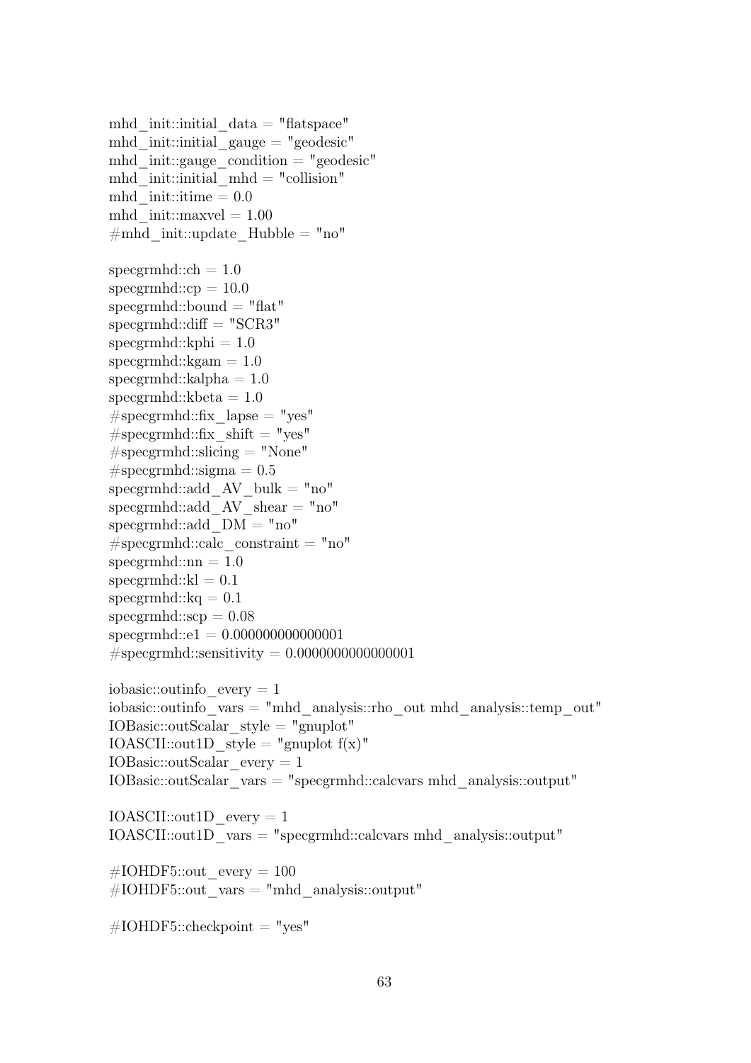```
mhd_init::initial_data = "flatspace"
mhd_init::initial_gauge = "geodesic"
mhd_init::gauge_condition = "geodesic"
mhd_init::initial_mhd = "collision"
mhd_init::itime = 0.0
mhd_init::maxvel = 1.00
#mhd_init::update_Hubble = "no"

specgrmhd::ch = 1.0
specgrmhd::cp = 10.0
specgrmhd::bound = "flat"
specgrmhd::diff = "SCR3"
specgrmhd::kphi = 1.0
specgrmhd::kgam = 1.0
specgrmhd::kalpha = 1.0
specgrmhd::kbeta = 1.0
#specgrmhd::fix_lapse = "yes"
#specgrmhd::fix_shift = "yes"
#specgrmhd::slicing = "None"
#specgrmhd::sigma = 0.5
specgrmhd::add_AV_bulk = "no"
specgrmhd::add_AV_shear = "no"
specgrmhd::add_DM = "no"
#specgrmhd::calc_constraint = "no"
specgrmhd::nn = 1.0
specgrmhd::kl = 0.1
specgrmhd::kq = 0.1
specgrmhd::scp = 0.08
specgrmhd::e1 = 0.000000000000001
#specgrmhd::sensitivity = 0.0000000000000001

iobasic::outinfo_every = 1
iobasic::outinfo_vars = "mhd_analysis::rho_out mhd_analysis::temp_out"
IOBasic::outScalar_style = "gnuplot"
IOASCII::out1D_style = "gnuplot f(x)"
IOBasic::outScalar_every = 1
IOBasic::outScalar_vars = "specgrmhd::calcvars mhd_analysis::output"

IOASCII::out1D_every = 1
IOASCII::out1D_vars = "specgrmhd::calcvars mhd_analysis::output"

#IOHDF5::out_every = 100
#IOHDF5::out_vars = "mhd_analysis::output"

#IOHDF5::checkpoint = "yes"
```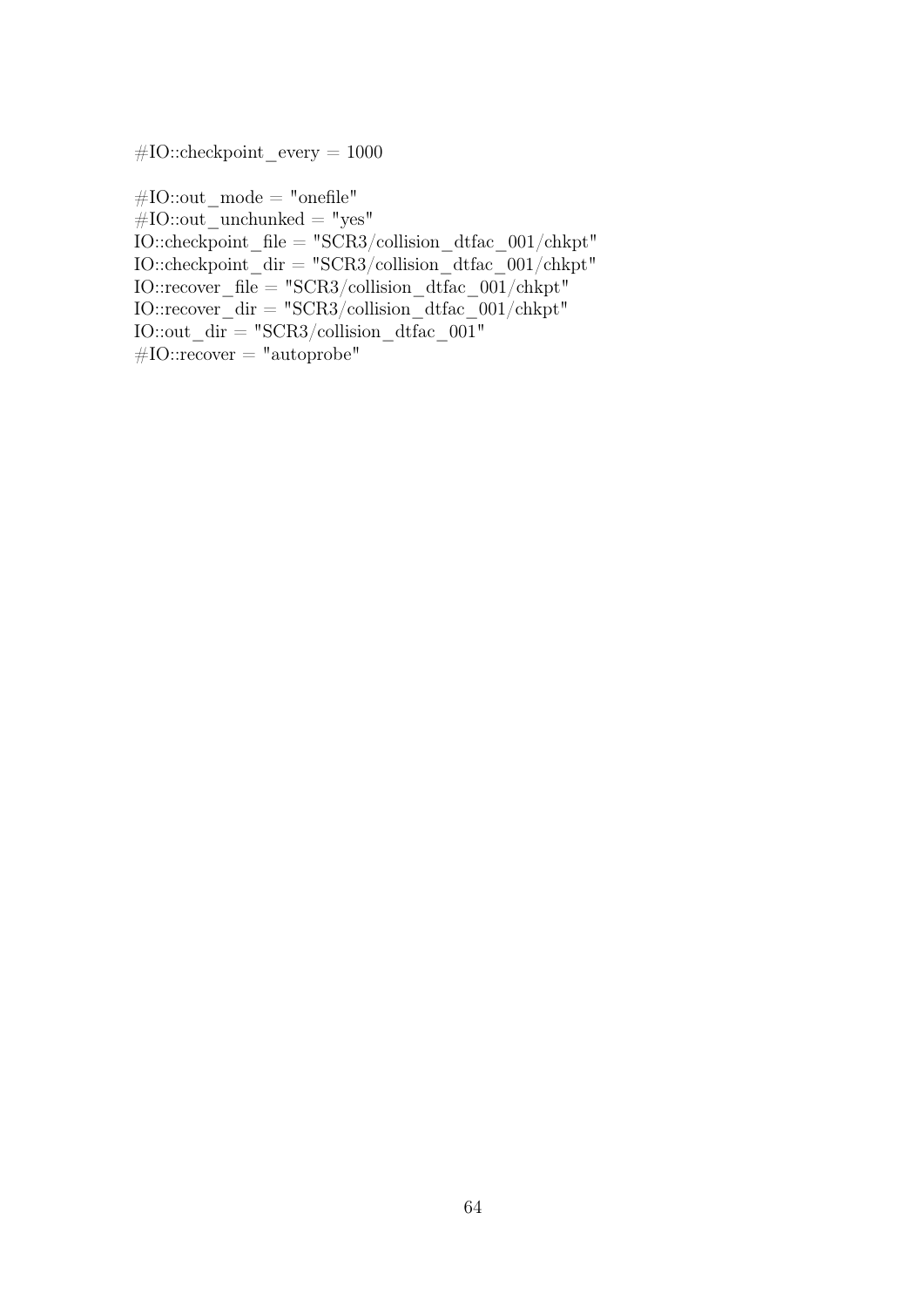```
#IO::checkpoint_every = 1000

#IO::out_mode = "onefile"
#IO::out_unchunked = "yes"
IO::checkpoint_file = "SCR3/collision_dtfac_001/chkpt"
IO::checkpoint_dir = "SCR3/collision_dtfac_001/chkpt"
IO::recover_file = "SCR3/collision_dtfac_001/chkpt"
IO::recover_dir = "SCR3/collision_dtfac_001/chkpt"
IO::out_dir = "SCR3/collision_dtfac_001"
#IO::recover = "autoprobe"
```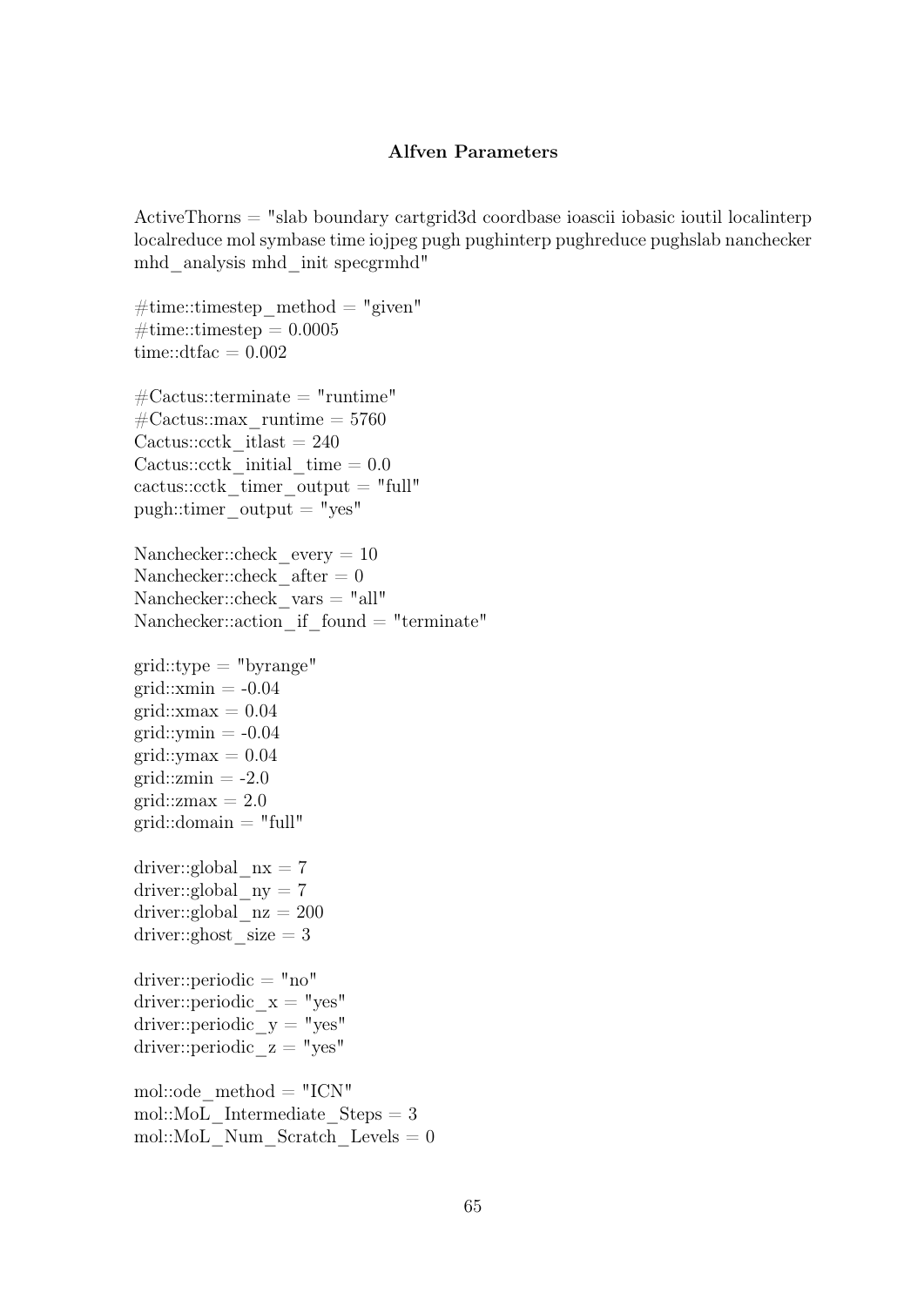**Alfven Parameters**

```
ActiveThorns = "slab boundary cartgrid3d coordbase ioascii iobasic ioutil localinterp
localreduce mol symbase time iojpeg pugh pughinterp pughreduce pughslab nanchecker
mhd_analysis mhd_init specgrmhd"

#time::timestep_method = "given"
#time::timestep = 0.0005
time::dtfac = 0.002

#Cactus::terminate = "runtime"
#Cactus::max_runtime = 5760
Cactus::cctk_itlast = 240
Cactus::cctk_initial_time = 0.0
cactus::cctk_timer_output = "full"
pugh::timer_output = "yes"

Nanchecker::check_every = 10
Nanchecker::check_after = 0
Nanchecker::check_vars = "all"
Nanchecker::action_if_found = "terminate"

grid::type = "byrange"
grid::xmin = -0.04
grid::xmax = 0.04
grid::ymin = -0.04
grid::ymax = 0.04
grid::zmin = -2.0
grid::zmax = 2.0
grid::domain = "full"

driver::global_nx = 7
driver::global_ny = 7
driver::global_nz = 200
driver::ghost_size = 3

driver::periodic = "no"
driver::periodic_x = "yes"
driver::periodic_y = "yes"
driver::periodic_z = "yes"

mol::ode_method = "ICN"
mol::MoL_Intermediate_Steps = 3
mol::MoL_Num_Scratch_Levels = 0
```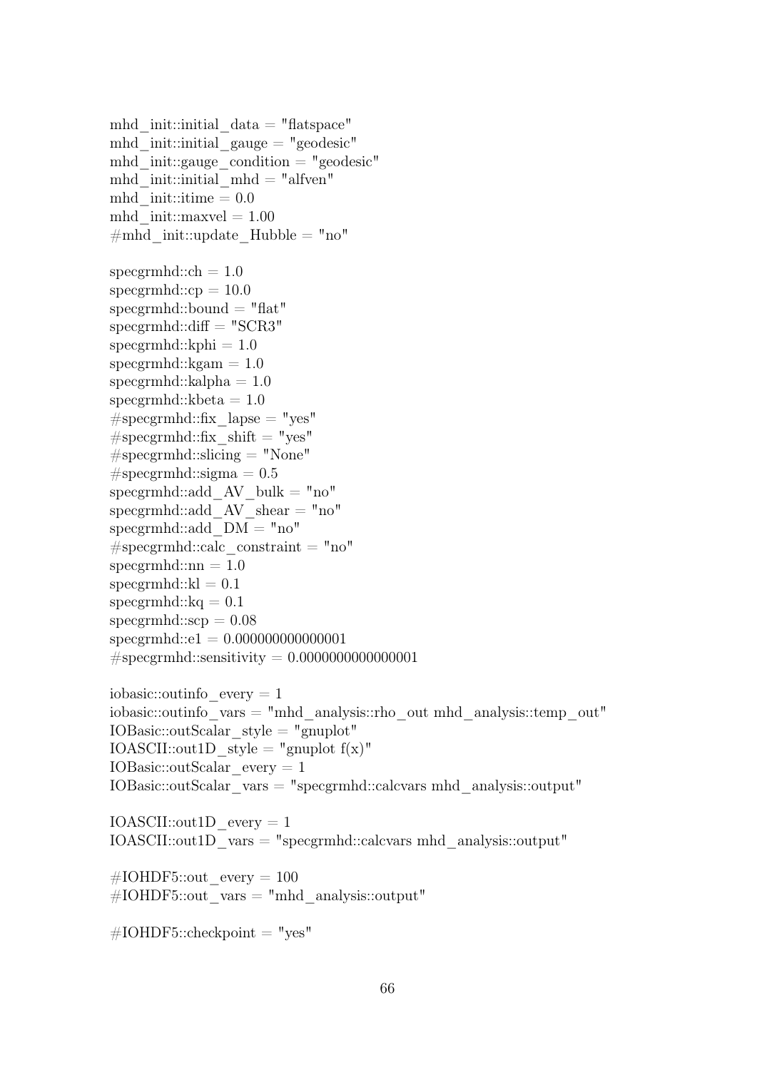```
mhd_init::initial_data = "flatspace"
mhd_init::initial_gauge = "geodesic"
mhd_init::gauge_condition = "geodesic"
mhd_init::initial_mhd = "alfven"
mhd_init::itime = 0.0
mhd_init::maxvel = 1.00
#mhd_init::update_Hubble = "no"

specgrmhd::ch = 1.0
specgrmhd::cp = 10.0
specgrmhd::bound = "flat"
specgrmhd::diff = "SCR3"
specgrmhd::kphi = 1.0
specgrmhd::kgam = 1.0
specgrmhd::kalpha = 1.0
specgrmhd::kbeta = 1.0
#specgrmhd::fix_lapse = "yes"
#specgrmhd::fix_shift = "yes"
#specgrmhd::slicing = "None"
#specgrmhd::sigma = 0.5
specgrmhd::add_AV_bulk = "no"
specgrmhd::add_AV_shear = "no"
specgrmhd::add_DM = "no"
#specgrmhd::calc_constraint = "no"
specgrmhd::nn = 1.0
specgrmhd::kl = 0.1
specgrmhd::kq = 0.1
specgrmhd::scp = 0.08
specgrmhd::e1 = 0.000000000000001
#specgrmhd::sensitivity = 0.0000000000000001

iobasic::outinfo_every = 1
iobasic::outinfo_vars = "mhd_analysis::rho_out mhd_analysis::temp_out"
IOBasic::outScalar_style = "gnuplot"
IOASCII::out1D_style = "gnuplot f(x)"
IOBasic::outScalar_every = 1
IOBasic::outScalar_vars = "specgrmhd::calcvars mhd_analysis::output"

IOASCII::out1D_every = 1
IOASCII::out1D_vars = "specgrmhd::calcvars mhd_analysis::output"

#IOHDF5::out_every = 100
#IOHDF5::out_vars = "mhd_analysis::output"

#IOHDF5::checkpoint = "yes"
```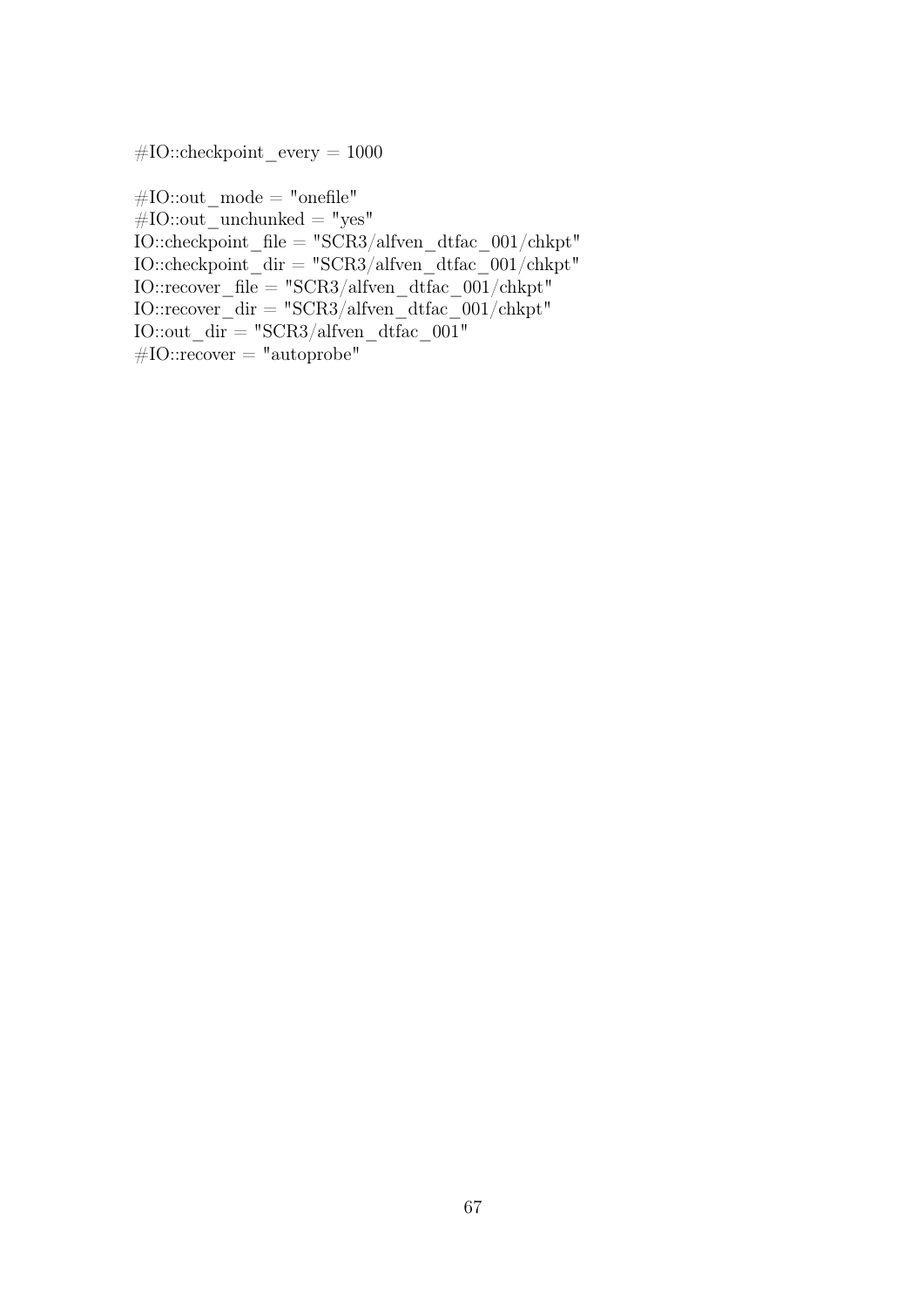```
#IO::checkpoint_every = 1000

#IO::out_mode = "onefile"
#IO::out_unchunked = "yes"
IO::checkpoint_file = "SCR3/alfven_dtfac_001/chkpt"
IO::checkpoint_dir = "SCR3/alfven_dtfac_001/chkpt"
IO::recover_file = "SCR3/alfven_dtfac_001/chkpt"
IO::recover_dir = "SCR3/alfven_dtfac_001/chkpt"
IO::out_dir = "SCR3/alfven_dtfac_001"
#IO::recover = "autoprobe"
```